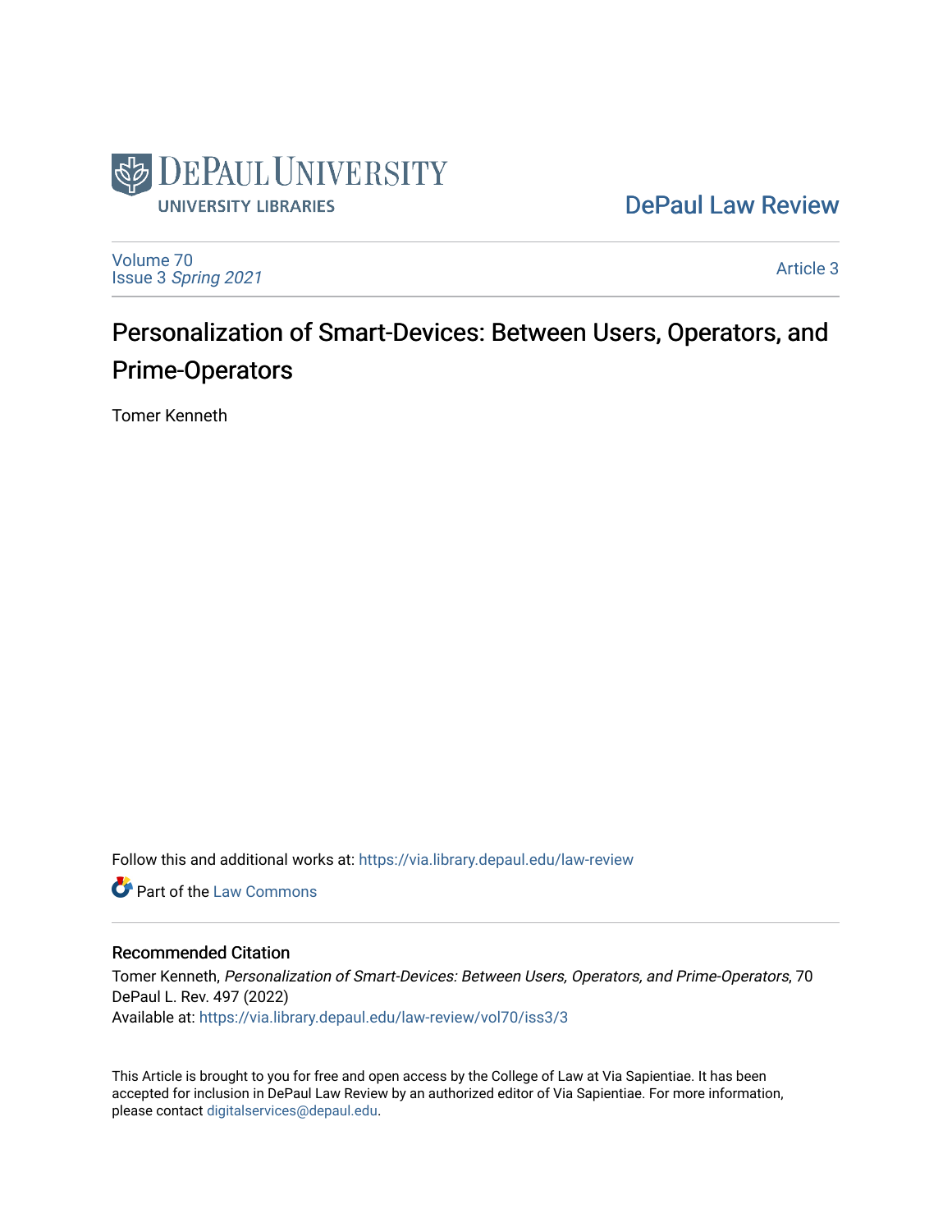DePaul University
UNIVERSITY LIBRARIES

DePaul Law Review

Volume 70
Issue 3 *Spring 2021*

Article 3

# Personalization of Smart-Devices: Between Users, Operators, and Prime-Operators

Tomer Kenneth

Follow this and additional works at: https://via.library.depaul.edu/law-review

Part of the Law Commons

## Recommended Citation

Tomer Kenneth, *Personalization of Smart-Devices: Between Users, Operators, and Prime-Operators*, 70 DePaul L. Rev. 497 (2022)
Available at: https://via.library.depaul.edu/law-review/vol70/iss3/3

This Article is brought to you for free and open access by the College of Law at Via Sapientiae. It has been accepted for inclusion in DePaul Law Review by an authorized editor of Via Sapientiae. For more information, please contact digitalservices@depaul.edu.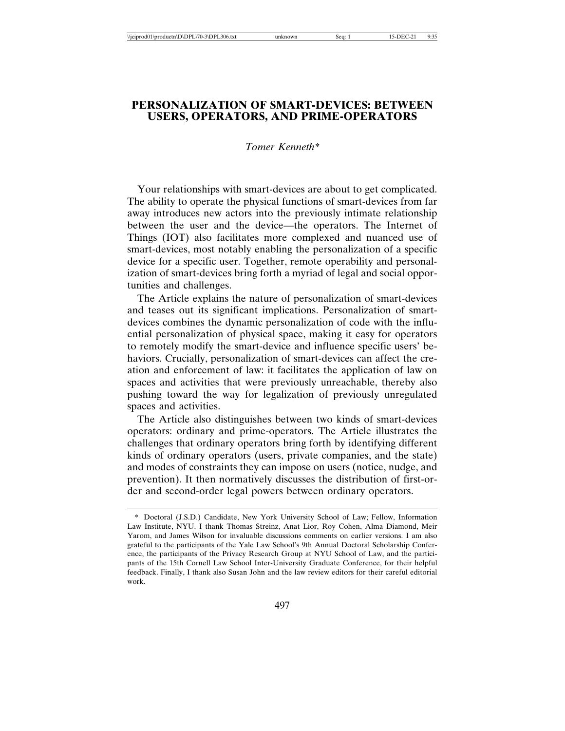# PERSONALIZATION OF SMART-DEVICES: BETWEEN USERS, OPERATORS, AND PRIME-OPERATORS

*Tomer Kenneth\**

Your relationships with smart-devices are about to get complicated. The ability to operate the physical functions of smart-devices from far away introduces new actors into the previously intimate relationship between the user and the device—the operators. The Internet of Things (IOT) also facilitates more complexed and nuanced use of smart-devices, most notably enabling the personalization of a specific device for a specific user. Together, remote operability and personalization of smart-devices bring forth a myriad of legal and social opportunities and challenges.

The Article explains the nature of personalization of smart-devices and teases out its significant implications. Personalization of smart-devices combines the dynamic personalization of code with the influential personalization of physical space, making it easy for operators to remotely modify the smart-device and influence specific users' behaviors. Crucially, personalization of smart-devices can affect the creation and enforcement of law: it facilitates the application of law on spaces and activities that were previously unreachable, thereby also pushing toward the way for legalization of previously unregulated spaces and activities.

The Article also distinguishes between two kinds of smart-devices operators: ordinary and prime-operators. The Article illustrates the challenges that ordinary operators bring forth by identifying different kinds of ordinary operators (users, private companies, and the state) and modes of constraints they can impose on users (notice, nudge, and prevention). It then normatively discusses the distribution of first-order and second-order legal powers between ordinary operators.

---

\* Doctoral (J.S.D.) Candidate, New York University School of Law; Fellow, Information Law Institute, NYU. I thank Thomas Streinz, Anat Lior, Roy Cohen, Alma Diamond, Meir Yarom, and James Wilson for invaluable discussions comments on earlier versions. I am also grateful to the participants of the Yale Law School's 9th Annual Doctoral Scholarship Conference, the participants of the Privacy Research Group at NYU School of Law, and the participants of the 15th Cornell Law School Inter-University Graduate Conference, for their helpful feedback. Finally, I thank also Susan John and the law review editors for their careful editorial work.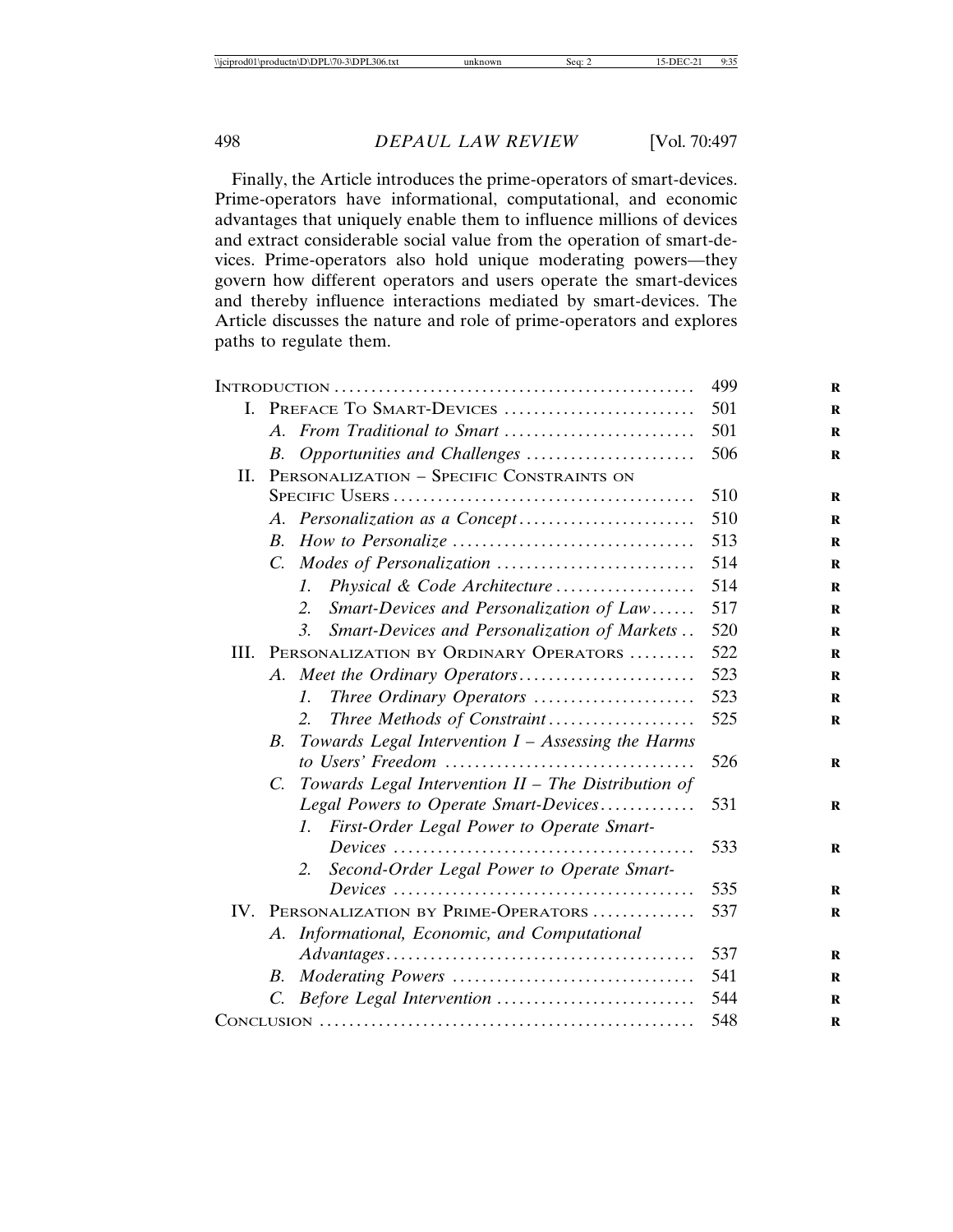Finally, the Article introduces the prime-operators of smart-devices. Prime-operators have informational, computational, and economic advantages that uniquely enable them to influence millions of devices and extract considerable social value from the operation of smart-devices. Prime-operators also hold unique moderating powers—they govern how different operators and users operate the smart-devices and thereby influence interactions mediated by smart-devices. The Article discusses the nature and role of prime-operators and explores paths to regulate them.

| | |
|---|---|
| INTRODUCTION | 499 |
| I. PREFACE TO SMART-DEVICES | 501 |
| A. *From Traditional to Smart* | 501 |
| B. *Opportunities and Challenges* | 506 |
| II. PERSONALIZATION – SPECIFIC CONSTRAINTS ON SPECIFIC USERS | 510 |
| A. *Personalization as a Concept* | 510 |
| B. *How to Personalize* | 513 |
| C. *Modes of Personalization* | 514 |
| 1. *Physical & Code Architecture* | 514 |
| 2. *Smart-Devices and Personalization of Law* | 517 |
| 3. *Smart-Devices and Personalization of Markets* | 520 |
| III. PERSONALIZATION BY ORDINARY OPERATORS | 522 |
| A. *Meet the Ordinary Operators* | 523 |
| 1. *Three Ordinary Operators* | 523 |
| 2. *Three Methods of Constraint* | 525 |
| B. *Towards Legal Intervention I – Assessing the Harms to Users' Freedom* | 526 |
| C. *Towards Legal Intervention II – The Distribution of Legal Powers to Operate Smart-Devices* | 531 |
| 1. *First-Order Legal Power to Operate Smart-Devices* | 533 |
| 2. *Second-Order Legal Power to Operate Smart-Devices* | 535 |
| IV. PERSONALIZATION BY PRIME-OPERATORS | 537 |
| A. *Informational, Economic, and Computational Advantages* | 537 |
| B. *Moderating Powers* | 541 |
| C. *Before Legal Intervention* | 544 |
| CONCLUSION | 548 |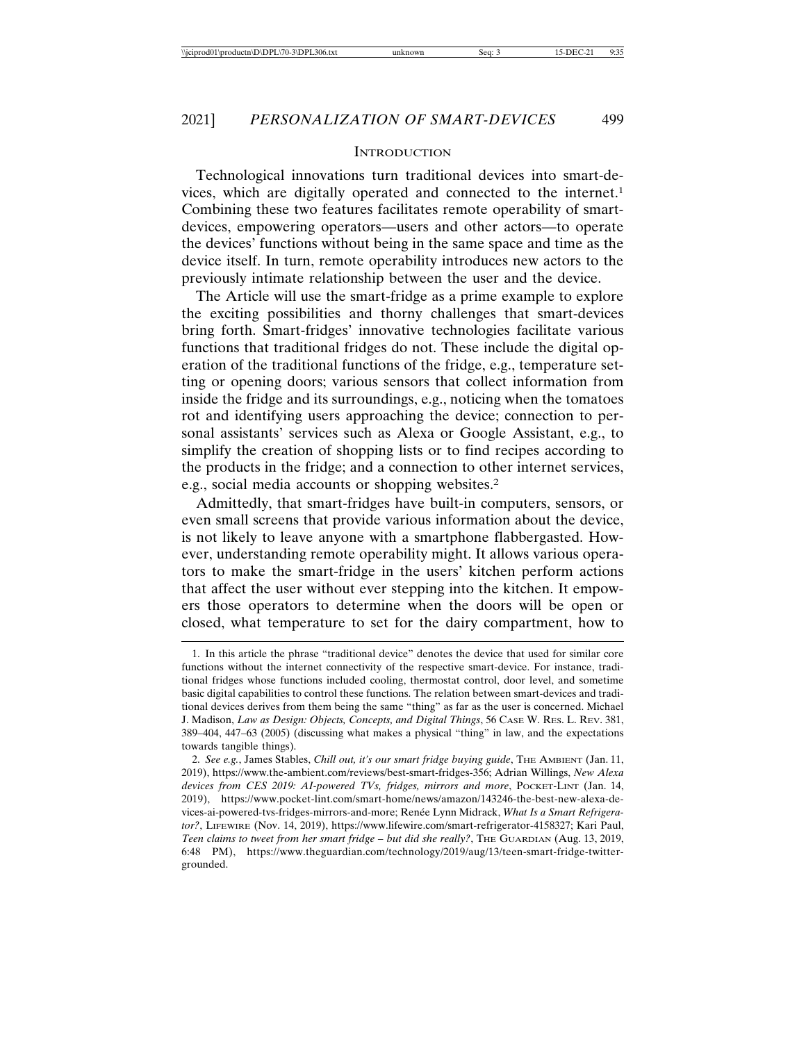## Introduction

Technological innovations turn traditional devices into smart-devices, which are digitally operated and connected to the internet.[1] Combining these two features facilitates remote operability of smart-devices, empowering operators—users and other actors—to operate the devices' functions without being in the same space and time as the device itself. In turn, remote operability introduces new actors to the previously intimate relationship between the user and the device.

The Article will use the smart-fridge as a prime example to explore the exciting possibilities and thorny challenges that smart-devices bring forth. Smart-fridges' innovative technologies facilitate various functions that traditional fridges do not. These include the digital operation of the traditional functions of the fridge, e.g., temperature setting or opening doors; various sensors that collect information from inside the fridge and its surroundings, e.g., noticing when the tomatoes rot and identifying users approaching the device; connection to personal assistants' services such as Alexa or Google Assistant, e.g., to simplify the creation of shopping lists or to find recipes according to the products in the fridge; and a connection to other internet services, e.g., social media accounts or shopping websites.[2]

Admittedly, that smart-fridges have built-in computers, sensors, or even small screens that provide various information about the device, is not likely to leave anyone with a smartphone flabbergasted. However, understanding remote operability might. It allows various operators to make the smart-fridge in the users' kitchen perform actions that affect the user without ever stepping into the kitchen. It empowers those operators to determine when the doors will be open or closed, what temperature to set for the dairy compartment, how to

---

1. In this article the phrase "traditional device" denotes the device that used for similar core functions without the internet connectivity of the respective smart-device. For instance, traditional fridges whose functions included cooling, thermostat control, door level, and sometime basic digital capabilities to control these functions. The relation between smart-devices and traditional devices derives from them being the same "thing" as far as the user is concerned. Michael J. Madison, *Law as Design: Objects, Concepts, and Digital Things*, 56 Case W. Res. L. Rev. 381, 389–404, 447–63 (2005) (discussing what makes a physical "thing" in law, and the expectations towards tangible things).

2. *See e.g.*, James Stables, *Chill out, it's our smart fridge buying guide*, The Ambient (Jan. 11, 2019), https://www.the-ambient.com/reviews/best-smart-fridges-356; Adrian Willings, *New Alexa devices from CES 2019: AI-powered TVs, fridges, mirrors and more*, Pocket-Lint (Jan. 14, 2019), https://www.pocket-lint.com/smart-home/news/amazon/143246-the-best-new-alexa-devices-ai-powered-tvs-fridges-mirrors-and-more; Renée Lynn Midrack, *What Is a Smart Refrigerator?*, Lifewire (Nov. 14, 2019), https://www.lifewire.com/smart-refrigerator-4158327; Kari Paul, *Teen claims to tweet from her smart fridge – but did she really?*, The Guardian (Aug. 13, 2019, 6:48 PM), https://www.theguardian.com/technology/2019/aug/13/teen-smart-fridge-twitter-grounded.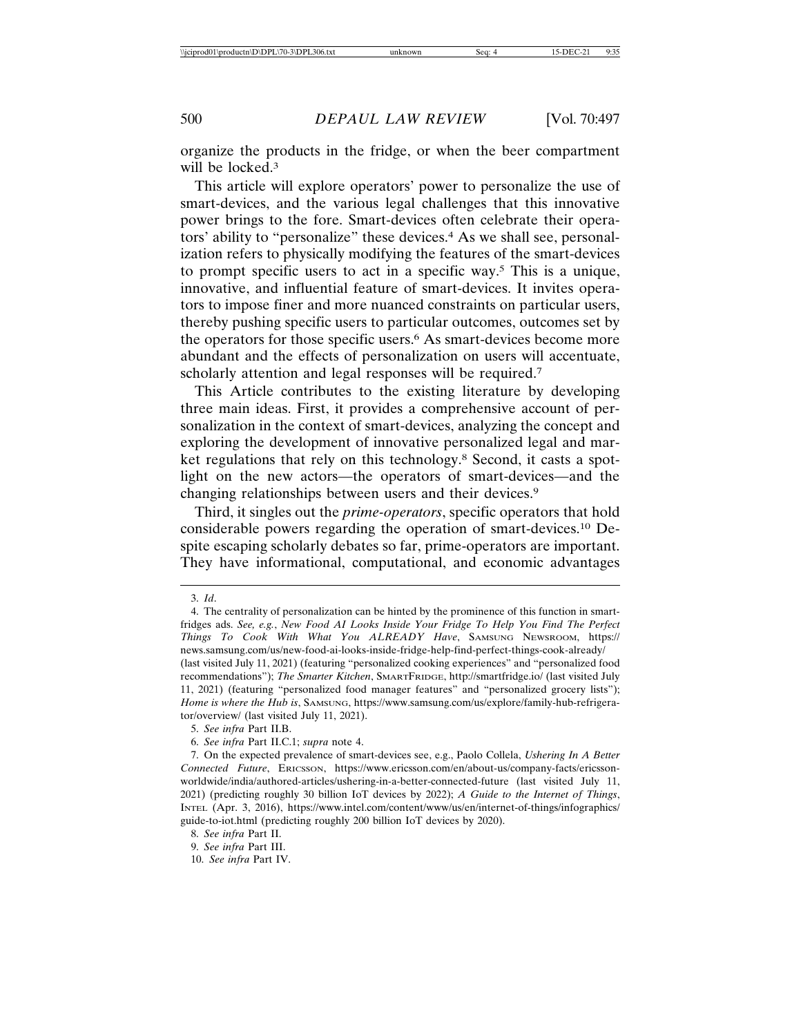organize the products in the fridge, or when the beer compartment will be locked.[3]

This article will explore operators' power to personalize the use of smart-devices, and the various legal challenges that this innovative power brings to the fore. Smart-devices often celebrate their operators' ability to "personalize" these devices.[4] As we shall see, personalization refers to physically modifying the features of the smart-devices to prompt specific users to act in a specific way.[5] This is a unique, innovative, and influential feature of smart-devices. It invites operators to impose finer and more nuanced constraints on particular users, thereby pushing specific users to particular outcomes, outcomes set by the operators for those specific users.[6] As smart-devices become more abundant and the effects of personalization on users will accentuate, scholarly attention and legal responses will be required.[7]

This Article contributes to the existing literature by developing three main ideas. First, it provides a comprehensive account of personalization in the context of smart-devices, analyzing the concept and exploring the development of innovative personalized legal and market regulations that rely on this technology.[8] Second, it casts a spotlight on the new actors—the operators of smart-devices—and the changing relationships between users and their devices.[9]

Third, it singles out the *prime-operators*, specific operators that hold considerable powers regarding the operation of smart-devices.[10] Despite escaping scholarly debates so far, prime-operators are important. They have informational, computational, and economic advantages

---

3. *Id*.

4. The centrality of personalization can be hinted by the prominence of this function in smart-fridges ads. *See, e.g.*, *New Food AI Looks Inside Your Fridge To Help You Find The Perfect Things To Cook With What You ALREADY Have*, SAMSUNG NEWSROOM, https://news.samsung.com/us/new-food-ai-looks-inside-fridge-help-find-perfect-things-cook-already/ (last visited July 11, 2021) (featuring "personalized cooking experiences" and "personalized food recommendations"); *The Smarter Kitchen*, SMARTFRIDGE, http://smartfridge.io/ (last visited July 11, 2021) (featuring "personalized food manager features" and "personalized grocery lists"); *Home is where the Hub is*, SAMSUNG, https://www.samsung.com/us/explore/family-hub-refrigerator/overview/ (last visited July 11, 2021).

5. *See infra* Part II.B.

6. *See infra* Part II.C.1; *supra* note 4.

7. On the expected prevalence of smart-devices see, e.g., Paolo Collela, *Ushering In A Better Connected Future*, ERICSSON, https://www.ericsson.com/en/about-us/company-facts/ericsson-worldwide/india/authored-articles/ushering-in-a-better-connected-future (last visited July 11, 2021) (predicting roughly 30 billion IoT devices by 2022); *A Guide to the Internet of Things*, INTEL (Apr. 3, 2016), https://www.intel.com/content/www/us/en/internet-of-things/infographics/guide-to-iot.html (predicting roughly 200 billion IoT devices by 2020).

8. *See infra* Part II.

9. *See infra* Part III.

10. *See infra* Part IV.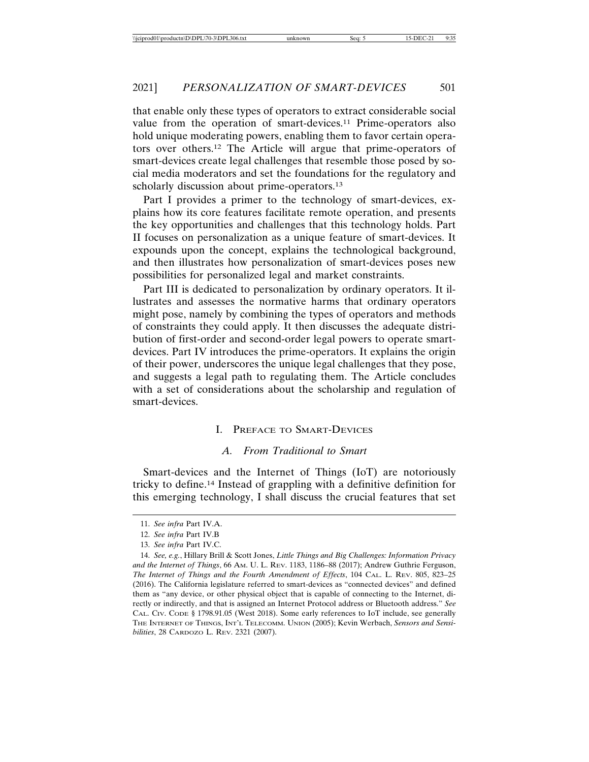that enable only these types of operators to extract considerable social value from the operation of smart-devices.[11] Prime-operators also hold unique moderating powers, enabling them to favor certain operators over others.[12] The Article will argue that prime-operators of smart-devices create legal challenges that resemble those posed by social media moderators and set the foundations for the regulatory and scholarly discussion about prime-operators.[13]

Part I provides a primer to the technology of smart-devices, explains how its core features facilitate remote operation, and presents the key opportunities and challenges that this technology holds. Part II focuses on personalization as a unique feature of smart-devices. It expounds upon the concept, explains the technological background, and then illustrates how personalization of smart-devices poses new possibilities for personalized legal and market constraints.

Part III is dedicated to personalization by ordinary operators. It illustrates and assesses the normative harms that ordinary operators might pose, namely by combining the types of operators and methods of constraints they could apply. It then discusses the adequate distribution of first-order and second-order legal powers to operate smart-devices. Part IV introduces the prime-operators. It explains the origin of their power, underscores the unique legal challenges that they pose, and suggests a legal path to regulating them. The Article concludes with a set of considerations about the scholarship and regulation of smart-devices.

## I. Preface to Smart-Devices

### *A. From Traditional to Smart*

Smart-devices and the Internet of Things (IoT) are notoriously tricky to define.[14] Instead of grappling with a definitive definition for this emerging technology, I shall discuss the crucial features that set

---

11. *See infra* Part IV.A.

12. *See infra* Part IV.B

13. *See infra* Part IV.C.

14. *See, e.g.*, Hillary Brill & Scott Jones, *Little Things and Big Challenges: Information Privacy and the Internet of Things*, 66 Am. U. L. Rev. 1183, 1186–88 (2017); Andrew Guthrie Ferguson, *The Internet of Things and the Fourth Amendment of Effects*, 104 Cal. L. Rev. 805, 823–25 (2016). The California legislature referred to smart-devices as "connected devices" and defined them as "any device, or other physical object that is capable of connecting to the Internet, directly or indirectly, and that is assigned an Internet Protocol address or Bluetooth address." *See* Cal. Civ. Code § 1798.91.05 (West 2018). Some early references to IoT include, see generally The Internet of Things, Int'l Telecomm. Union (2005); Kevin Werbach, *Sensors and Sensibilities*, 28 Cardozo L. Rev. 2321 (2007).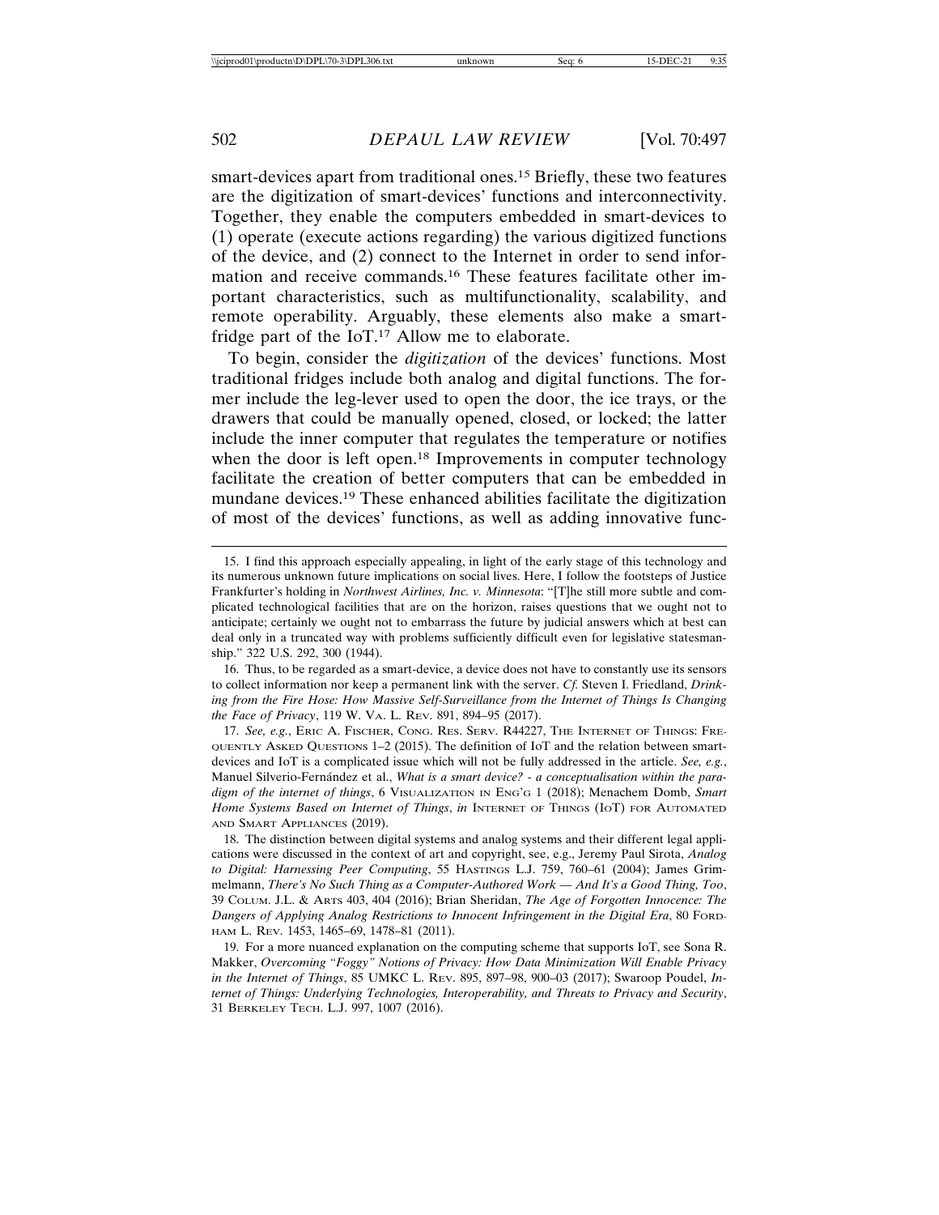smart-devices apart from traditional ones.[15] Briefly, these two features are the digitization of smart-devices' functions and interconnectivity. Together, they enable the computers embedded in smart-devices to (1) operate (execute actions regarding) the various digitized functions of the device, and (2) connect to the Internet in order to send information and receive commands.[16] These features facilitate other important characteristics, such as multifunctionality, scalability, and remote operability. Arguably, these elements also make a smart-fridge part of the IoT.[17] Allow me to elaborate.

To begin, consider the *digitization* of the devices' functions. Most traditional fridges include both analog and digital functions. The former include the leg-lever used to open the door, the ice trays, or the drawers that could be manually opened, closed, or locked; the latter include the inner computer that regulates the temperature or notifies when the door is left open.[18] Improvements in computer technology facilitate the creation of better computers that can be embedded in mundane devices.[19] These enhanced abilities facilitate the digitization of most of the devices' functions, as well as adding innovative func-

---

15. I find this approach especially appealing, in light of the early stage of this technology and its numerous unknown future implications on social lives. Here, I follow the footsteps of Justice Frankfurter's holding in *Northwest Airlines, Inc. v. Minnesota*: "[T]he still more subtle and complicated technological facilities that are on the horizon, raises questions that we ought not to anticipate; certainly we ought not to embarrass the future by judicial answers which at best can deal only in a truncated way with problems sufficiently difficult even for legislative statesmanship." 322 U.S. 292, 300 (1944).

16. Thus, to be regarded as a smart-device, a device does not have to constantly use its sensors to collect information nor keep a permanent link with the server. *Cf.* Steven I. Friedland, *Drinking from the Fire Hose: How Massive Self-Surveillance from the Internet of Things Is Changing the Face of Privacy*, 119 W. VA. L. REV. 891, 894–95 (2017).

17. *See, e.g.*, ERIC A. FISCHER, CONG. RES. SERV. R44227, THE INTERNET OF THINGS: FREQUENTLY ASKED QUESTIONS 1–2 (2015). The definition of IoT and the relation between smart-devices and IoT is a complicated issue which will not be fully addressed in the article. *See, e.g.*, Manuel Silverio-Fernández et al., *What is a smart device? - a conceptualisation within the paradigm of the internet of things*, 6 VISUALIZATION IN ENG'G 1 (2018); Menachem Domb, *Smart Home Systems Based on Internet of Things*, *in* INTERNET OF THINGS (IOT) FOR AUTOMATED AND SMART APPLIANCES (2019).

18. The distinction between digital systems and analog systems and their different legal applications were discussed in the context of art and copyright, see, e.g., Jeremy Paul Sirota, *Analog to Digital: Harnessing Peer Computing*, 55 HASTINGS L.J. 759, 760–61 (2004); James Grimmelmann, *There's No Such Thing as a Computer-Authored Work — And It's a Good Thing, Too*, 39 COLUM. J.L. & ARTS 403, 404 (2016); Brian Sheridan, *The Age of Forgotten Innocence: The Dangers of Applying Analog Restrictions to Innocent Infringement in the Digital Era*, 80 FORDHAM L. REV. 1453, 1465–69, 1478–81 (2011).

19. For a more nuanced explanation on the computing scheme that supports IoT, see Sona R. Makker, *Overcoming "Foggy" Notions of Privacy: How Data Minimization Will Enable Privacy in the Internet of Things*, 85 UMKC L. REV. 895, 897–98, 900–03 (2017); Swaroop Poudel, *Internet of Things: Underlying Technologies, Interoperability, and Threats to Privacy and Security*, 31 BERKELEY TECH. L.J. 997, 1007 (2016).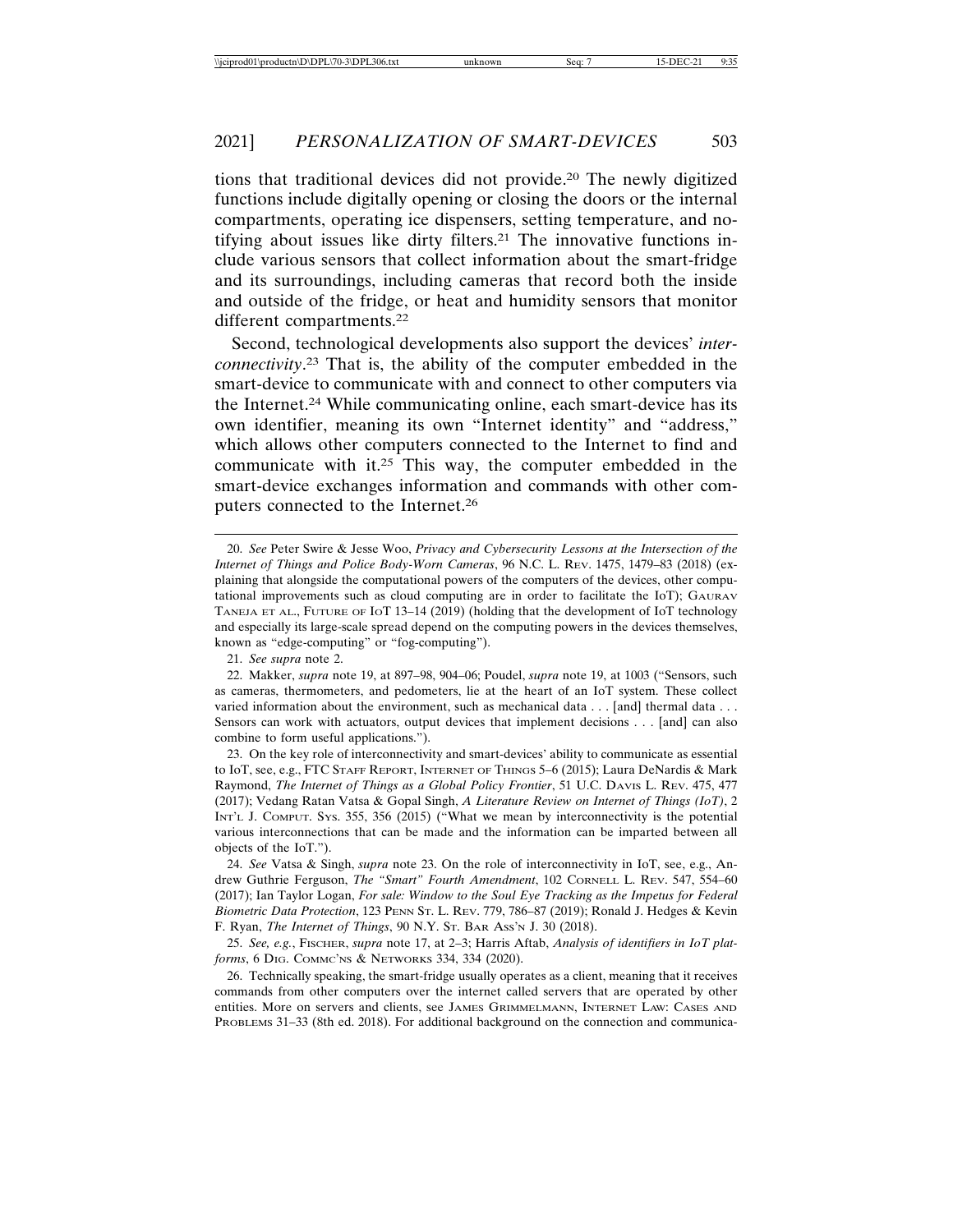tions that traditional devices did not provide.[20] The newly digitized functions include digitally opening or closing the doors or the internal compartments, operating ice dispensers, setting temperature, and notifying about issues like dirty filters.[21] The innovative functions include various sensors that collect information about the smart-fridge and its surroundings, including cameras that record both the inside and outside of the fridge, or heat and humidity sensors that monitor different compartments.[22]

Second, technological developments also support the devices' *interconnectivity*.[23] That is, the ability of the computer embedded in the smart-device to communicate with and connect to other computers via the Internet.[24] While communicating online, each smart-device has its own identifier, meaning its own "Internet identity" and "address," which allows other computers connected to the Internet to find and communicate with it.[25] This way, the computer embedded in the smart-device exchanges information and commands with other computers connected to the Internet.[26]

20. *See* Peter Swire & Jesse Woo, *Privacy and Cybersecurity Lessons at the Intersection of the Internet of Things and Police Body-Worn Cameras*, 96 N.C. L. REV. 1475, 1479–83 (2018) (explaining that alongside the computational powers of the computers of the devices, other computational improvements such as cloud computing are in order to facilitate the IoT); GAURAV TANEJA ET AL., FUTURE OF IOT 13–14 (2019) (holding that the development of IoT technology and especially its large-scale spread depend on the computing powers in the devices themselves, known as "edge-computing" or "fog-computing").

21. *See supra* note 2.

22. Makker, *supra* note 19, at 897–98, 904–06; Poudel, *supra* note 19, at 1003 ("Sensors, such as cameras, thermometers, and pedometers, lie at the heart of an IoT system. These collect varied information about the environment, such as mechanical data . . . [and] thermal data . . . Sensors can work with actuators, output devices that implement decisions . . . [and] can also combine to form useful applications.").

23. On the key role of interconnectivity and smart-devices' ability to communicate as essential to IoT, see, e.g., FTC STAFF REPORT, INTERNET OF THINGS 5–6 (2015); Laura DeNardis & Mark Raymond, *The Internet of Things as a Global Policy Frontier*, 51 U.C. DAVIS L. REV. 475, 477 (2017); Vedang Ratan Vatsa & Gopal Singh, *A Literature Review on Internet of Things (IoT)*, 2 INT'L J. COMPUT. SYS. 355, 356 (2015) ("What we mean by interconnectivity is the potential various interconnections that can be made and the information can be imparted between all objects of the IoT.").

24. *See* Vatsa & Singh, *supra* note 23. On the role of interconnectivity in IoT, see, e.g., Andrew Guthrie Ferguson, *The "Smart" Fourth Amendment*, 102 CORNELL L. REV. 547, 554–60 (2017); Ian Taylor Logan, *For sale: Window to the Soul Eye Tracking as the Impetus for Federal Biometric Data Protection*, 123 PENN ST. L. REV. 779, 786–87 (2019); Ronald J. Hedges & Kevin F. Ryan, *The Internet of Things*, 90 N.Y. ST. BAR ASS'N J. 30 (2018).

25. *See, e.g.*, FISCHER, *supra* note 17, at 2–3; Harris Aftab, *Analysis of identifiers in IoT platforms*, 6 DIG. COMMC'NS & NETWORKS 334, 334 (2020).

26. Technically speaking, the smart-fridge usually operates as a client, meaning that it receives commands from other computers over the internet called servers that are operated by other entities. More on servers and clients, see JAMES GRIMMELMANN, INTERNET LAW: CASES AND PROBLEMS 31–33 (8th ed. 2018). For additional background on the connection and communica-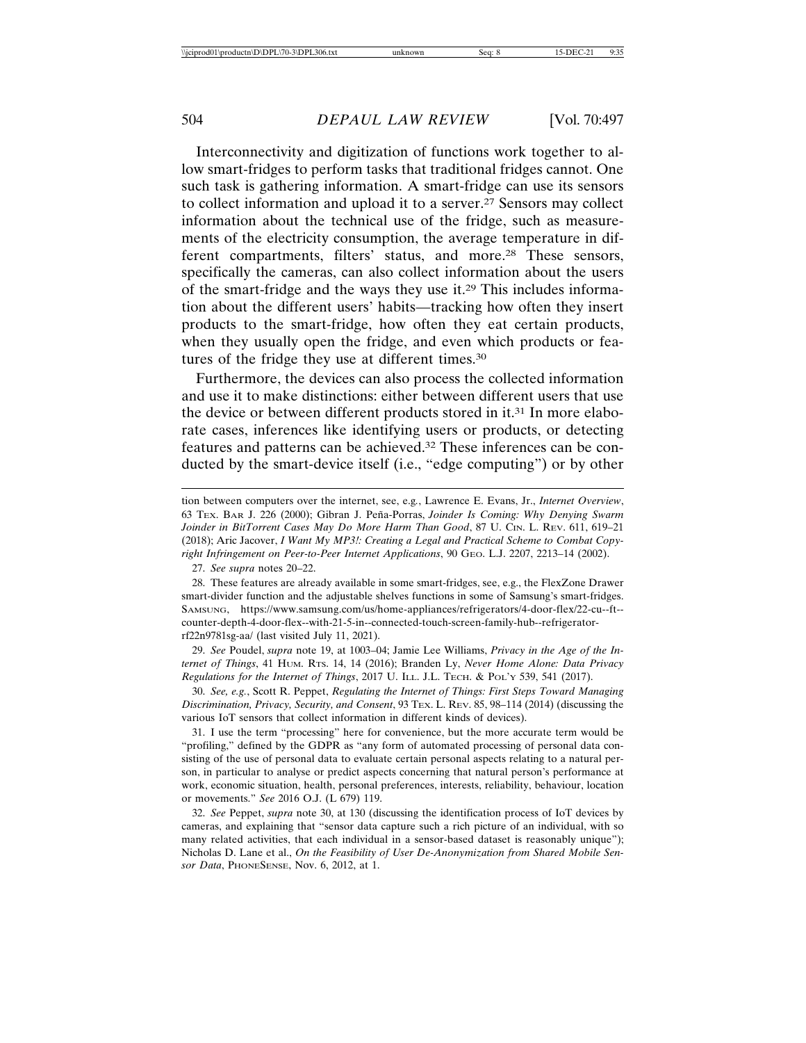Interconnectivity and digitization of functions work together to allow smart-fridges to perform tasks that traditional fridges cannot. One such task is gathering information. A smart-fridge can use its sensors to collect information and upload it to a server.[27] Sensors may collect information about the technical use of the fridge, such as measurements of the electricity consumption, the average temperature in different compartments, filters' status, and more.[28] These sensors, specifically the cameras, can also collect information about the users of the smart-fridge and the ways they use it.[29] This includes information about the different users' habits—tracking how often they insert products to the smart-fridge, how often they eat certain products, when they usually open the fridge, and even which products or features of the fridge they use at different times.[30]

Furthermore, the devices can also process the collected information and use it to make distinctions: either between different users that use the device or between different products stored in it.[31] In more elaborate cases, inferences like identifying users or products, or detecting features and patterns can be achieved.[32] These inferences can be conducted by the smart-device itself (i.e., "edge computing") or by other

---

tion between computers over the internet, see, e.g., Lawrence E. Evans, Jr., *Internet Overview*, 63 TEX. BAR J. 226 (2000); Gibran J. Peña-Porras, *Joinder Is Coming: Why Denying Swarm Joinder in BitTorrent Cases May Do More Harm Than Good*, 87 U. CIN. L. REV. 611, 619–21 (2018); Aric Jacover, *I Want My MP3!: Creating a Legal and Practical Scheme to Combat Copyright Infringement on Peer-to-Peer Internet Applications*, 90 GEO. L.J. 2207, 2213–14 (2002).

27. *See supra* notes 20–22.

28. These features are already available in some smart-fridges, see, e.g., the FlexZone Drawer smart-divider function and the adjustable shelves functions in some of Samsung's smart-fridges. SAMSUNG, https://www.samsung.com/us/home-appliances/refrigerators/4-door-flex/22-cu--ft--counter-depth-4-door-flex--with-21-5-in--connected-touch-screen-family-hub--refrigerator-rf22n9781sg-aa/ (last visited July 11, 2021).

29. *See* Poudel, *supra* note 19, at 1003–04; Jamie Lee Williams, *Privacy in the Age of the Internet of Things*, 41 HUM. RTS. 14, 14 (2016); Branden Ly, *Never Home Alone: Data Privacy Regulations for the Internet of Things*, 2017 U. ILL. J.L. TECH. & POL'Y 539, 541 (2017).

30. *See, e.g.*, Scott R. Peppet, *Regulating the Internet of Things: First Steps Toward Managing Discrimination, Privacy, Security, and Consent*, 93 TEX. L. REV. 85, 98–114 (2014) (discussing the various IoT sensors that collect information in different kinds of devices).

31. I use the term "processing" here for convenience, but the more accurate term would be "profiling," defined by the GDPR as "any form of automated processing of personal data consisting of the use of personal data to evaluate certain personal aspects relating to a natural person, in particular to analyse or predict aspects concerning that natural person's performance at work, economic situation, health, personal preferences, interests, reliability, behaviour, location or movements." *See* 2016 O.J. (L 679) 119.

32. *See* Peppet, *supra* note 30, at 130 (discussing the identification process of IoT devices by cameras, and explaining that "sensor data capture such a rich picture of an individual, with so many related activities, that each individual in a sensor-based dataset is reasonably unique"); Nicholas D. Lane et al., *On the Feasibility of User De-Anonymization from Shared Mobile Sensor Data*, PHONESENSE, Nov. 6, 2012, at 1.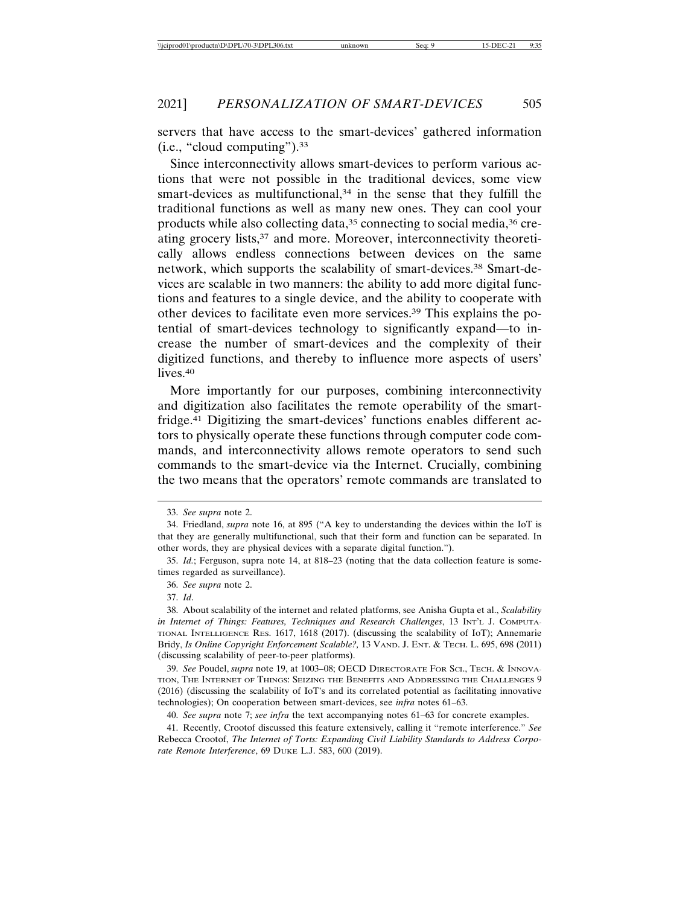servers that have access to the smart-devices' gathered information (i.e., "cloud computing").[33]

Since interconnectivity allows smart-devices to perform various actions that were not possible in the traditional devices, some view smart-devices as multifunctional,[34] in the sense that they fulfill the traditional functions as well as many new ones. They can cool your products while also collecting data,[35] connecting to social media,[36] creating grocery lists,[37] and more. Moreover, interconnectivity theoretically allows endless connections between devices on the same network, which supports the scalability of smart-devices.[38] Smart-devices are scalable in two manners: the ability to add more digital functions and features to a single device, and the ability to cooperate with other devices to facilitate even more services.[39] This explains the potential of smart-devices technology to significantly expand—to increase the number of smart-devices and the complexity of their digitized functions, and thereby to influence more aspects of users' lives.[40]

More importantly for our purposes, combining interconnectivity and digitization also facilitates the remote operability of the smart-fridge.[41] Digitizing the smart-devices' functions enables different actors to physically operate these functions through computer code commands, and interconnectivity allows remote operators to send such commands to the smart-device via the Internet. Crucially, combining the two means that the operators' remote commands are translated to

---

33. *See supra* note 2.

34. Friedland, *supra* note 16, at 895 ("A key to understanding the devices within the IoT is that they are generally multifunctional, such that their form and function can be separated. In other words, they are physical devices with a separate digital function.").

35. *Id.*; Ferguson, supra note 14, at 818–23 (noting that the data collection feature is sometimes regarded as surveillance).

36. *See supra* note 2.

37. *Id*.

38. About scalability of the internet and related platforms, see Anisha Gupta et al., *Scalability in Internet of Things: Features, Techniques and Research Challenges*, 13 INT'L J. COMPUTATIONAL INTELLIGENCE RES. 1617, 1618 (2017). (discussing the scalability of IoT); Annemarie Bridy, *Is Online Copyright Enforcement Scalable?,* 13 VAND. J. ENT. & TECH. L. 695, 698 (2011) (discussing scalability of peer-to-peer platforms).

39. *See* Poudel, *supra* note 19, at 1003–08; OECD DIRECTORATE FOR SCI., TECH. & INNOVATION, THE INTERNET OF THINGS: SEIZING THE BENEFITS AND ADDRESSING THE CHALLENGES 9 (2016) (discussing the scalability of IoT's and its correlated potential as facilitating innovative technologies); On cooperation between smart-devices, see *infra* notes 61–63.

40. *See supra* note 7; *see infra* the text accompanying notes 61–63 for concrete examples.

41. Recently, Crootof discussed this feature extensively, calling it "remote interference." *See* Rebecca Crootof, *The Internet of Torts: Expanding Civil Liability Standards to Address Corporate Remote Interference*, 69 DUKE L.J. 583, 600 (2019).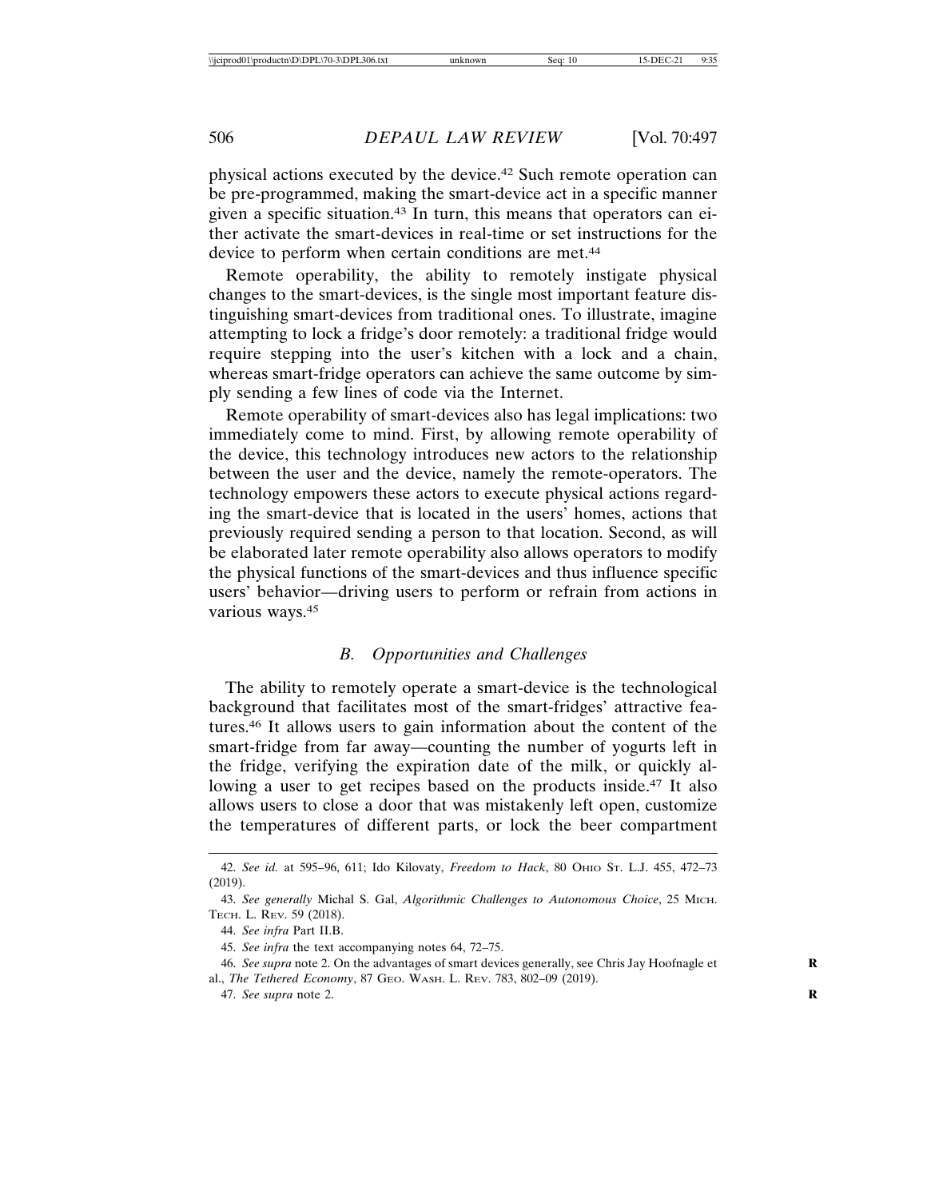physical actions executed by the device.[42] Such remote operation can be pre-programmed, making the smart-device act in a specific manner given a specific situation.[43] In turn, this means that operators can either activate the smart-devices in real-time or set instructions for the device to perform when certain conditions are met.[44]

Remote operability, the ability to remotely instigate physical changes to the smart-devices, is the single most important feature distinguishing smart-devices from traditional ones. To illustrate, imagine attempting to lock a fridge's door remotely: a traditional fridge would require stepping into the user's kitchen with a lock and a chain, whereas smart-fridge operators can achieve the same outcome by simply sending a few lines of code via the Internet.

Remote operability of smart-devices also has legal implications: two immediately come to mind. First, by allowing remote operability of the device, this technology introduces new actors to the relationship between the user and the device, namely the remote-operators. The technology empowers these actors to execute physical actions regarding the smart-device that is located in the users' homes, actions that previously required sending a person to that location. Second, as will be elaborated later remote operability also allows operators to modify the physical functions of the smart-devices and thus influence specific users' behavior—driving users to perform or refrain from actions in various ways.[45]

### *B. Opportunities and Challenges*

The ability to remotely operate a smart-device is the technological background that facilitates most of the smart-fridges' attractive features.[46] It allows users to gain information about the content of the smart-fridge from far away—counting the number of yogurts left in the fridge, verifying the expiration date of the milk, or quickly allowing a user to get recipes based on the products inside.[47] It also allows users to close a door that was mistakenly left open, customize the temperatures of different parts, or lock the beer compartment

---

42. *See id.* at 595–96, 611; Ido Kilovaty, *Freedom to Hack*, 80 Ohio St. L.J. 455, 472–73 (2019).

43. *See generally* Michal S. Gal, *Algorithmic Challenges to Autonomous Choice*, 25 Mich. Tech. L. Rev. 59 (2018).

44. *See infra* Part II.B.

45. *See infra* the text accompanying notes 64, 72–75.

46. *See supra* note 2. On the advantages of smart devices generally, see Chris Jay Hoofnagle et al., *The Tethered Economy*, 87 Geo. Wash. L. Rev. 783, 802–09 (2019).

47. *See supra* note 2.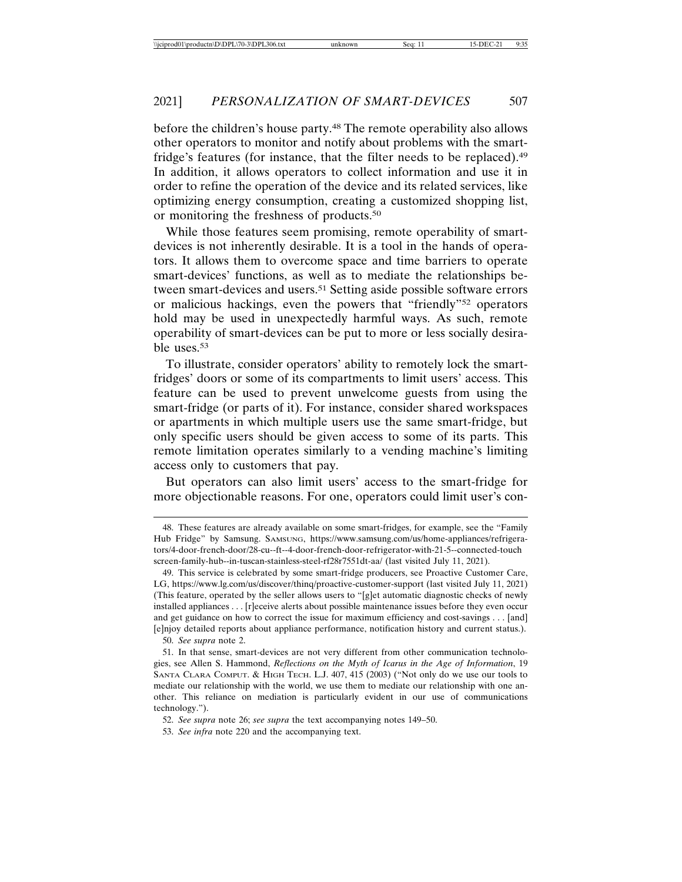before the children's house party.[48] The remote operability also allows other operators to monitor and notify about problems with the smart-fridge's features (for instance, that the filter needs to be replaced).[49] In addition, it allows operators to collect information and use it in order to refine the operation of the device and its related services, like optimizing energy consumption, creating a customized shopping list, or monitoring the freshness of products.[50]

While those features seem promising, remote operability of smart-devices is not inherently desirable. It is a tool in the hands of operators. It allows them to overcome space and time barriers to operate smart-devices' functions, as well as to mediate the relationships between smart-devices and users.[51] Setting aside possible software errors or malicious hackings, even the powers that "friendly"[52] operators hold may be used in unexpectedly harmful ways. As such, remote operability of smart-devices can be put to more or less socially desirable uses.[53]

To illustrate, consider operators' ability to remotely lock the smart-fridges' doors or some of its compartments to limit users' access. This feature can be used to prevent unwelcome guests from using the smart-fridge (or parts of it). For instance, consider shared workspaces or apartments in which multiple users use the same smart-fridge, but only specific users should be given access to some of its parts. This remote limitation operates similarly to a vending machine's limiting access only to customers that pay.

But operators can also limit users' access to the smart-fridge for more objectionable reasons. For one, operators could limit user's con-

---

48. These features are already available on some smart-fridges, for example, see the "Family Hub Fridge" by Samsung. SAMSUNG, https://www.samsung.com/us/home-appliances/refrigerators/4-door-french-door/28-cu--ft--4-door-french-door-refrigerator-with-21-5--connected-touch screen-family-hub--in-tuscan-stainless-steel-rf28r7551dt-aa/ (last visited July 11, 2021).

49. This service is celebrated by some smart-fridge producers, see Proactive Customer Care, LG, https://www.lg.com/us/discover/thinq/proactive-customer-support (last visited July 11, 2021) (This feature, operated by the seller allows users to "[g]et automatic diagnostic checks of newly installed appliances . . . [r]eceive alerts about possible maintenance issues before they even occur and get guidance on how to correct the issue for maximum efficiency and cost-savings . . . [and] [e]njoy detailed reports about appliance performance, notification history and current status.).

50. *See supra* note 2.

51. In that sense, smart-devices are not very different from other communication technologies, see Allen S. Hammond, *Reflections on the Myth of Icarus in the Age of Information*, 19 SANTA CLARA COMPUT. & HIGH TECH. L.J. 407, 415 (2003) ("Not only do we use our tools to mediate our relationship with the world, we use them to mediate our relationship with one another. This reliance on mediation is particularly evident in our use of communications technology.").

52. *See supra* note 26; *see supra* the text accompanying notes 149–50.

53. *See infra* note 220 and the accompanying text.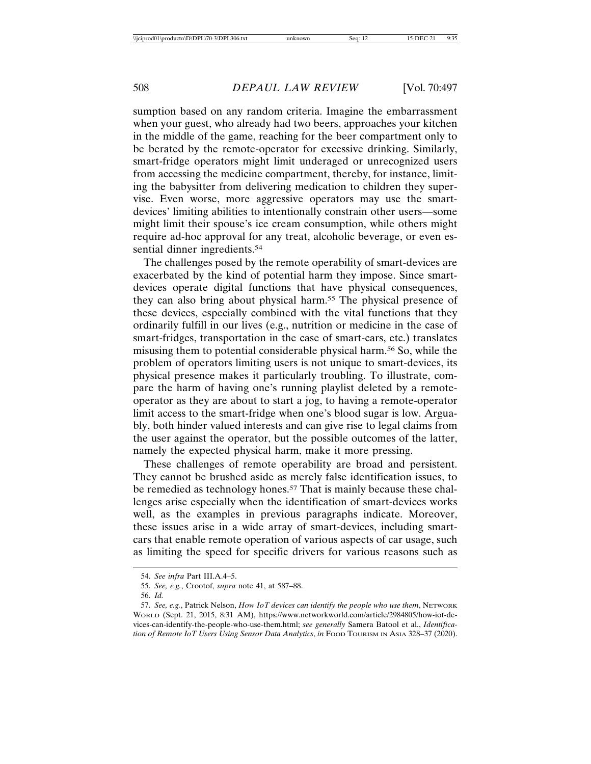sumption based on any random criteria. Imagine the embarrassment when your guest, who already had two beers, approaches your kitchen in the middle of the game, reaching for the beer compartment only to be berated by the remote-operator for excessive drinking. Similarly, smart-fridge operators might limit underaged or unrecognized users from accessing the medicine compartment, thereby, for instance, limiting the babysitter from delivering medication to children they supervise. Even worse, more aggressive operators may use the smart-devices' limiting abilities to intentionally constrain other users—some might limit their spouse's ice cream consumption, while others might require ad-hoc approval for any treat, alcoholic beverage, or even essential dinner ingredients.[54]

The challenges posed by the remote operability of smart-devices are exacerbated by the kind of potential harm they impose. Since smart-devices operate digital functions that have physical consequences, they can also bring about physical harm.[55] The physical presence of these devices, especially combined with the vital functions that they ordinarily fulfill in our lives (e.g., nutrition or medicine in the case of smart-fridges, transportation in the case of smart-cars, etc.) translates misusing them to potential considerable physical harm.[56] So, while the problem of operators limiting users is not unique to smart-devices, its physical presence makes it particularly troubling. To illustrate, compare the harm of having one's running playlist deleted by a remote-operator as they are about to start a jog, to having a remote-operator limit access to the smart-fridge when one's blood sugar is low. Arguably, both hinder valued interests and can give rise to legal claims from the user against the operator, but the possible outcomes of the latter, namely the expected physical harm, make it more pressing.

These challenges of remote operability are broad and persistent. They cannot be brushed aside as merely false identification issues, to be remedied as technology hones.[57] That is mainly because these challenges arise especially when the identification of smart-devices works well, as the examples in previous paragraphs indicate. Moreover, these issues arise in a wide array of smart-devices, including smart-cars that enable remote operation of various aspects of car usage, such as limiting the speed for specific drivers for various reasons such as

---

54. *See infra* Part III.A.4–5.

55. *See, e.g.*, Crootof, *supra* note 41, at 587–88.

56. *Id.*

57. *See, e.g.*, Patrick Nelson, *How IoT devices can identify the people who use them*, NETWORK WORLD (Sept. 21, 2015, 8:31 AM), https://www.networkworld.com/article/2984805/how-iot-devices-can-identify-the-people-who-use-them.html; *see generally* Samera Batool et al., *Identification of Remote IoT Users Using Sensor Data Analytics*, *in* FOOD TOURISM IN ASIA 328–37 (2020).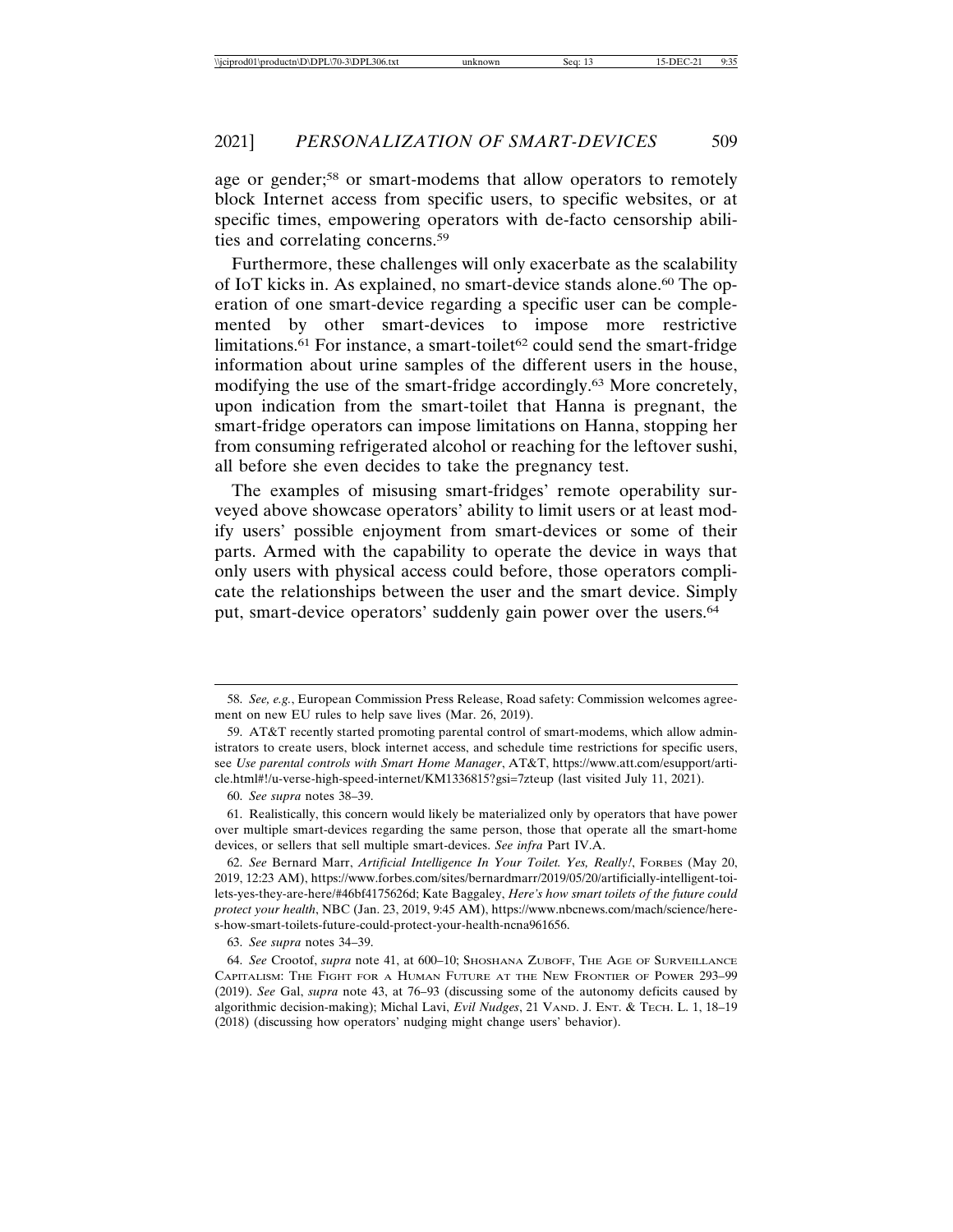age or gender;[58] or smart-modems that allow operators to remotely block Internet access from specific users, to specific websites, or at specific times, empowering operators with de-facto censorship abilities and correlating concerns.[59]

Furthermore, these challenges will only exacerbate as the scalability of IoT kicks in. As explained, no smart-device stands alone.[60] The operation of one smart-device regarding a specific user can be complemented by other smart-devices to impose more restrictive limitations.[61] For instance, a smart-toilet[62] could send the smart-fridge information about urine samples of the different users in the house, modifying the use of the smart-fridge accordingly.[63] More concretely, upon indication from the smart-toilet that Hanna is pregnant, the smart-fridge operators can impose limitations on Hanna, stopping her from consuming refrigerated alcohol or reaching for the leftover sushi, all before she even decides to take the pregnancy test.

The examples of misusing smart-fridges' remote operability surveyed above showcase operators' ability to limit users or at least modify users' possible enjoyment from smart-devices or some of their parts. Armed with the capability to operate the device in ways that only users with physical access could before, those operators complicate the relationships between the user and the smart device. Simply put, smart-device operators' suddenly gain power over the users.[64]

---

58. *See, e.g.*, European Commission Press Release, Road safety: Commission welcomes agreement on new EU rules to help save lives (Mar. 26, 2019).

59. AT&T recently started promoting parental control of smart-modems, which allow administrators to create users, block internet access, and schedule time restrictions for specific users, see *Use parental controls with Smart Home Manager*, AT&T, https://www.att.com/esupport/article.html#!/u-verse-high-speed-internet/KM1336815?gsi=7zteup (last visited July 11, 2021).

60. *See supra* notes 38–39.

61. Realistically, this concern would likely be materialized only by operators that have power over multiple smart-devices regarding the same person, those that operate all the smart-home devices, or sellers that sell multiple smart-devices. *See infra* Part IV.A.

62. *See* Bernard Marr, *Artificial Intelligence In Your Toilet. Yes, Really!*, FORBES (May 20, 2019, 12:23 AM), https://www.forbes.com/sites/bernardmarr/2019/05/20/artificially-intelligent-toilets-yes-they-are-here/#46bf4175626d; Kate Baggaley, *Here's how smart toilets of the future could protect your health*, NBC (Jan. 23, 2019, 9:45 AM), https://www.nbcnews.com/mach/science/here-s-how-smart-toilets-future-could-protect-your-health-ncna961656.

63. *See supra* notes 34–39.

64. *See* Crootof, *supra* note 41, at 600–10; SHOSHANA ZUBOFF, THE AGE OF SURVEILLANCE CAPITALISM: THE FIGHT FOR A HUMAN FUTURE AT THE NEW FRONTIER OF POWER 293–99 (2019). *See* Gal, *supra* note 43, at 76–93 (discussing some of the autonomy deficits caused by algorithmic decision-making); Michal Lavi, *Evil Nudges*, 21 VAND. J. ENT. & TECH. L. 1, 18–19 (2018) (discussing how operators' nudging might change users' behavior).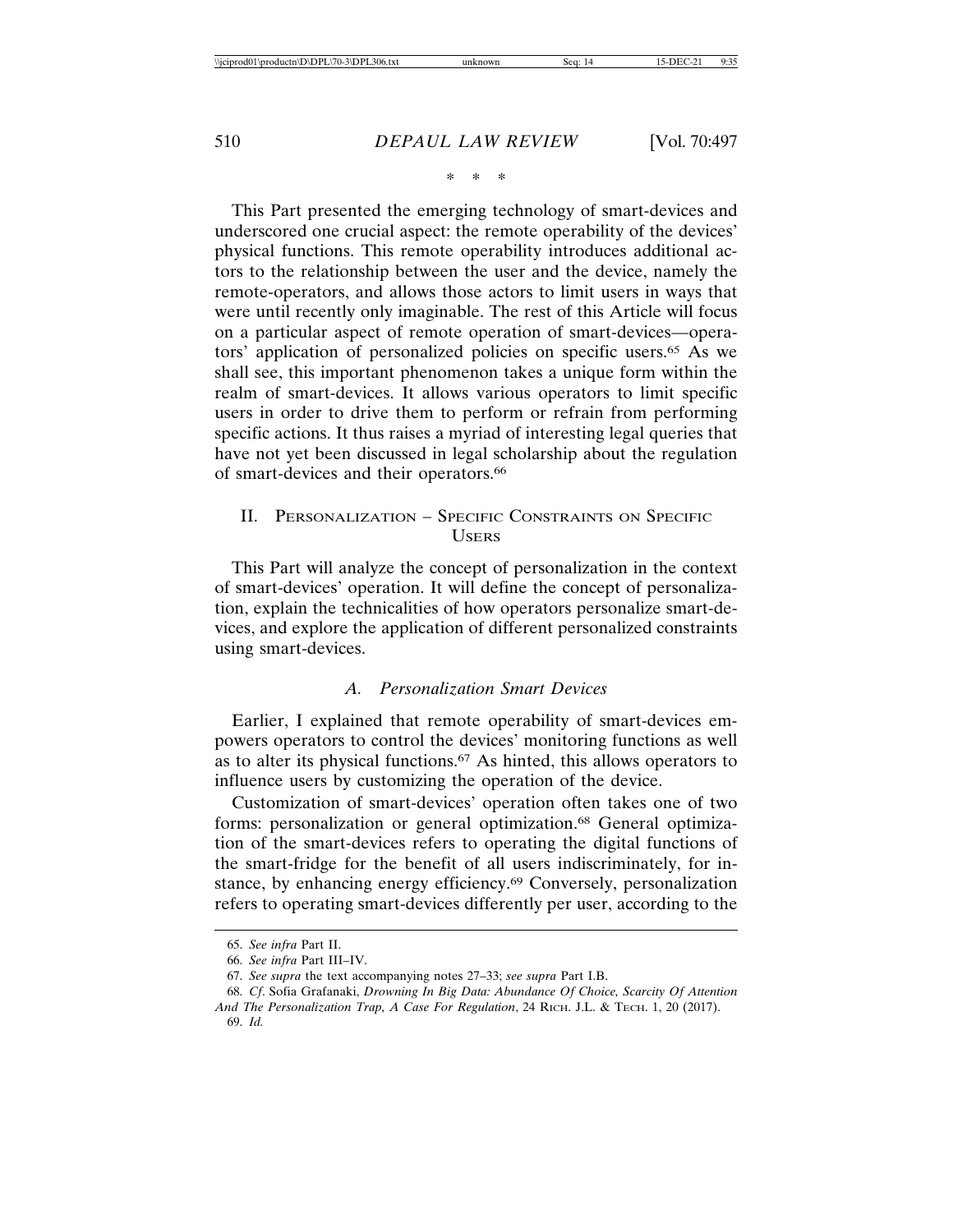\* \* \*

This Part presented the emerging technology of smart-devices and underscored one crucial aspect: the remote operability of the devices' physical functions. This remote operability introduces additional actors to the relationship between the user and the device, namely the remote-operators, and allows those actors to limit users in ways that were until recently only imaginable. The rest of this Article will focus on a particular aspect of remote operation of smart-devices—operators' application of personalized policies on specific users.[65] As we shall see, this important phenomenon takes a unique form within the realm of smart-devices. It allows various operators to limit specific users in order to drive them to perform or refrain from performing specific actions. It thus raises a myriad of interesting legal queries that have not yet been discussed in legal scholarship about the regulation of smart-devices and their operators.[66]

## II. Personalization – Specific Constraints on Specific Users

This Part will analyze the concept of personalization in the context of smart-devices' operation. It will define the concept of personalization, explain the technicalities of how operators personalize smart-devices, and explore the application of different personalized constraints using smart-devices.

### A. *Personalization Smart Devices*

Earlier, I explained that remote operability of smart-devices empowers operators to control the devices' monitoring functions as well as to alter its physical functions.[67] As hinted, this allows operators to influence users by customizing the operation of the device.

Customization of smart-devices' operation often takes one of two forms: personalization or general optimization.[68] General optimization of the smart-devices refers to operating the digital functions of the smart-fridge for the benefit of all users indiscriminately, for instance, by enhancing energy efficiency.[69] Conversely, personalization refers to operating smart-devices differently per user, according to the

65. *See infra* Part II.

66. *See infra* Part III–IV.

67. *See supra* the text accompanying notes 27–33; *see supra* Part I.B.

68. *Cf*. Sofia Grafanaki, *Drowning In Big Data: Abundance Of Choice, Scarcity Of Attention And The Personalization Trap, A Case For Regulation*, 24 Rich. J.L. & Tech. 1, 20 (2017).

69. *Id.*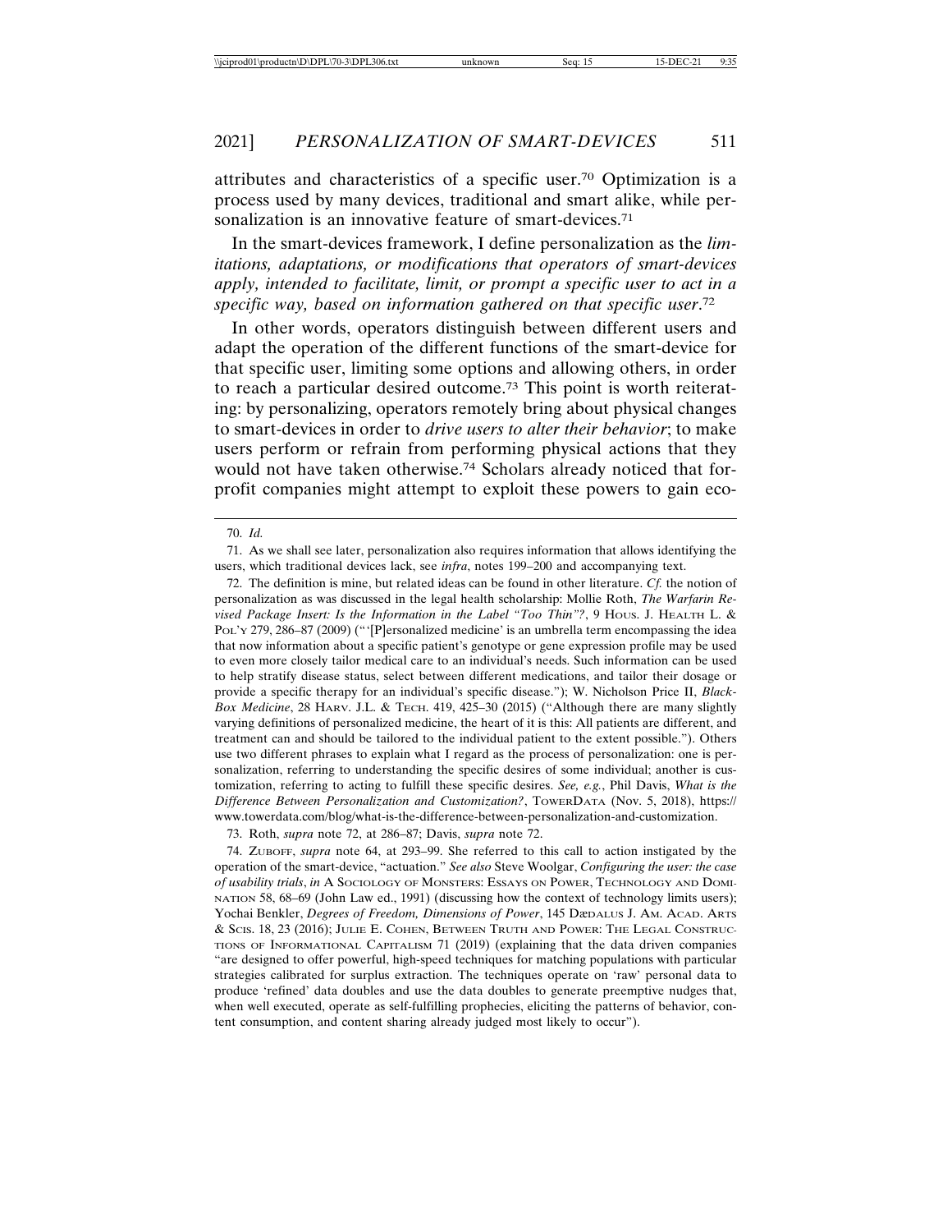attributes and characteristics of a specific user.[70] Optimization is a process used by many devices, traditional and smart alike, while personalization is an innovative feature of smart-devices.[71]

In the smart-devices framework, I define personalization as the *limitations, adaptations, or modifications that operators of smart-devices apply, intended to facilitate, limit, or prompt a specific user to act in a specific way, based on information gathered on that specific user*.[72]

In other words, operators distinguish between different users and adapt the operation of the different functions of the smart-device for that specific user, limiting some options and allowing others, in order to reach a particular desired outcome.[73] This point is worth reiterating: by personalizing, operators remotely bring about physical changes to smart-devices in order to *drive users to alter their behavior*; to make users perform or refrain from performing physical actions that they would not have taken otherwise.[74] Scholars already noticed that for-profit companies might attempt to exploit these powers to gain eco-

---

70. *Id.*

71. As we shall see later, personalization also requires information that allows identifying the users, which traditional devices lack, see *infra*, notes 199–200 and accompanying text.

72. The definition is mine, but related ideas can be found in other literature. *Cf.* the notion of personalization as was discussed in the legal health scholarship: Mollie Roth, *The Warfarin Revised Package Insert: Is the Information in the Label "Too Thin"?*, 9 HOUS. J. HEALTH L. & POL'Y 279, 286–87 (2009) ("'[P]ersonalized medicine' is an umbrella term encompassing the idea that now information about a specific patient's genotype or gene expression profile may be used to even more closely tailor medical care to an individual's needs. Such information can be used to help stratify disease status, select between different medications, and tailor their dosage or provide a specific therapy for an individual's specific disease."); W. Nicholson Price II, *Black-Box Medicine*, 28 HARV. J.L. & TECH. 419, 425–30 (2015) ("Although there are many slightly varying definitions of personalized medicine, the heart of it is this: All patients are different, and treatment can and should be tailored to the individual patient to the extent possible."). Others use two different phrases to explain what I regard as the process of personalization: one is personalization, referring to understanding the specific desires of some individual; another is customization, referring to acting to fulfill these specific desires. *See, e.g.*, Phil Davis, *What is the Difference Between Personalization and Customization?*, TOWERDATA (Nov. 5, 2018), https://www.towerdata.com/blog/what-is-the-difference-between-personalization-and-customization.

73. Roth, *supra* note 72, at 286–87; Davis, *supra* note 72.

74. ZUBOFF, *supra* note 64, at 293–99. She referred to this call to action instigated by the operation of the smart-device, "actuation." *See also* Steve Woolgar, *Configuring the user: the case of usability trials*, *in* A SOCIOLOGY OF MONSTERS: ESSAYS ON POWER, TECHNOLOGY AND DOMINATION 58, 68–69 (John Law ed., 1991) (discussing how the context of technology limits users); Yochai Benkler, *Degrees of Freedom, Dimensions of Power*, 145 DÆDALUS J. AM. ACAD. ARTS & SCIS. 18, 23 (2016); JULIE E. COHEN, BETWEEN TRUTH AND POWER: THE LEGAL CONSTRUCTIONS OF INFORMATIONAL CAPITALISM 71 (2019) (explaining that the data driven companies "are designed to offer powerful, high-speed techniques for matching populations with particular strategies calibrated for surplus extraction. The techniques operate on 'raw' personal data to produce 'refined' data doubles and use the data doubles to generate preemptive nudges that, when well executed, operate as self-fulfilling prophecies, eliciting the patterns of behavior, content consumption, and content sharing already judged most likely to occur").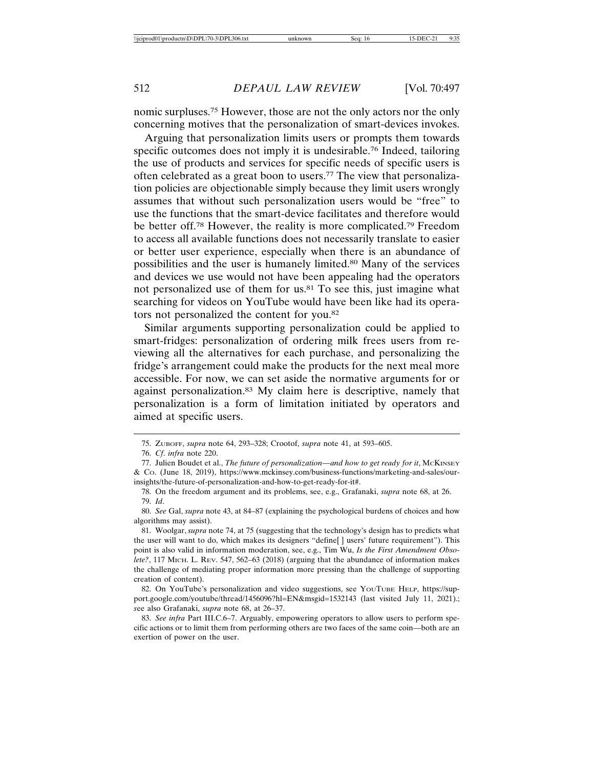nomic surpluses.[75] However, those are not the only actors nor the only concerning motives that the personalization of smart-devices invokes.

Arguing that personalization limits users or prompts them towards specific outcomes does not imply it is undesirable.[76] Indeed, tailoring the use of products and services for specific needs of specific users is often celebrated as a great boon to users.[77] The view that personalization policies are objectionable simply because they limit users wrongly assumes that without such personalization users would be "free" to use the functions that the smart-device facilitates and therefore would be better off.[78] However, the reality is more complicated.[79] Freedom to access all available functions does not necessarily translate to easier or better user experience, especially when there is an abundance of possibilities and the user is humanely limited.[80] Many of the services and devices we use would not have been appealing had the operators not personalized use of them for us.[81] To see this, just imagine what searching for videos on YouTube would have been like had its operators not personalized the content for you.[82]

Similar arguments supporting personalization could be applied to smart-fridges: personalization of ordering milk frees users from reviewing all the alternatives for each purchase, and personalizing the fridge's arrangement could make the products for the next meal more accessible. For now, we can set aside the normative arguments for or against personalization.[83] My claim here is descriptive, namely that personalization is a form of limitation initiated by operators and aimed at specific users.

---

75. Zuboff, *supra* note 64, 293–328; Crootof, *supra* note 41, at 593–605.

76. *Cf*. *infra* note 220.

77. Julien Boudet et al., *The future of personalization—and how to get ready for it*, McKinsey & Co. (June 18, 2019), https://www.mckinsey.com/business-functions/marketing-and-sales/our-insights/the-future-of-personalization-and-how-to-get-ready-for-it#.

78. On the freedom argument and its problems, see, e.g., Grafanaki, *supra* note 68, at 26.

79. *Id*.

80. *See* Gal, *supra* note 43, at 84–87 (explaining the psychological burdens of choices and how algorithms may assist).

81. Woolgar, *supra* note 74, at 75 (suggesting that the technology's design has to predicts what the user will want to do, which makes its designers "define[ ] users' future requirement"). This point is also valid in information moderation, see, e.g., Tim Wu, *Is the First Amendment Obsolete?*, 117 Mich. L. Rev. 547, 562–63 (2018) (arguing that the abundance of information makes the challenge of mediating proper information more pressing than the challenge of supporting creation of content).

82. On YouTube's personalization and video suggestions, see YouTube Help, https://support.google.com/youtube/thread/1456096?hl=EN&msgid=1532143 (last visited July 11, 2021).; *s*ee also Grafanaki, *supra* note 68, at 26–37.

83. *See infra* Part III.C.6–7. Arguably, empowering operators to allow users to perform specific actions or to limit them from performing others are two faces of the same coin—both are an exertion of power on the user.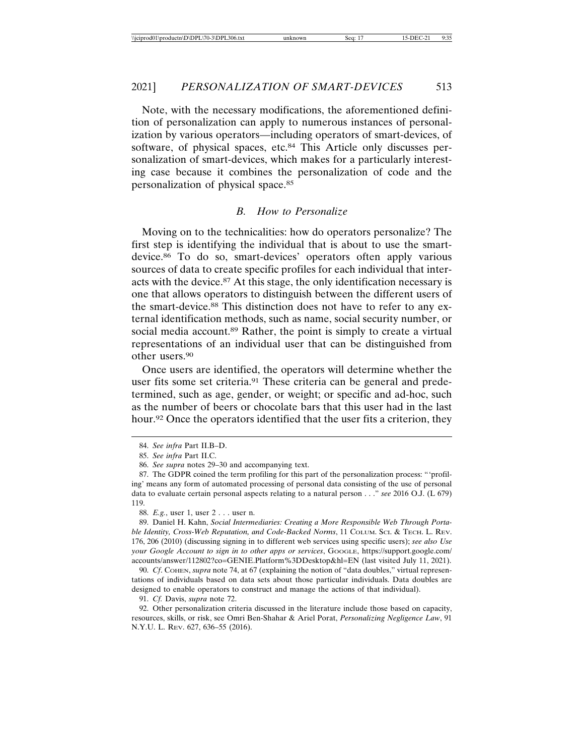Note, with the necessary modifications, the aforementioned definition of personalization can apply to numerous instances of personalization by various operators—including operators of smart-devices, of software, of physical spaces, etc.[84] This Article only discusses personalization of smart-devices, which makes for a particularly interesting case because it combines the personalization of code and the personalization of physical space.[85]

### *B. How to Personalize*

Moving on to the technicalities: how do operators personalize? The first step is identifying the individual that is about to use the smart-device.[86] To do so, smart-devices' operators often apply various sources of data to create specific profiles for each individual that interacts with the device.[87] At this stage, the only identification necessary is one that allows operators to distinguish between the different users of the smart-device.[88] This distinction does not have to refer to any external identification methods, such as name, social security number, or social media account.[89] Rather, the point is simply to create a virtual representations of an individual user that can be distinguished from other users.[90]

Once users are identified, the operators will determine whether the user fits some set criteria.[91] These criteria can be general and predetermined, such as age, gender, or weight; or specific and ad-hoc, such as the number of beers or chocolate bars that this user had in the last hour.[92] Once the operators identified that the user fits a criterion, they

---

84. *See infra* Part II.B–D.

85. *See infra* Part II.C.

86. *See supra* notes 29–30 and accompanying text.

87. The GDPR coined the term profiling for this part of the personalization process: "'profiling' means any form of automated processing of personal data consisting of the use of personal data to evaluate certain personal aspects relating to a natural person . . ." *see* 2016 O.J. (L 679) 119.

88. *E.g.*, user 1, user 2 . . . user n.

89. Daniel H. Kahn, *Social Intermediaries: Creating a More Responsible Web Through Portable Identity, Cross-Web Reputation, and Code-Backed Norms*, 11 COLUM. SCI. & TECH. L. REV. 176, 206 (2010) (discussing signing in to different web services using specific users); *see also Use your Google Account to sign in to other apps or services*, GOOGLE, https://support.google.com/accounts/answer/112802?co=GENIE.Platform%3DDesktop&hl=EN (last visited July 11, 2021).

90. *Cf*. COHEN, *supra* note 74, at 67 (explaining the notion of "data doubles," virtual representations of individuals based on data sets about those particular individuals. Data doubles are designed to enable operators to construct and manage the actions of that individual).

91. *Cf.* Davis, *supra* note 72.

92. Other personalization criteria discussed in the literature include those based on capacity, resources, skills, or risk, see Omri Ben-Shahar & Ariel Porat, *Personalizing Negligence Law*, 91 N.Y.U. L. REV. 627, 636–55 (2016).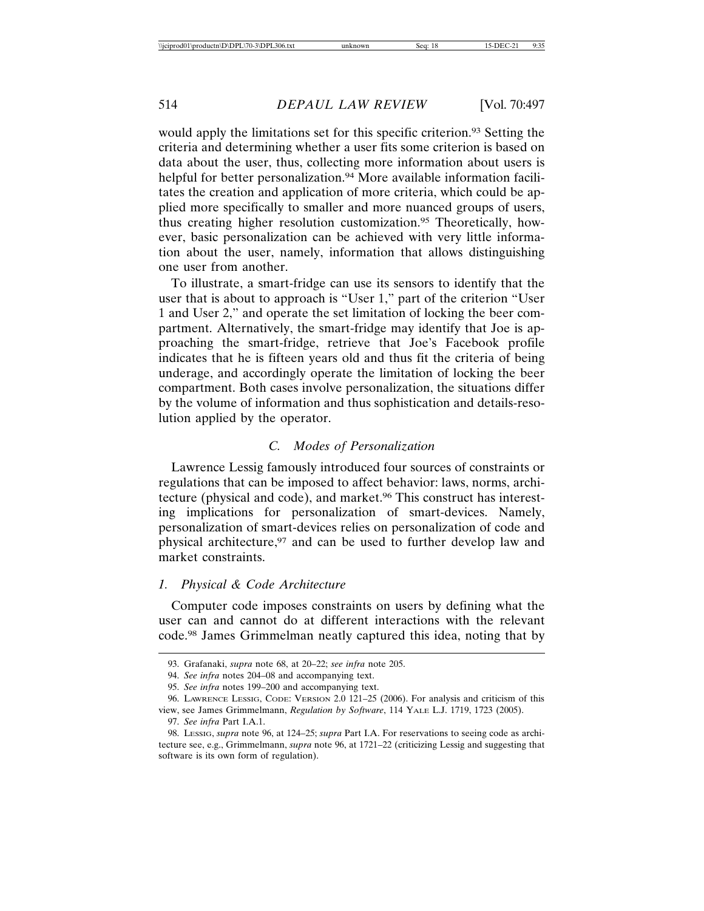would apply the limitations set for this specific criterion.[93] Setting the criteria and determining whether a user fits some criterion is based on data about the user, thus, collecting more information about users is helpful for better personalization.[94] More available information facilitates the creation and application of more criteria, which could be applied more specifically to smaller and more nuanced groups of users, thus creating higher resolution customization.[95] Theoretically, however, basic personalization can be achieved with very little information about the user, namely, information that allows distinguishing one user from another.

To illustrate, a smart-fridge can use its sensors to identify that the user that is about to approach is "User 1," part of the criterion "User 1 and User 2," and operate the set limitation of locking the beer compartment. Alternatively, the smart-fridge may identify that Joe is approaching the smart-fridge, retrieve that Joe's Facebook profile indicates that he is fifteen years old and thus fit the criteria of being underage, and accordingly operate the limitation of locking the beer compartment. Both cases involve personalization, the situations differ by the volume of information and thus sophistication and details-resolution applied by the operator.

### *C. Modes of Personalization*

Lawrence Lessig famously introduced four sources of constraints or regulations that can be imposed to affect behavior: laws, norms, architecture (physical and code), and market.[96] This construct has interesting implications for personalization of smart-devices. Namely, personalization of smart-devices relies on personalization of code and physical architecture,[97] and can be used to further develop law and market constraints.

#### *1. Physical & Code Architecture*

Computer code imposes constraints on users by defining what the user can and cannot do at different interactions with the relevant code.[98] James Grimmelman neatly captured this idea, noting that by

---

93. Grafanaki, *supra* note 68, at 20–22; *see infra* note 205.

94. *See infra* notes 204–08 and accompanying text.

95. *See infra* notes 199–200 and accompanying text.

96. LAWRENCE LESSIG, CODE: VERSION 2.0 121–25 (2006). For analysis and criticism of this view, see James Grimmelmann, *Regulation by Software*, 114 YALE L.J. 1719, 1723 (2005).

97. *See infra* Part I.A.1.

98. LESSIG, *supra* note 96, at 124–25; *supra* Part I.A. For reservations to seeing code as architecture see, e.g., Grimmelmann, *supra* note 96, at 1721–22 (criticizing Lessig and suggesting that software is its own form of regulation).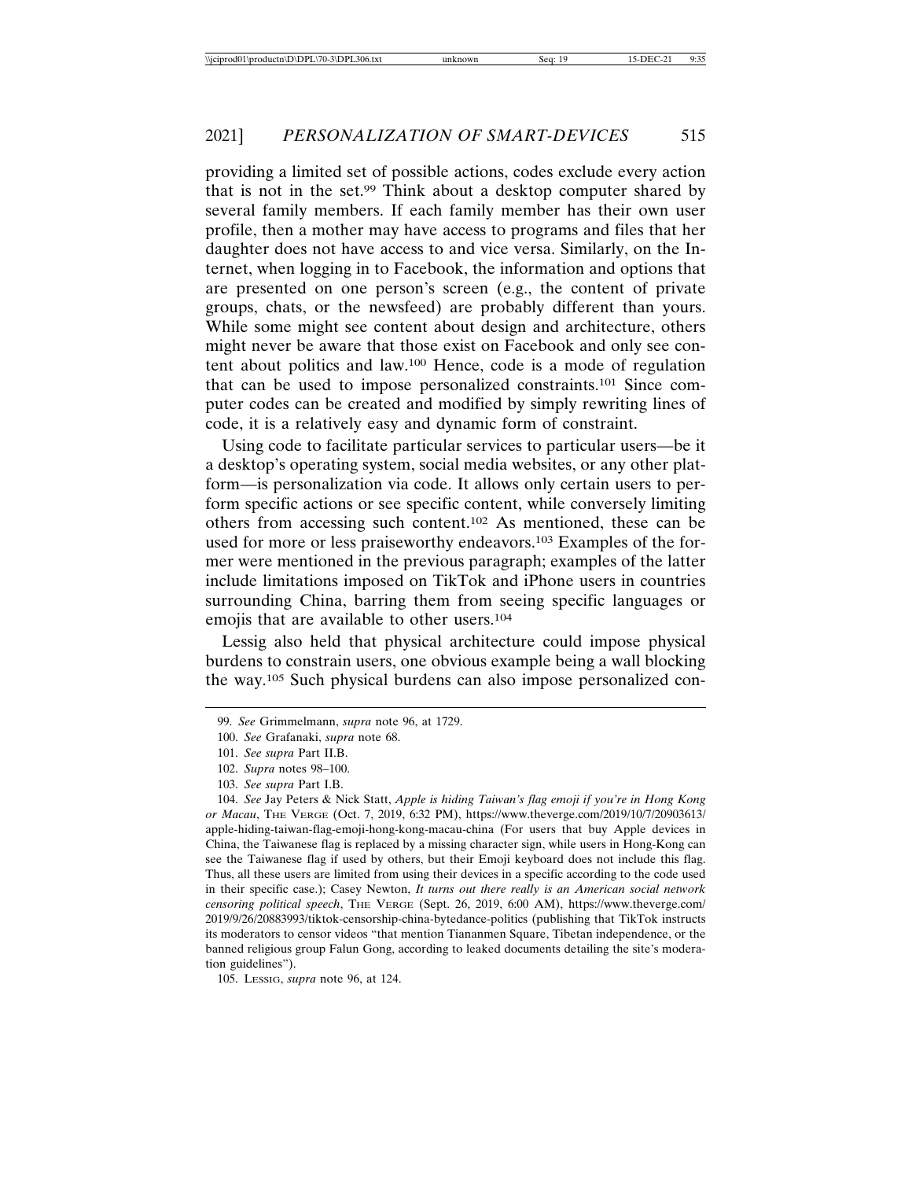providing a limited set of possible actions, codes exclude every action that is not in the set.[99] Think about a desktop computer shared by several family members. If each family member has their own user profile, then a mother may have access to programs and files that her daughter does not have access to and vice versa. Similarly, on the Internet, when logging in to Facebook, the information and options that are presented on one person's screen (e.g., the content of private groups, chats, or the newsfeed) are probably different than yours. While some might see content about design and architecture, others might never be aware that those exist on Facebook and only see content about politics and law.[100] Hence, code is a mode of regulation that can be used to impose personalized constraints.[101] Since computer codes can be created and modified by simply rewriting lines of code, it is a relatively easy and dynamic form of constraint.

Using code to facilitate particular services to particular users—be it a desktop's operating system, social media websites, or any other platform—is personalization via code. It allows only certain users to perform specific actions or see specific content, while conversely limiting others from accessing such content.[102] As mentioned, these can be used for more or less praiseworthy endeavors.[103] Examples of the former were mentioned in the previous paragraph; examples of the latter include limitations imposed on TikTok and iPhone users in countries surrounding China, barring them from seeing specific languages or emojis that are available to other users.[104]

Lessig also held that physical architecture could impose physical burdens to constrain users, one obvious example being a wall blocking the way.[105] Such physical burdens can also impose personalized con-

---

99. *See* Grimmelmann, *supra* note 96, at 1729.

100. *See* Grafanaki, *supra* note 68.

101. *See supra* Part II.B.

102. *Supra* notes 98–100.

103. *See supra* Part I.B.

104. *See* Jay Peters & Nick Statt, *Apple is hiding Taiwan's flag emoji if you're in Hong Kong or Macau*, THE VERGE (Oct. 7, 2019, 6:32 PM), https://www.theverge.com/2019/10/7/20903613/apple-hiding-taiwan-flag-emoji-hong-kong-macau-china (For users that buy Apple devices in China, the Taiwanese flag is replaced by a missing character sign, while users in Hong-Kong can see the Taiwanese flag if used by others, but their Emoji keyboard does not include this flag. Thus, all these users are limited from using their devices in a specific according to the code used in their specific case.); Casey Newton, *It turns out there really is an American social network censoring political speech*, THE VERGE (Sept. 26, 2019, 6:00 AM), https://www.theverge.com/2019/9/26/20883993/tiktok-censorship-china-bytedance-politics (publishing that TikTok instructs its moderators to censor videos "that mention Tiananmen Square, Tibetan independence, or the banned religious group Falun Gong, according to leaked documents detailing the site's moderation guidelines").

105. LESSIG, *supra* note 96, at 124.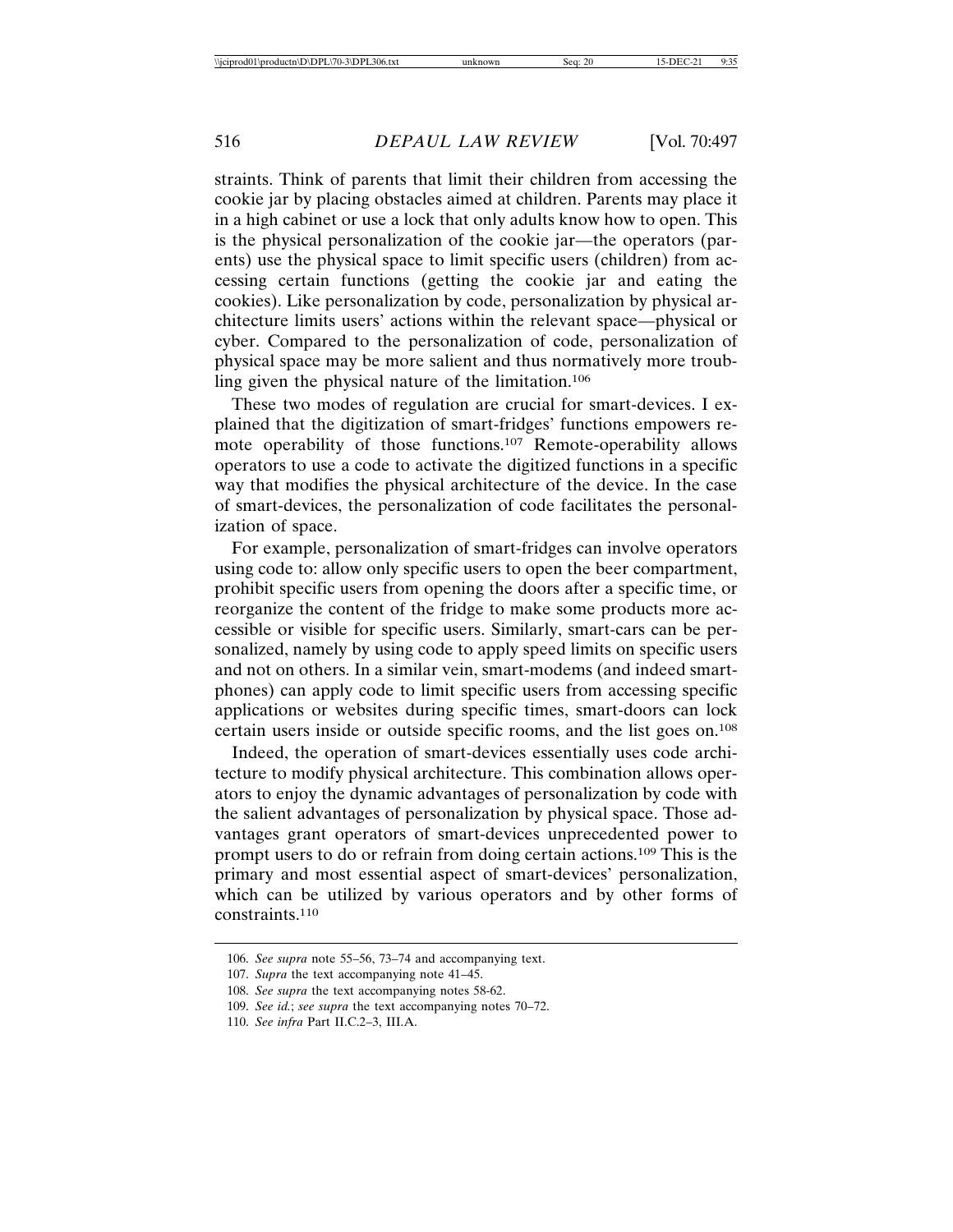straints. Think of parents that limit their children from accessing the cookie jar by placing obstacles aimed at children. Parents may place it in a high cabinet or use a lock that only adults know how to open. This is the physical personalization of the cookie jar—the operators (parents) use the physical space to limit specific users (children) from accessing certain functions (getting the cookie jar and eating the cookies). Like personalization by code, personalization by physical architecture limits users' actions within the relevant space—physical or cyber. Compared to the personalization of code, personalization of physical space may be more salient and thus normatively more troubling given the physical nature of the limitation.[106]

These two modes of regulation are crucial for smart-devices. I explained that the digitization of smart-fridges' functions empowers remote operability of those functions.[107] Remote-operability allows operators to use a code to activate the digitized functions in a specific way that modifies the physical architecture of the device. In the case of smart-devices, the personalization of code facilitates the personalization of space.

For example, personalization of smart-fridges can involve operators using code to: allow only specific users to open the beer compartment, prohibit specific users from opening the doors after a specific time, or reorganize the content of the fridge to make some products more accessible or visible for specific users. Similarly, smart-cars can be personalized, namely by using code to apply speed limits on specific users and not on others. In a similar vein, smart-modems (and indeed smart-phones) can apply code to limit specific users from accessing specific applications or websites during specific times, smart-doors can lock certain users inside or outside specific rooms, and the list goes on.[108]

Indeed, the operation of smart-devices essentially uses code architecture to modify physical architecture. This combination allows operators to enjoy the dynamic advantages of personalization by code with the salient advantages of personalization by physical space. Those advantages grant operators of smart-devices unprecedented power to prompt users to do or refrain from doing certain actions.[109] This is the primary and most essential aspect of smart-devices' personalization, which can be utilized by various operators and by other forms of constraints.[110]

---

106. *See supra* note 55–56, 73–74 and accompanying text.

107. *Supra* the text accompanying note 41–45.

108. *See supra* the text accompanying notes 58-62.

109. *See id.*; *see supra* the text accompanying notes 70–72.

110. *See infra* Part II.C.2–3, III.A.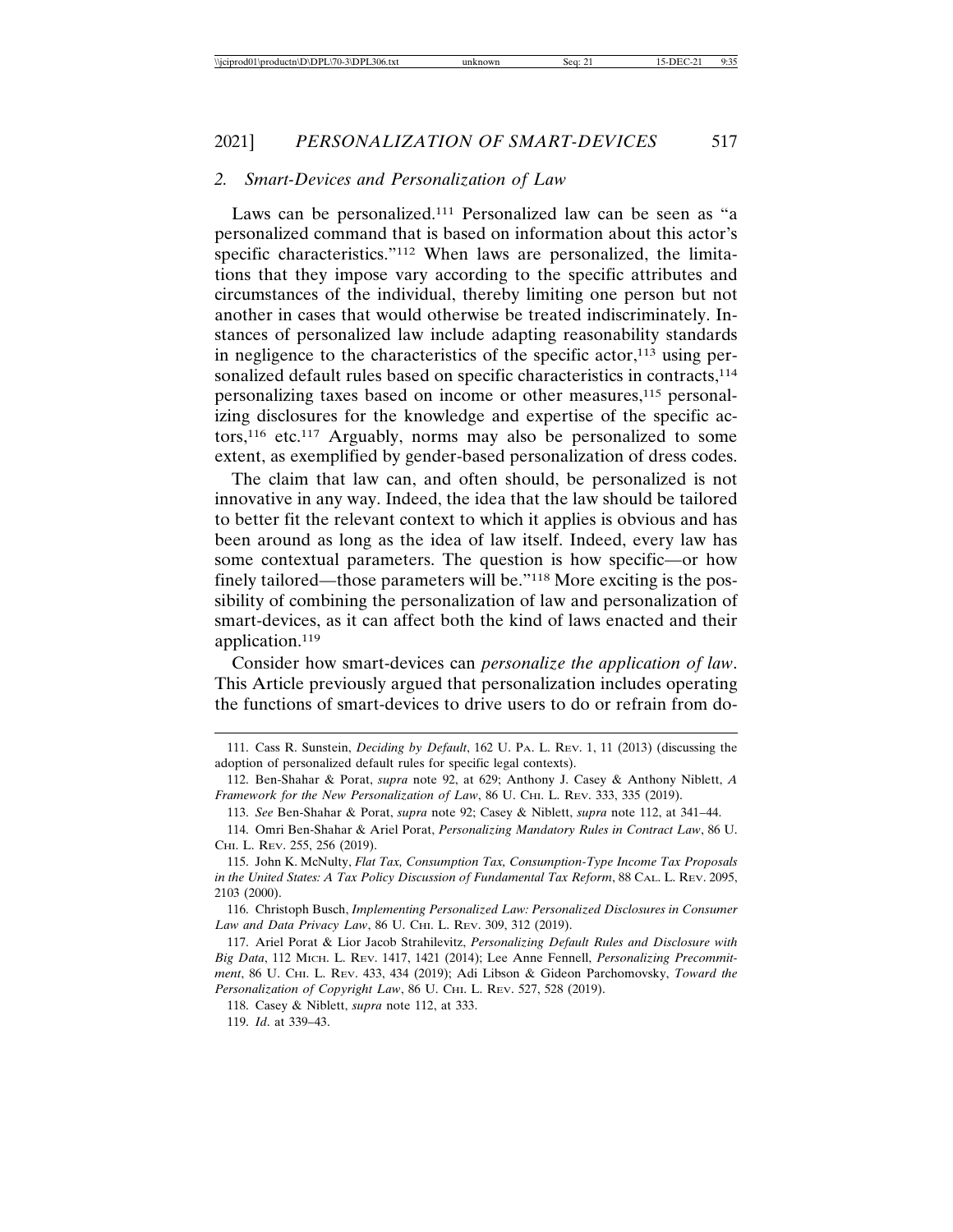### 2. *Smart-Devices and Personalization of Law*

Laws can be personalized.[111] Personalized law can be seen as "a personalized command that is based on information about this actor's specific characteristics."[112] When laws are personalized, the limitations that they impose vary according to the specific attributes and circumstances of the individual, thereby limiting one person but not another in cases that would otherwise be treated indiscriminately. Instances of personalized law include adapting reasonability standards in negligence to the characteristics of the specific actor,[113] using personalized default rules based on specific characteristics in contracts,[114] personalizing taxes based on income or other measures,[115] personalizing disclosures for the knowledge and expertise of the specific actors,[116] etc.[117] Arguably, norms may also be personalized to some extent, as exemplified by gender-based personalization of dress codes.

The claim that law can, and often should, be personalized is not innovative in any way. Indeed, the idea that the law should be tailored to better fit the relevant context to which it applies is obvious and has been around as long as the idea of law itself. Indeed, every law has some contextual parameters. The question is how specific—or how finely tailored—those parameters will be."[118] More exciting is the possibility of combining the personalization of law and personalization of smart-devices, as it can affect both the kind of laws enacted and their application.[119]

Consider how smart-devices can *personalize the application of law*. This Article previously argued that personalization includes operating the functions of smart-devices to drive users to do or refrain from do-

---

111. Cass R. Sunstein, *Deciding by Default*, 162 U. PA. L. REV. 1, 11 (2013) (discussing the adoption of personalized default rules for specific legal contexts).

112. Ben-Shahar & Porat, *supra* note 92, at 629; Anthony J. Casey & Anthony Niblett, *A Framework for the New Personalization of Law*, 86 U. CHI. L. REV. 333, 335 (2019).

113. *See* Ben-Shahar & Porat, *supra* note 92; Casey & Niblett, *supra* note 112, at 341–44.

114. Omri Ben-Shahar & Ariel Porat, *Personalizing Mandatory Rules in Contract Law*, 86 U. CHI. L. REV. 255, 256 (2019).

115. John K. McNulty, *Flat Tax, Consumption Tax, Consumption-Type Income Tax Proposals in the United States: A Tax Policy Discussion of Fundamental Tax Reform*, 88 CAL. L. REV. 2095, 2103 (2000).

116. Christoph Busch, *Implementing Personalized Law: Personalized Disclosures in Consumer Law and Data Privacy Law*, 86 U. CHI. L. REV. 309, 312 (2019).

117. Ariel Porat & Lior Jacob Strahilevitz, *Personalizing Default Rules and Disclosure with Big Data*, 112 MICH. L. REV. 1417, 1421 (2014); Lee Anne Fennell, *Personalizing Precommitment*, 86 U. CHI. L. REV. 433, 434 (2019); Adi Libson & Gideon Parchomovsky, *Toward the Personalization of Copyright Law*, 86 U. CHI. L. REV. 527, 528 (2019).

118. Casey & Niblett, *supra* note 112, at 333.

119. *Id*. at 339–43.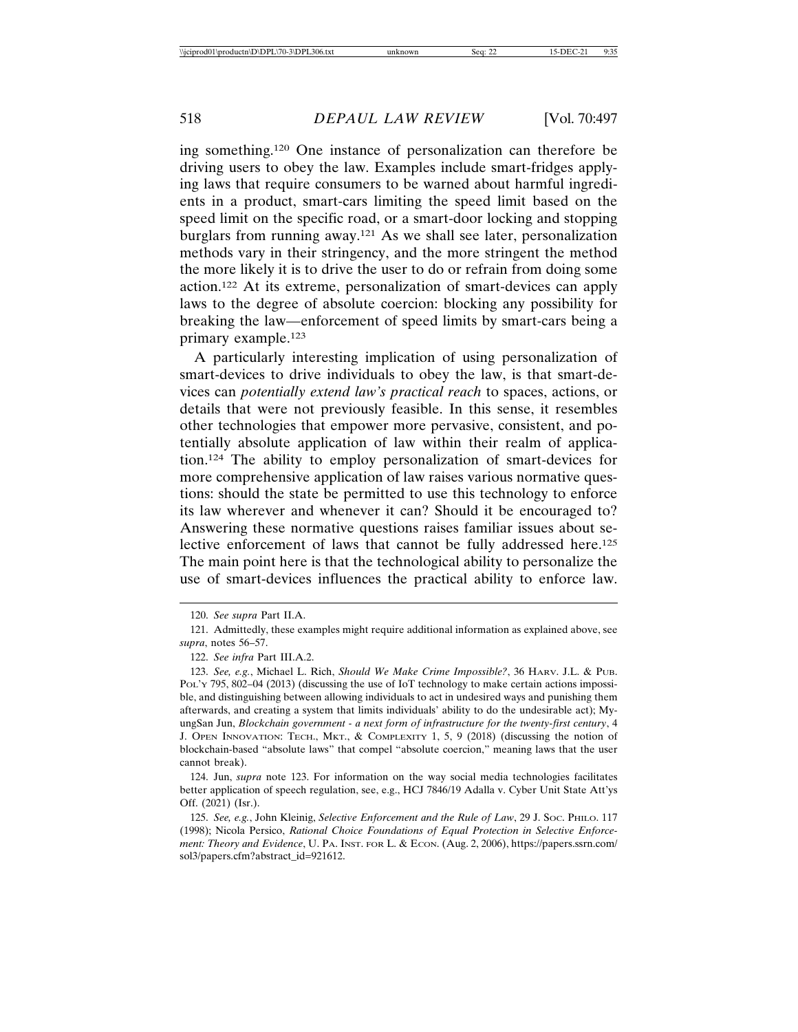ing something.[120] One instance of personalization can therefore be driving users to obey the law. Examples include smart-fridges applying laws that require consumers to be warned about harmful ingredients in a product, smart-cars limiting the speed limit based on the speed limit on the specific road, or a smart-door locking and stopping burglars from running away.[121] As we shall see later, personalization methods vary in their stringency, and the more stringent the method the more likely it is to drive the user to do or refrain from doing some action.[122] At its extreme, personalization of smart-devices can apply laws to the degree of absolute coercion: blocking any possibility for breaking the law—enforcement of speed limits by smart-cars being a primary example.[123]

A particularly interesting implication of using personalization of smart-devices to drive individuals to obey the law, is that smart-devices can *potentially extend law's practical reach* to spaces, actions, or details that were not previously feasible. In this sense, it resembles other technologies that empower more pervasive, consistent, and potentially absolute application of law within their realm of application.[124] The ability to employ personalization of smart-devices for more comprehensive application of law raises various normative questions: should the state be permitted to use this technology to enforce its law wherever and whenever it can? Should it be encouraged to? Answering these normative questions raises familiar issues about selective enforcement of laws that cannot be fully addressed here.[125] The main point here is that the technological ability to personalize the use of smart-devices influences the practical ability to enforce law.

---

120. *See supra* Part II.A.

121. Admittedly, these examples might require additional information as explained above, see *supra*, notes 56–57.

122. *See infra* Part III.A.2.

123. *See, e.g.*, Michael L. Rich, *Should We Make Crime Impossible?*, 36 HARV. J.L. & PUB. POL'Y 795, 802–04 (2013) (discussing the use of IoT technology to make certain actions impossible, and distinguishing between allowing individuals to act in undesired ways and punishing them afterwards, and creating a system that limits individuals' ability to do the undesirable act); MyungSan Jun, *Blockchain government - a next form of infrastructure for the twenty-first century*, 4 J. OPEN INNOVATION: TECH., MKT., & COMPLEXITY 1, 5, 9 (2018) (discussing the notion of blockchain-based "absolute laws" that compel "absolute coercion," meaning laws that the user cannot break).

124. Jun, *supra* note 123. For information on the way social media technologies facilitates better application of speech regulation, see, e.g., HCJ 7846/19 Adalla v. Cyber Unit State Att'ys Off. (2021) (Isr.).

125. *See, e.g.*, John Kleinig, *Selective Enforcement and the Rule of Law*, 29 J. SOC. PHILO. 117 (1998); Nicola Persico, *Rational Choice Foundations of Equal Protection in Selective Enforcement: Theory and Evidence*, U. PA. INST. FOR L. & ECON. (Aug. 2, 2006), https://papers.ssrn.com/sol3/papers.cfm?abstract_id=921612.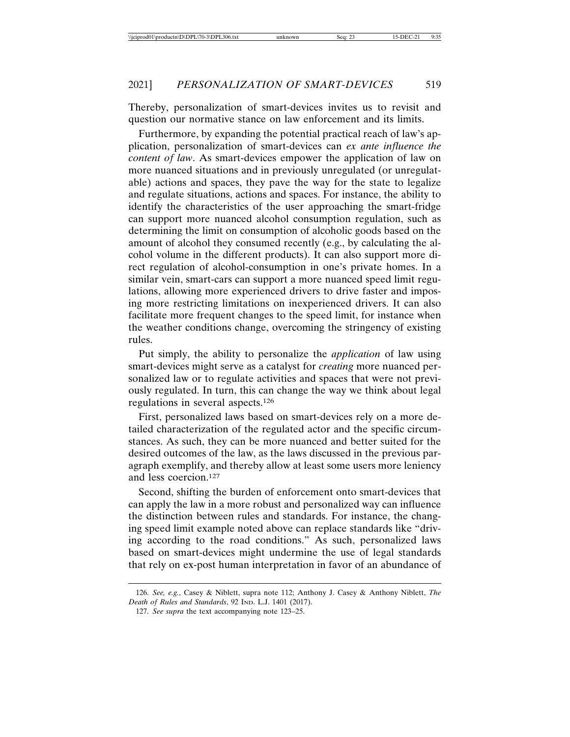Thereby, personalization of smart-devices invites us to revisit and question our normative stance on law enforcement and its limits.

Furthermore, by expanding the potential practical reach of law's application, personalization of smart-devices can *ex ante influence the content of law*. As smart-devices empower the application of law on more nuanced situations and in previously unregulated (or unregulatable) actions and spaces, they pave the way for the state to legalize and regulate situations, actions and spaces. For instance, the ability to identify the characteristics of the user approaching the smart-fridge can support more nuanced alcohol consumption regulation, such as determining the limit on consumption of alcoholic goods based on the amount of alcohol they consumed recently (e.g., by calculating the alcohol volume in the different products). It can also support more direct regulation of alcohol-consumption in one's private homes. In a similar vein, smart-cars can support a more nuanced speed limit regulations, allowing more experienced drivers to drive faster and imposing more restricting limitations on inexperienced drivers. It can also facilitate more frequent changes to the speed limit, for instance when the weather conditions change, overcoming the stringency of existing rules.

Put simply, the ability to personalize the *application* of law using smart-devices might serve as a catalyst for *creating* more nuanced personalized law or to regulate activities and spaces that were not previously regulated. In turn, this can change the way we think about legal regulations in several aspects.[126]

First, personalized laws based on smart-devices rely on a more detailed characterization of the regulated actor and the specific circumstances. As such, they can be more nuanced and better suited for the desired outcomes of the law, as the laws discussed in the previous paragraph exemplify, and thereby allow at least some users more leniency and less coercion.[127]

Second, shifting the burden of enforcement onto smart-devices that can apply the law in a more robust and personalized way can influence the distinction between rules and standards. For instance, the changing speed limit example noted above can replace standards like "driving according to the road conditions." As such, personalized laws based on smart-devices might undermine the use of legal standards that rely on ex-post human interpretation in favor of an abundance of

126. *See, e.g.*, Casey & Niblett, supra note 112; Anthony J. Casey & Anthony Niblett, *The Death of Rules and Standards*, 92 IND. L.J. 1401 (2017).

127. *See supra* the text accompanying note 123–25.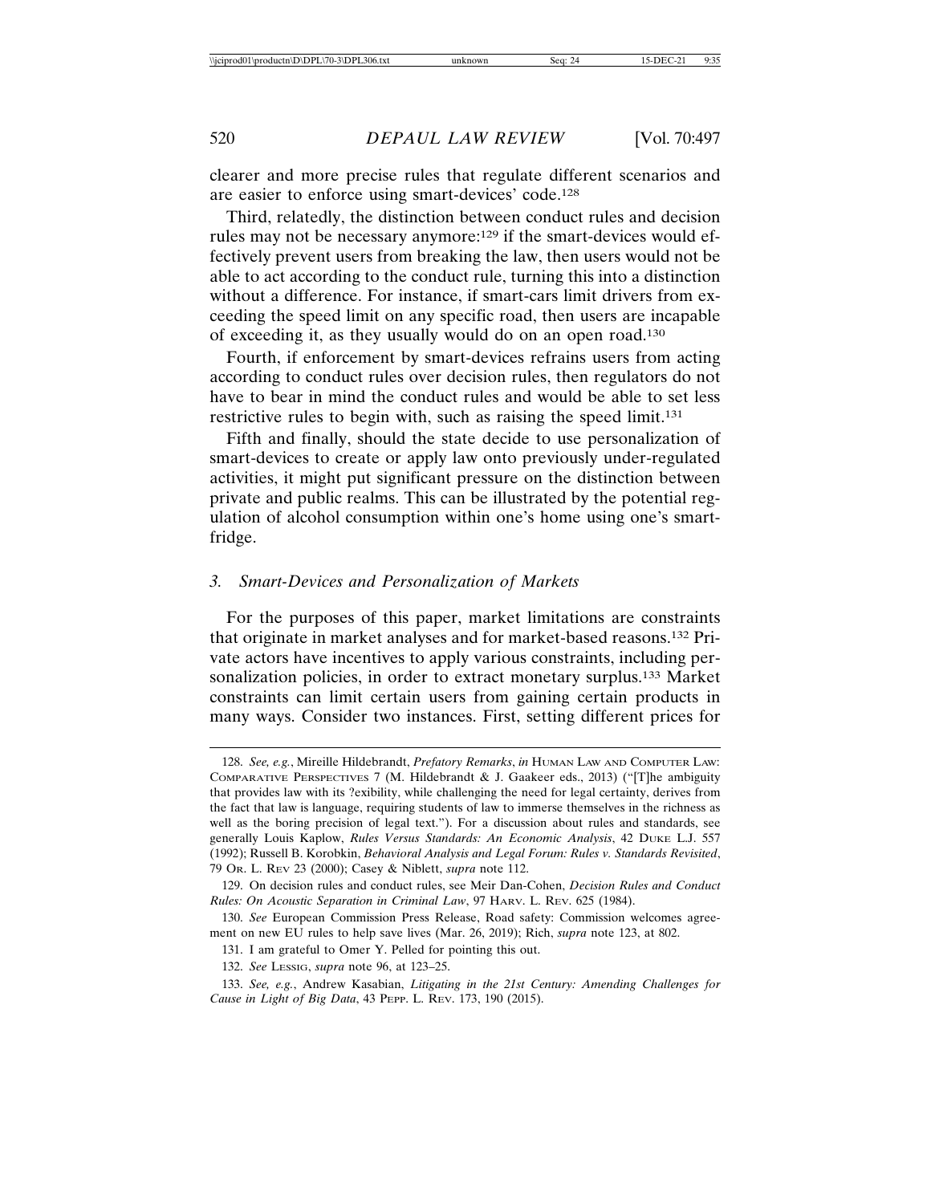clearer and more precise rules that regulate different scenarios and are easier to enforce using smart-devices' code.[128]

Third, relatedly, the distinction between conduct rules and decision rules may not be necessary anymore:[129] if the smart-devices would effectively prevent users from breaking the law, then users would not be able to act according to the conduct rule, turning this into a distinction without a difference. For instance, if smart-cars limit drivers from exceeding the speed limit on any specific road, then users are incapable of exceeding it, as they usually would do on an open road.[130]

Fourth, if enforcement by smart-devices refrains users from acting according to conduct rules over decision rules, then regulators do not have to bear in mind the conduct rules and would be able to set less restrictive rules to begin with, such as raising the speed limit.[131]

Fifth and finally, should the state decide to use personalization of smart-devices to create or apply law onto previously under-regulated activities, it might put significant pressure on the distinction between private and public realms. This can be illustrated by the potential regulation of alcohol consumption within one's home using one's smart-fridge.

### 3. *Smart-Devices and Personalization of Markets*

For the purposes of this paper, market limitations are constraints that originate in market analyses and for market-based reasons.[132] Private actors have incentives to apply various constraints, including personalization policies, in order to extract monetary surplus.[133] Market constraints can limit certain users from gaining certain products in many ways. Consider two instances. First, setting different prices for

---

128. *See, e.g.*, Mireille Hildebrandt, *Prefatory Remarks*, *in* HUMAN LAW AND COMPUTER LAW: COMPARATIVE PERSPECTIVES 7 (M. Hildebrandt & J. Gaakeer eds., 2013) ("[T]he ambiguity that provides law with its ?exibility, while challenging the need for legal certainty, derives from the fact that law is language, requiring students of law to immerse themselves in the richness as well as the boring precision of legal text."). For a discussion about rules and standards, see generally Louis Kaplow, *Rules Versus Standards: An Economic Analysis*, 42 DUKE L.J. 557 (1992); Russell B. Korobkin, *Behavioral Analysis and Legal Forum: Rules v. Standards Revisited*, 79 OR. L. REV 23 (2000); Casey & Niblett, *supra* note 112.

129. On decision rules and conduct rules, see Meir Dan-Cohen, *Decision Rules and Conduct Rules: On Acoustic Separation in Criminal Law*, 97 HARV. L. REV. 625 (1984).

130. *See* European Commission Press Release, Road safety: Commission welcomes agreement on new EU rules to help save lives (Mar. 26, 2019); Rich, *supra* note 123, at 802.

131. I am grateful to Omer Y. Pelled for pointing this out.

132. *See* LESSIG, *supra* note 96, at 123–25.

133. *See, e.g.*, Andrew Kasabian, *Litigating in the 21st Century: Amending Challenges for Cause in Light of Big Data*, 43 PEPP. L. REV. 173, 190 (2015).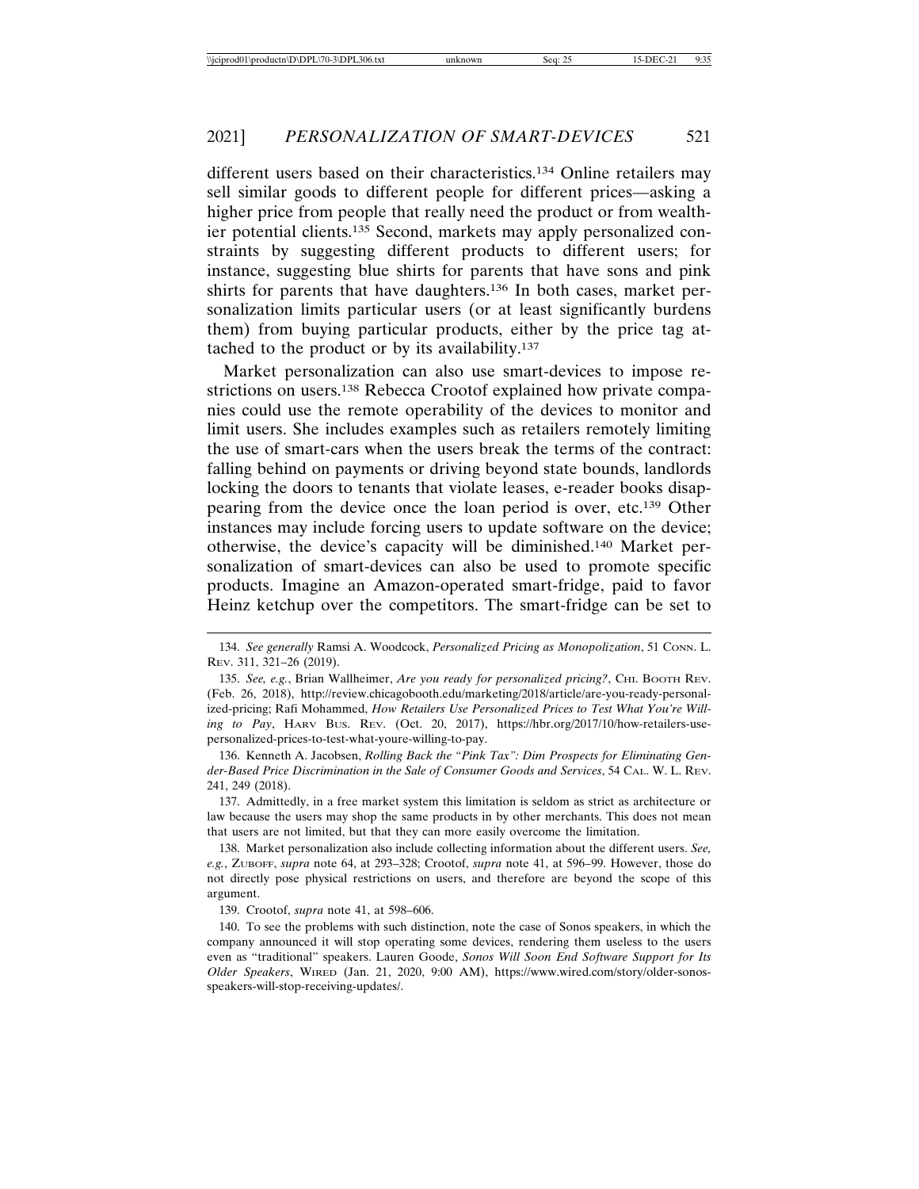different users based on their characteristics.[134] Online retailers may sell similar goods to different people for different prices—asking a higher price from people that really need the product or from wealthier potential clients.[135] Second, markets may apply personalized constraints by suggesting different products to different users; for instance, suggesting blue shirts for parents that have sons and pink shirts for parents that have daughters.[136] In both cases, market personalization limits particular users (or at least significantly burdens them) from buying particular products, either by the price tag attached to the product or by its availability.[137]

Market personalization can also use smart-devices to impose restrictions on users.[138] Rebecca Crootof explained how private companies could use the remote operability of the devices to monitor and limit users. She includes examples such as retailers remotely limiting the use of smart-cars when the users break the terms of the contract: falling behind on payments or driving beyond state bounds, landlords locking the doors to tenants that violate leases, e-reader books disappearing from the device once the loan period is over, etc.[139] Other instances may include forcing users to update software on the device; otherwise, the device's capacity will be diminished.[140] Market personalization of smart-devices can also be used to promote specific products. Imagine an Amazon-operated smart-fridge, paid to favor Heinz ketchup over the competitors. The smart-fridge can be set to

---

134. *See generally* Ramsi A. Woodcock, *Personalized Pricing as Monopolization*, 51 CONN. L. REV. 311, 321–26 (2019).

135. *See, e.g.*, Brian Wallheimer, *Are you ready for personalized pricing?*, CHI. BOOTH REV. (Feb. 26, 2018), http://review.chicagobooth.edu/marketing/2018/article/are-you-ready-personalized-pricing; Rafi Mohammed, *How Retailers Use Personalized Prices to Test What You're Willing to Pay*, HARV BUS. REV. (Oct. 20, 2017), https://hbr.org/2017/10/how-retailers-use-personalized-prices-to-test-what-youre-willing-to-pay.

136. Kenneth A. Jacobsen, *Rolling Back the "Pink Tax": Dim Prospects for Eliminating Gender-Based Price Discrimination in the Sale of Consumer Goods and Services*, 54 CAL. W. L. REV. 241, 249 (2018).

137. Admittedly, in a free market system this limitation is seldom as strict as architecture or law because the users may shop the same products in by other merchants. This does not mean that users are not limited, but that they can more easily overcome the limitation.

138. Market personalization also include collecting information about the different users. *See, e.g.*, ZUBOFF, *supra* note 64, at 293–328; Crootof, *supra* note 41, at 596–99. However, those do not directly pose physical restrictions on users, and therefore are beyond the scope of this argument.

139. Crootof, *supra* note 41, at 598–606.

140. To see the problems with such distinction, note the case of Sonos speakers, in which the company announced it will stop operating some devices, rendering them useless to the users even as "traditional" speakers. Lauren Goode, *Sonos Will Soon End Software Support for Its Older Speakers*, WIRED (Jan. 21, 2020, 9:00 AM), https://www.wired.com/story/older-sonos-speakers-will-stop-receiving-updates/.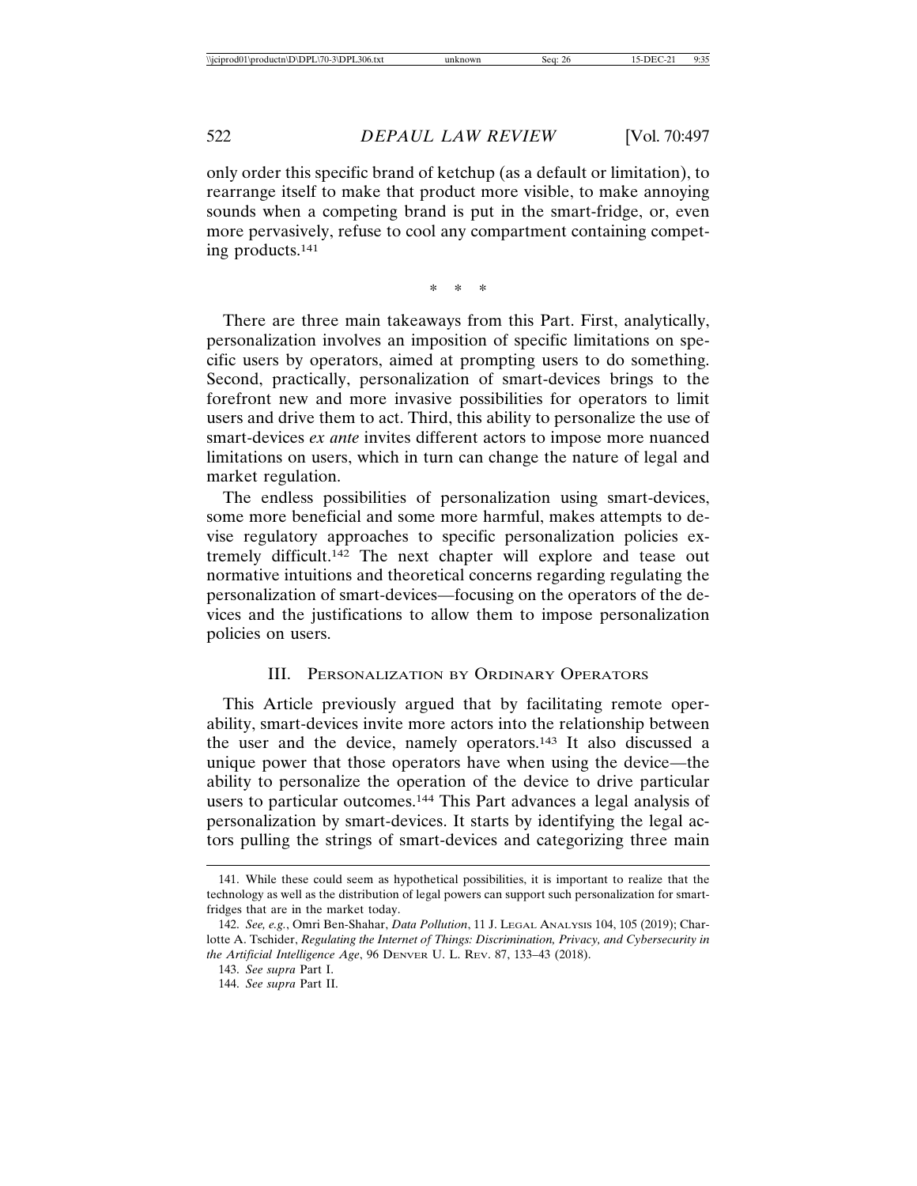only order this specific brand of ketchup (as a default or limitation), to rearrange itself to make that product more visible, to make annoying sounds when a competing brand is put in the smart-fridge, or, even more pervasively, refuse to cool any compartment containing competing products.[141]

\* \* \*

There are three main takeaways from this Part. First, analytically, personalization involves an imposition of specific limitations on specific users by operators, aimed at prompting users to do something. Second, practically, personalization of smart-devices brings to the forefront new and more invasive possibilities for operators to limit users and drive them to act. Third, this ability to personalize the use of smart-devices *ex ante* invites different actors to impose more nuanced limitations on users, which in turn can change the nature of legal and market regulation.

The endless possibilities of personalization using smart-devices, some more beneficial and some more harmful, makes attempts to devise regulatory approaches to specific personalization policies extremely difficult.[142] The next chapter will explore and tease out normative intuitions and theoretical concerns regarding regulating the personalization of smart-devices—focusing on the operators of the devices and the justifications to allow them to impose personalization policies on users.

## III. Personalization by Ordinary Operators

This Article previously argued that by facilitating remote operability, smart-devices invite more actors into the relationship between the user and the device, namely operators.[143] It also discussed a unique power that those operators have when using the device—the ability to personalize the operation of the device to drive particular users to particular outcomes.[144] This Part advances a legal analysis of personalization by smart-devices. It starts by identifying the legal actors pulling the strings of smart-devices and categorizing three main

---

141. While these could seem as hypothetical possibilities, it is important to realize that the technology as well as the distribution of legal powers can support such personalization for smart-fridges that are in the market today.

142. *See, e.g.*, Omri Ben-Shahar, *Data Pollution*, 11 J. Legal Analysis 104, 105 (2019); Charlotte A. Tschider, *Regulating the Internet of Things: Discrimination, Privacy, and Cybersecurity in the Artificial Intelligence Age*, 96 Denver U. L. Rev. 87, 133–43 (2018).

143. *See supra* Part I.

144. *See supra* Part II.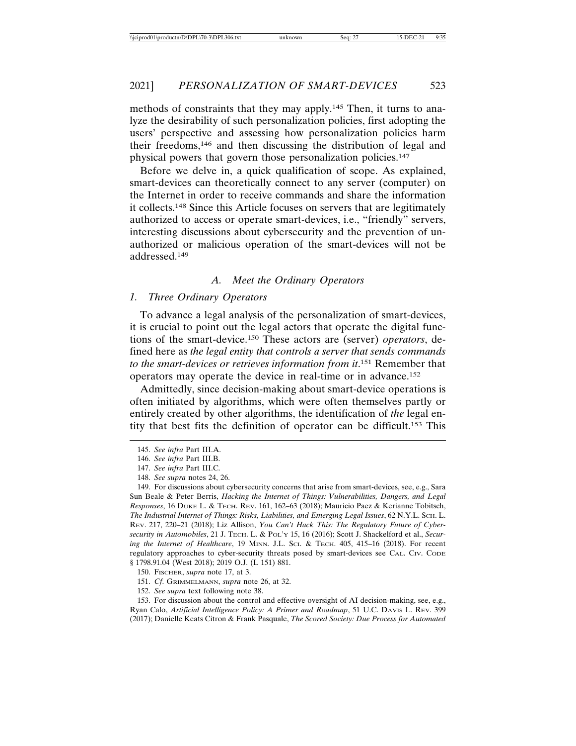methods of constraints that they may apply.[145] Then, it turns to analyze the desirability of such personalization policies, first adopting the users' perspective and assessing how personalization policies harm their freedoms,[146] and then discussing the distribution of legal and physical powers that govern those personalization policies.[147]

Before we delve in, a quick qualification of scope. As explained, smart-devices can theoretically connect to any server (computer) on the Internet in order to receive commands and share the information it collects.[148] Since this Article focuses on servers that are legitimately authorized to access or operate smart-devices, i.e., "friendly" servers, interesting discussions about cybersecurity and the prevention of unauthorized or malicious operation of the smart-devices will not be addressed.[149]

### *A. Meet the Ordinary Operators*

#### *1. Three Ordinary Operators*

To advance a legal analysis of the personalization of smart-devices, it is crucial to point out the legal actors that operate the digital functions of the smart-device.[150] These actors are (server) *operators*, defined here as *the legal entity that controls a server that sends commands to the smart-devices or retrieves information from it*.[151] Remember that operators may operate the device in real-time or in advance.[152]

Admittedly, since decision-making about smart-device operations is often initiated by algorithms, which were often themselves partly or entirely created by other algorithms, the identification of *the* legal entity that best fits the definition of operator can be difficult.[153] This

---

145. *See infra* Part III.A.

146. *See infra* Part III.B.

147. *See infra* Part III.C.

148. *See supra* notes 24, 26.

149. For discussions about cybersecurity concerns that arise from smart-devices, see, e.g., Sara Sun Beale & Peter Berris, *Hacking the Internet of Things: Vulnerabilities, Dangers, and Legal Responses*, 16 Duke L. & Tech. Rev. 161, 162–63 (2018); Mauricio Paez & Kerianne Tobitsch, *The Industrial Internet of Things: Risks, Liabilities, and Emerging Legal Issues*, 62 N.Y.L. Sch. L. Rev. 217, 220–21 (2018); Liz Allison, *You Can't Hack This: The Regulatory Future of Cybersecurity in Automobiles*, 21 J. Tech. L. & Pol'y 15, 16 (2016); Scott J. Shackelford et al., *Securing the Internet of Healthcare*, 19 Minn. J.L. Sci. & Tech. 405, 415–16 (2018). For recent regulatory approaches to cyber-security threats posed by smart-devices see Cal. Civ. Code § 1798.91.04 (West 2018); 2019 O.J. (L 151) 881.

150. Fischer, *supra* note 17, at 3.

151. *Cf.* Grimmelmann, *supra* note 26, at 32.

152. *See supra* text following note 38.

153. For discussion about the control and effective oversight of AI decision-making, see, e.g., Ryan Calo, *Artificial Intelligence Policy: A Primer and Roadmap*, 51 U.C. Davis L. Rev. 399 (2017); Danielle Keats Citron & Frank Pasquale, *The Scored Society: Due Process for Automated*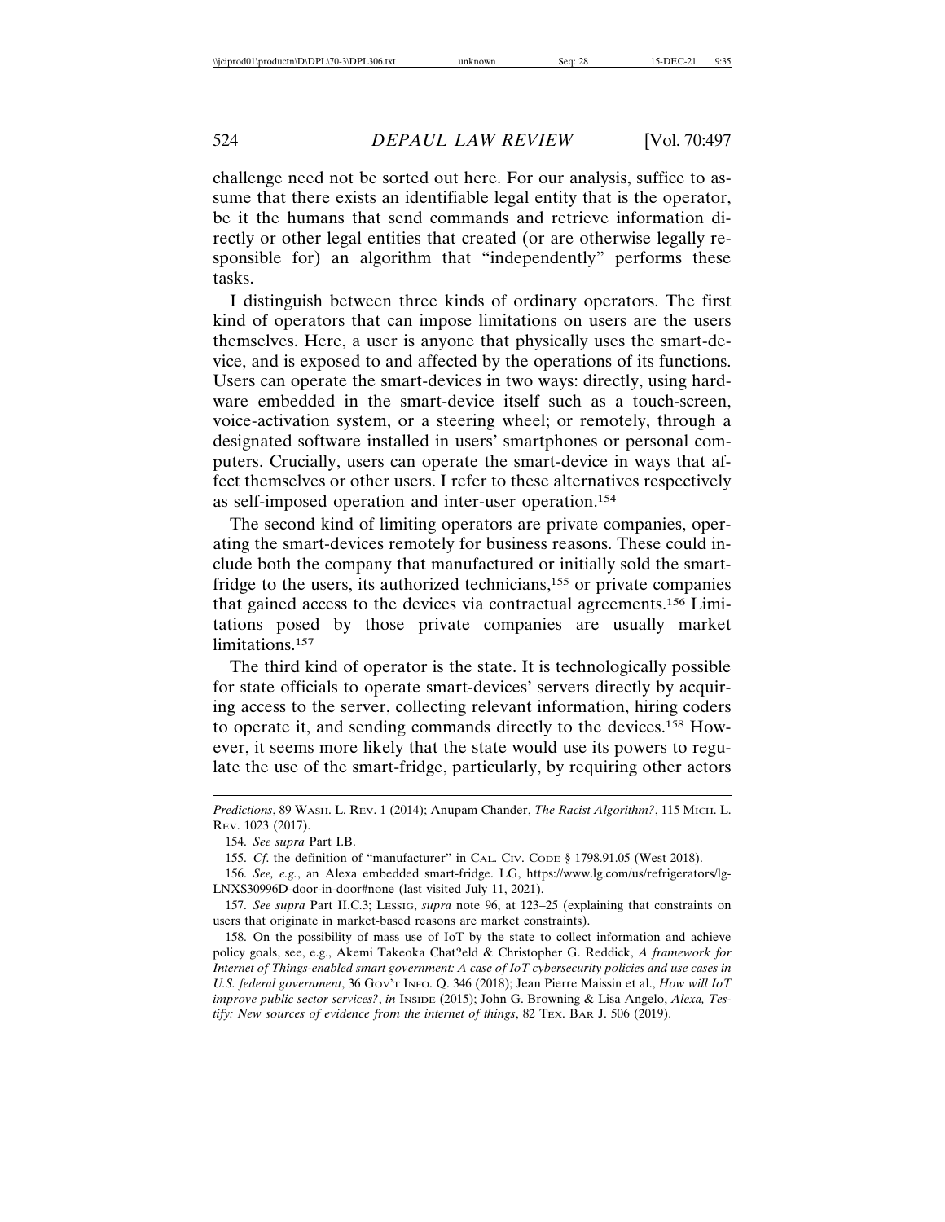challenge need not be sorted out here. For our analysis, suffice to assume that there exists an identifiable legal entity that is the operator, be it the humans that send commands and retrieve information directly or other legal entities that created (or are otherwise legally responsible for) an algorithm that "independently" performs these tasks.

I distinguish between three kinds of ordinary operators. The first kind of operators that can impose limitations on users are the users themselves. Here, a user is anyone that physically uses the smart-device, and is exposed to and affected by the operations of its functions. Users can operate the smart-devices in two ways: directly, using hardware embedded in the smart-device itself such as a touch-screen, voice-activation system, or a steering wheel; or remotely, through a designated software installed in users' smartphones or personal computers. Crucially, users can operate the smart-device in ways that affect themselves or other users. I refer to these alternatives respectively as self-imposed operation and inter-user operation.[154]

The second kind of limiting operators are private companies, operating the smart-devices remotely for business reasons. These could include both the company that manufactured or initially sold the smart-fridge to the users, its authorized technicians,[155] or private companies that gained access to the devices via contractual agreements.[156] Limitations posed by those private companies are usually market limitations.[157]

The third kind of operator is the state. It is technologically possible for state officials to operate smart-devices' servers directly by acquiring access to the server, collecting relevant information, hiring coders to operate it, and sending commands directly to the devices.[158] However, it seems more likely that the state would use its powers to regulate the use of the smart-fridge, particularly, by requiring other actors

---

*Predictions*, 89 WASH. L. REV. 1 (2014); Anupam Chander, *The Racist Algorithm?*, 115 MICH. L. REV. 1023 (2017).

154. *See supra* Part I.B.

155. *Cf.* the definition of "manufacturer" in CAL. CIV. CODE § 1798.91.05 (West 2018).

156. *See, e.g.*, an Alexa embedded smart-fridge. LG, https://www.lg.com/us/refrigerators/lg-LNXS30996D-door-in-door#none (last visited July 11, 2021).

157. *See supra* Part II.C.3; LESSIG, *supra* note 96, at 123–25 (explaining that constraints on users that originate in market-based reasons are market constraints).

158. On the possibility of mass use of IoT by the state to collect information and achieve policy goals, see, e.g., Akemi Takeoka Chat?eld & Christopher G. Reddick, *A framework for Internet of Things-enabled smart government: A case of IoT cybersecurity policies and use cases in U.S. federal government*, 36 GOV'T INFO. Q. 346 (2018); Jean Pierre Maissin et al., *How will IoT improve public sector services?*, *in* INSIDE (2015); John G. Browning & Lisa Angelo, *Alexa, Testify: New sources of evidence from the internet of things*, 82 TEX. BAR J. 506 (2019).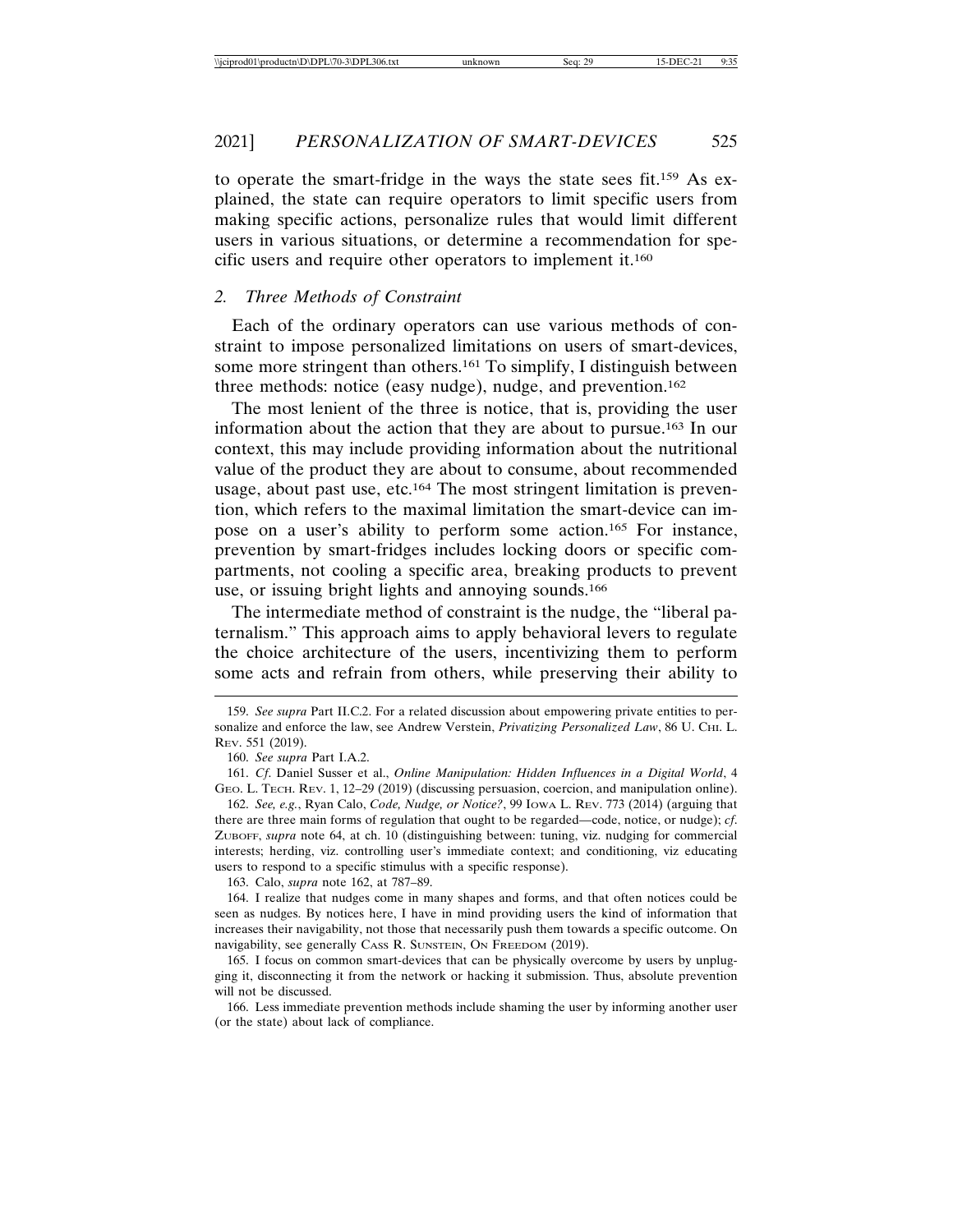to operate the smart-fridge in the ways the state sees fit.[159] As explained, the state can require operators to limit specific users from making specific actions, personalize rules that would limit different users in various situations, or determine a recommendation for specific users and require other operators to implement it.[160]

### 2. *Three Methods of Constraint*

Each of the ordinary operators can use various methods of constraint to impose personalized limitations on users of smart-devices, some more stringent than others.[161] To simplify, I distinguish between three methods: notice (easy nudge), nudge, and prevention.[162]

The most lenient of the three is notice, that is, providing the user information about the action that they are about to pursue.[163] In our context, this may include providing information about the nutritional value of the product they are about to consume, about recommended usage, about past use, etc.[164] The most stringent limitation is prevention, which refers to the maximal limitation the smart-device can impose on a user's ability to perform some action.[165] For instance, prevention by smart-fridges includes locking doors or specific compartments, not cooling a specific area, breaking products to prevent use, or issuing bright lights and annoying sounds.[166]

The intermediate method of constraint is the nudge, the "liberal paternalism." This approach aims to apply behavioral levers to regulate the choice architecture of the users, incentivizing them to perform some acts and refrain from others, while preserving their ability to

---

159. *See supra* Part II.C.2. For a related discussion about empowering private entities to personalize and enforce the law, see Andrew Verstein, *Privatizing Personalized Law*, 86 U. CHI. L. REV. 551 (2019).

160. *See supra* Part I.A.2.

161. *Cf*. Daniel Susser et al., *Online Manipulation: Hidden Influences in a Digital World*, 4 GEO. L. TECH. REV. 1, 12–29 (2019) (discussing persuasion, coercion, and manipulation online).

162. *See, e.g.*, Ryan Calo, *Code, Nudge, or Notice?*, 99 IOWA L. REV. 773 (2014) (arguing that there are three main forms of regulation that ought to be regarded—code, notice, or nudge); *cf*. ZUBOFF, *supra* note 64, at ch. 10 (distinguishing between: tuning, viz. nudging for commercial interests; herding, viz. controlling user's immediate context; and conditioning, viz educating users to respond to a specific stimulus with a specific response).

163. Calo, *supra* note 162, at 787–89.

164. I realize that nudges come in many shapes and forms, and that often notices could be seen as nudges. By notices here, I have in mind providing users the kind of information that increases their navigability, not those that necessarily push them towards a specific outcome. On navigability, see generally CASS R. SUNSTEIN, ON FREEDOM (2019).

165. I focus on common smart-devices that can be physically overcome by users by unplugging it, disconnecting it from the network or hacking it submission. Thus, absolute prevention will not be discussed.

166. Less immediate prevention methods include shaming the user by informing another user (or the state) about lack of compliance.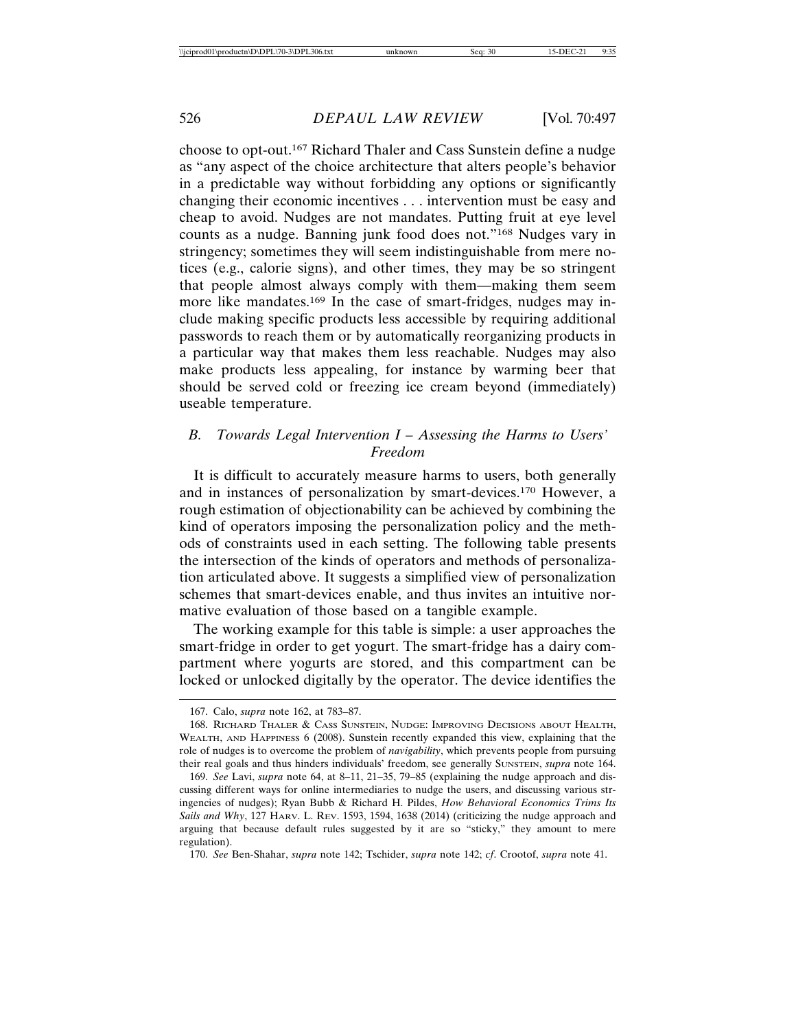choose to opt-out.[167] Richard Thaler and Cass Sunstein define a nudge as "any aspect of the choice architecture that alters people's behavior in a predictable way without forbidding any options or significantly changing their economic incentives . . . intervention must be easy and cheap to avoid. Nudges are not mandates. Putting fruit at eye level counts as a nudge. Banning junk food does not."[168] Nudges vary in stringency; sometimes they will seem indistinguishable from mere notices (e.g., calorie signs), and other times, they may be so stringent that people almost always comply with them—making them seem more like mandates.[169] In the case of smart-fridges, nudges may include making specific products less accessible by requiring additional passwords to reach them or by automatically reorganizing products in a particular way that makes them less reachable. Nudges may also make products less appealing, for instance by warming beer that should be served cold or freezing ice cream beyond (immediately) useable temperature.

### *B. Towards Legal Intervention I – Assessing the Harms to Users' Freedom*

It is difficult to accurately measure harms to users, both generally and in instances of personalization by smart-devices.[170] However, a rough estimation of objectionability can be achieved by combining the kind of operators imposing the personalization policy and the methods of constraints used in each setting. The following table presents the intersection of the kinds of operators and methods of personalization articulated above. It suggests a simplified view of personalization schemes that smart-devices enable, and thus invites an intuitive normative evaluation of those based on a tangible example.

The working example for this table is simple: a user approaches the smart-fridge in order to get yogurt. The smart-fridge has a dairy compartment where yogurts are stored, and this compartment can be locked or unlocked digitally by the operator. The device identifies the

---

167. Calo, *supra* note 162, at 783–87.

168. Richard Thaler & Cass Sunstein, Nudge: Improving Decisions about Health, Wealth, and Happiness 6 (2008). Sunstein recently expanded this view, explaining that the role of nudges is to overcome the problem of *navigability*, which prevents people from pursuing their real goals and thus hinders individuals' freedom, see generally Sunstein, *supra* note 164.

169. *See* Lavi, *supra* note 64, at 8–11, 21–35, 79–85 (explaining the nudge approach and discussing different ways for online intermediaries to nudge the users, and discussing various stringencies of nudges); Ryan Bubb & Richard H. Pildes, *How Behavioral Economics Trims Its Sails and Why*, 127 Harv. L. Rev. 1593, 1594, 1638 (2014) (criticizing the nudge approach and arguing that because default rules suggested by it are so "sticky," they amount to mere regulation).

170. *See* Ben-Shahar, *supra* note 142; Tschider, *supra* note 142; *cf*. Crootof, *supra* note 41.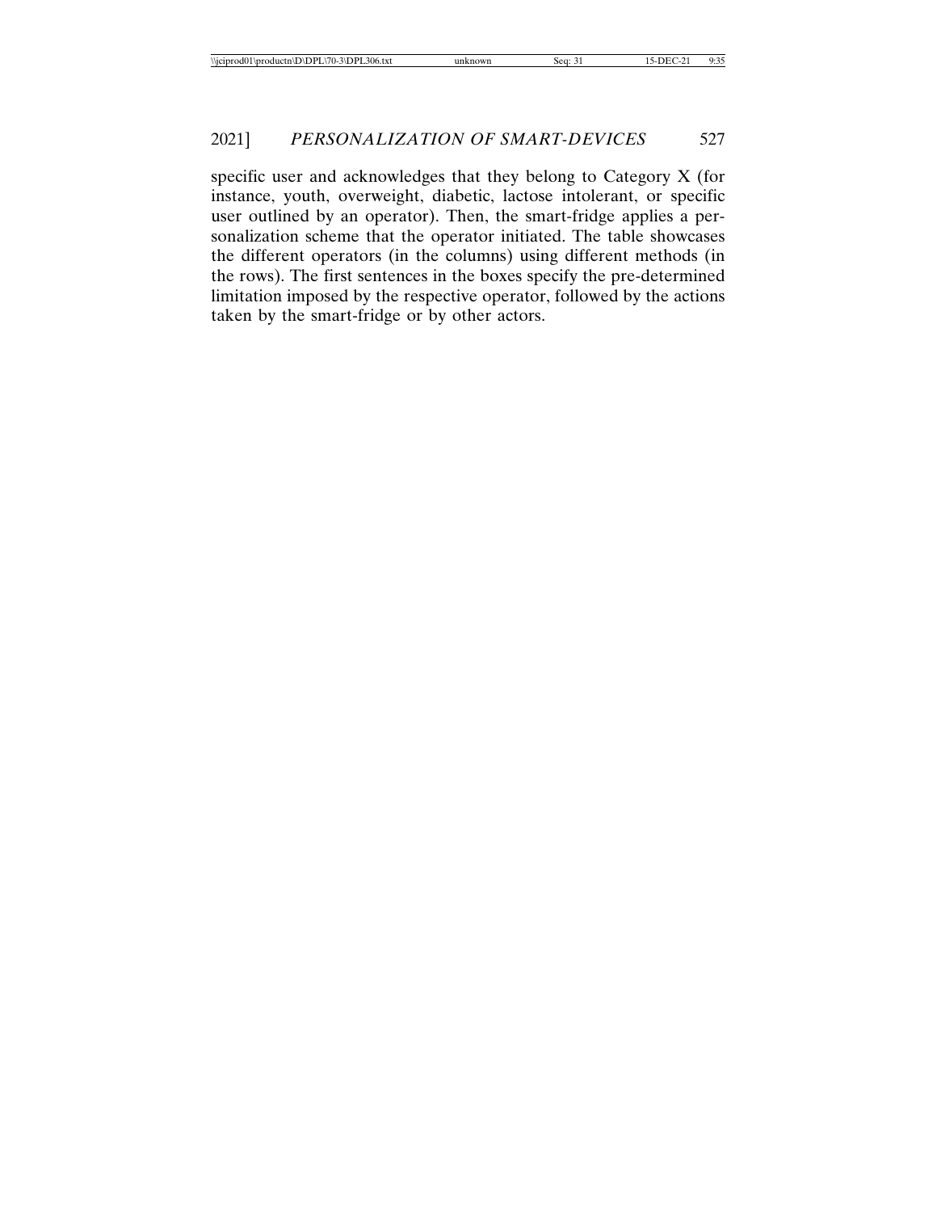specific user and acknowledges that they belong to Category X (for instance, youth, overweight, diabetic, lactose intolerant, or specific user outlined by an operator). Then, the smart-fridge applies a personalization scheme that the operator initiated. The table showcases the different operators (in the columns) using different methods (in the rows). The first sentences in the boxes specify the pre-determined limitation imposed by the respective operator, followed by the actions taken by the smart-fridge or by other actors.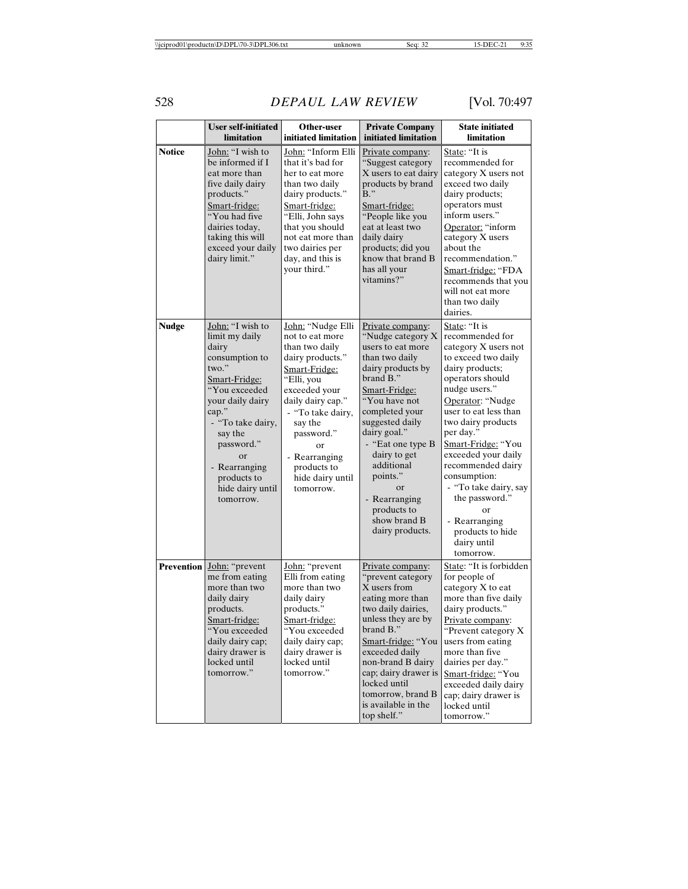| | User self-initiated limitation | Other-user initiated limitation | Private Company initiated limitation | State initiated limitation |
|---|---|---|---|---|
| **Notice** | John: "I wish to be informed if I eat more than five daily dairy products." Smart-fridge: "You had five dairies today, taking this will exceed your daily dairy limit." | John: "Inform Elli that it's bad for her to eat more than two daily dairy products." Smart-fridge: "Elli, John says that you should not eat more than two dairies per day, and this is your third." | Private company: "Suggest category X users to eat dairy products by brand B." Smart-fridge: "People like you eat at least two daily dairy products; did you know that brand B has all your vitamins?" | State: "It is recommended for category X users not exceed two daily dairy products; operators must inform users." Operator: "inform category X users about the recommendation." Smart-fridge: "FDA recommends that you will not eat more than two daily dairies. |
| **Nudge** | John: "I wish to limit my daily dairy consumption to two." Smart-Fridge: "You exceeded your daily dairy cap." - "To take dairy, say the password." or - Rearranging products to hide dairy until tomorrow. | John: "Nudge Elli not to eat more than two daily dairy products." Smart-Fridge: "Elli, you exceeded your daily dairy cap." - "To take dairy, say the password." or - Rearranging products to hide dairy until tomorrow. | Private company: "Nudge category X users to eat more than two daily dairy products by brand B." Smart-Fridge: "You have not completed your suggested daily dairy goal." - "Eat one type B dairy to get additional points." or - Rearranging products to show brand B dairy products. | State: "It is recommended for category X users not to exceed two daily dairy products; operators should nudge users." Operator: "Nudge user to eat less than two dairy products per day." Smart-Fridge: "You exceeded your daily recommended dairy consumption: - "To take dairy, say the password." or - Rearranging products to hide dairy until tomorrow. |
| **Prevention** | John: "prevent me from eating more than two daily dairy products. Smart-fridge: "You exceeded daily dairy cap; dairy drawer is locked until tomorrow." | John: "prevent Elli from eating more than two daily dairy products." Smart-fridge: "You exceeded daily dairy cap; dairy drawer is locked until tomorrow." | Private company: "prevent category X users from eating more than two daily dairies, unless they are by brand B." Smart-fridge: "You exceeded daily non-brand B dairy cap; dairy drawer is locked until tomorrow, brand B is available in the top shelf." | State: "It is forbidden for people of category X to eat more than five daily dairy products." Private company: "Prevent category X users from eating more than five dairies per day." Smart-fridge: "You exceeded daily dairy cap; dairy drawer is locked until tomorrow." |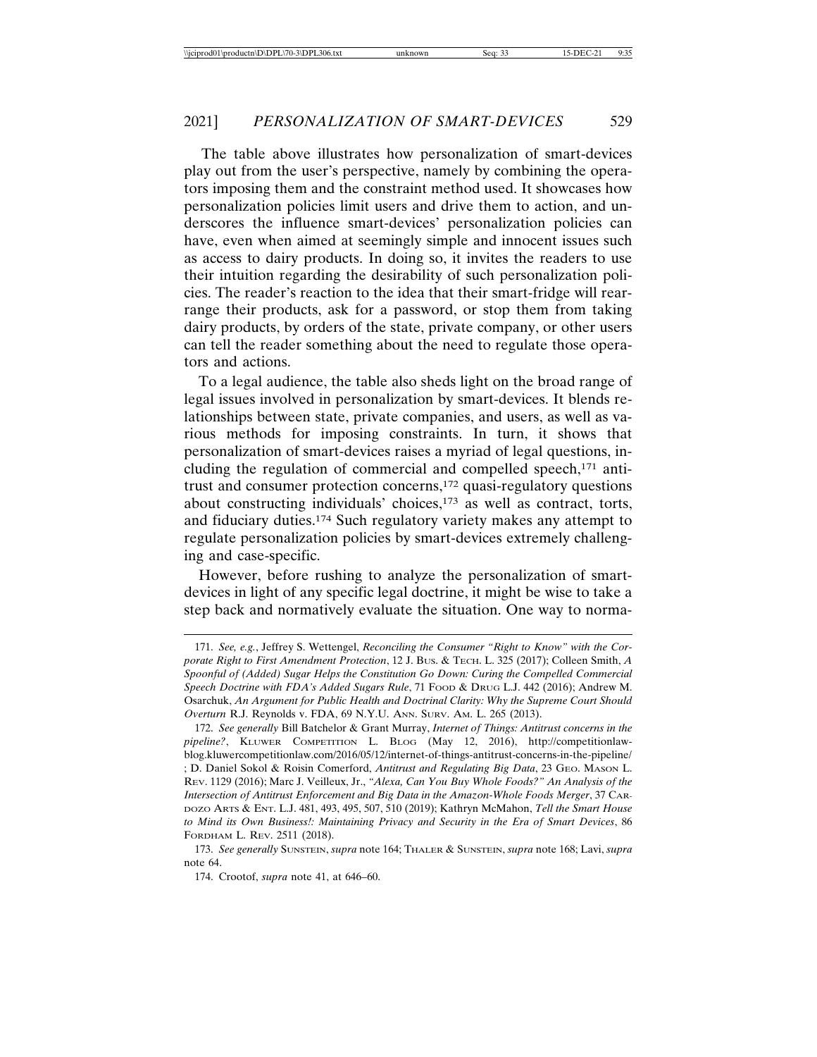The table above illustrates how personalization of smart-devices play out from the user's perspective, namely by combining the operators imposing them and the constraint method used. It showcases how personalization policies limit users and drive them to action, and underscores the influence smart-devices' personalization policies can have, even when aimed at seemingly simple and innocent issues such as access to dairy products. In doing so, it invites the readers to use their intuition regarding the desirability of such personalization policies. The reader's reaction to the idea that their smart-fridge will rearrange their products, ask for a password, or stop them from taking dairy products, by orders of the state, private company, or other users can tell the reader something about the need to regulate those operators and actions.

To a legal audience, the table also sheds light on the broad range of legal issues involved in personalization by smart-devices. It blends relationships between state, private companies, and users, as well as various methods for imposing constraints. In turn, it shows that personalization of smart-devices raises a myriad of legal questions, including the regulation of commercial and compelled speech,[171] antitrust and consumer protection concerns,[172] quasi-regulatory questions about constructing individuals' choices,[173] as well as contract, torts, and fiduciary duties.[174] Such regulatory variety makes any attempt to regulate personalization policies by smart-devices extremely challenging and case-specific.

However, before rushing to analyze the personalization of smart-devices in light of any specific legal doctrine, it might be wise to take a step back and normatively evaluate the situation. One way to norma-

---

171. *See, e.g.*, Jeffrey S. Wettengel, *Reconciling the Consumer "Right to Know" with the Corporate Right to First Amendment Protection*, 12 J. Bus. & Tech. L. 325 (2017); Colleen Smith, *A Spoonful of (Added) Sugar Helps the Constitution Go Down: Curing the Compelled Commercial Speech Doctrine with FDA's Added Sugars Rule*, 71 Food & Drug L.J. 442 (2016); Andrew M. Osarchuk, *An Argument for Public Health and Doctrinal Clarity: Why the Supreme Court Should Overturn* R.J. Reynolds v. FDA, 69 N.Y.U. Ann. Surv. Am. L. 265 (2013).

172. *See generally* Bill Batchelor & Grant Murray, *Internet of Things: Antitrust concerns in the pipeline?*, Kluwer Competition L. Blog (May 12, 2016), http://competitionlawblog.kluwercompetitionlaw.com/2016/05/12/internet-of-things-antitrust-concerns-in-the-pipeline/ ; D. Daniel Sokol & Roisin Comerford, *Antitrust and Regulating Big Data*, 23 Geo. Mason L. Rev. 1129 (2016); Marc J. Veilleux, Jr., *"Alexa, Can You Buy Whole Foods?" An Analysis of the Intersection of Antitrust Enforcement and Big Data in the Amazon-Whole Foods Merger*, 37 Cardozo Arts & Ent. L.J. 481, 493, 495, 507, 510 (2019); Kathryn McMahon, *Tell the Smart House to Mind its Own Business!: Maintaining Privacy and Security in the Era of Smart Devices*, 86 Fordham L. Rev. 2511 (2018).

173. *See generally* Sunstein, *supra* note 164; Thaler & Sunstein, *supra* note 168; Lavi, *supra* note 64.

174. Crootof, *supra* note 41, at 646–60.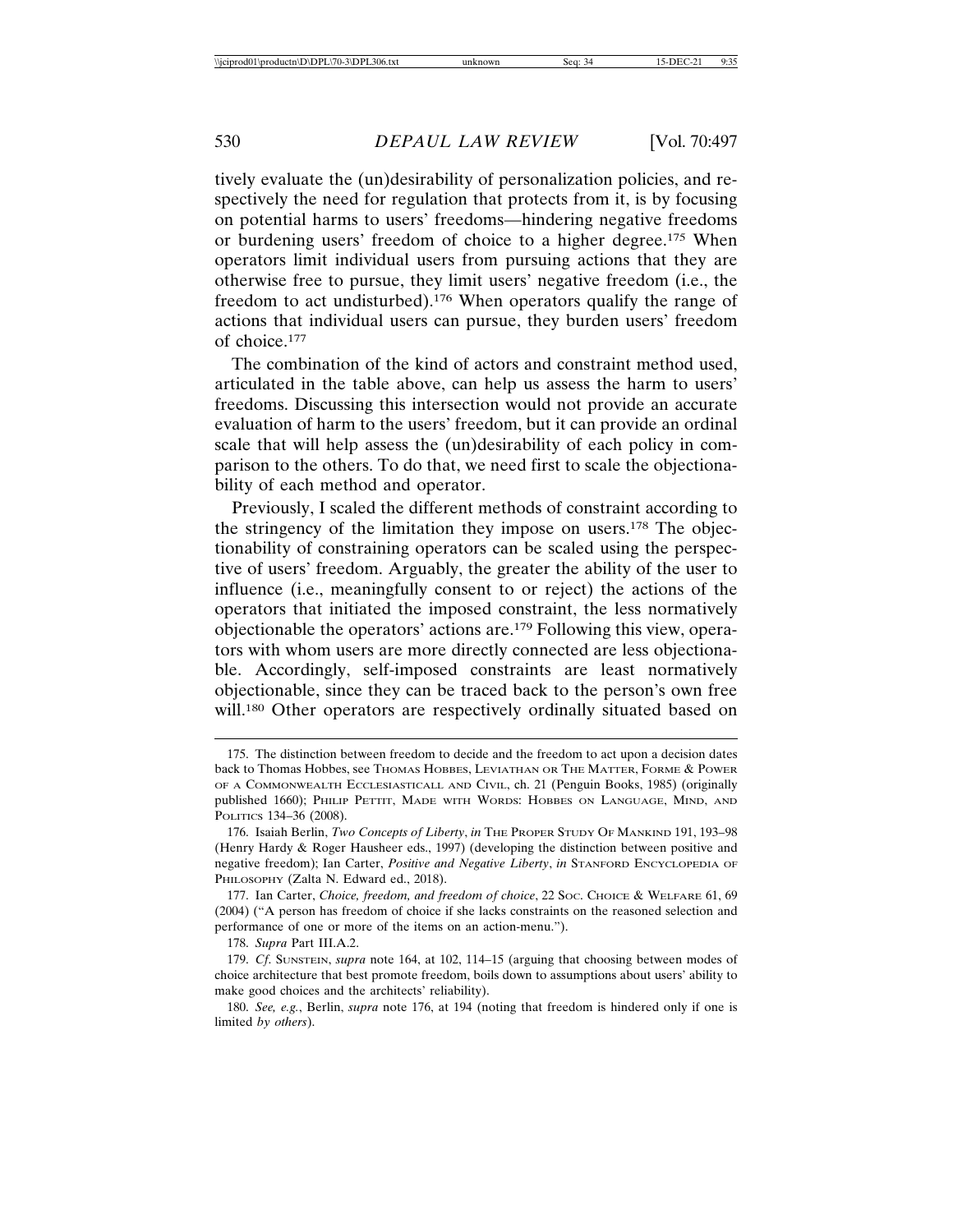tively evaluate the (un)desirability of personalization policies, and respectively the need for regulation that protects from it, is by focusing on potential harms to users' freedoms—hindering negative freedoms or burdening users' freedom of choice to a higher degree.[175] When operators limit individual users from pursuing actions that they are otherwise free to pursue, they limit users' negative freedom (i.e., the freedom to act undisturbed).[176] When operators qualify the range of actions that individual users can pursue, they burden users' freedom of choice.[177]

The combination of the kind of actors and constraint method used, articulated in the table above, can help us assess the harm to users' freedoms. Discussing this intersection would not provide an accurate evaluation of harm to the users' freedom, but it can provide an ordinal scale that will help assess the (un)desirability of each policy in comparison to the others. To do that, we need first to scale the objectionability of each method and operator.

Previously, I scaled the different methods of constraint according to the stringency of the limitation they impose on users.[178] The objectionability of constraining operators can be scaled using the perspective of users' freedom. Arguably, the greater the ability of the user to influence (i.e., meaningfully consent to or reject) the actions of the operators that initiated the imposed constraint, the less normatively objectionable the operators' actions are.[179] Following this view, operators with whom users are more directly connected are less objectionable. Accordingly, self-imposed constraints are least normatively objectionable, since they can be traced back to the person's own free will.[180] Other operators are respectively ordinally situated based on

---

175. The distinction between freedom to decide and the freedom to act upon a decision dates back to Thomas Hobbes, see THOMAS HOBBES, LEVIATHAN OR THE MATTER, FORME & POWER OF A COMMONWEALTH ECCLESIASTICALL AND CIVIL, ch. 21 (Penguin Books, 1985) (originally published 1660); PHILIP PETTIT, MADE WITH WORDS: HOBBES ON LANGUAGE, MIND, AND POLITICS 134–36 (2008).

176. Isaiah Berlin, *Two Concepts of Liberty*, *in* THE PROPER STUDY OF MANKIND 191, 193–98 (Henry Hardy & Roger Hausheer eds., 1997) (developing the distinction between positive and negative freedom); Ian Carter, *Positive and Negative Liberty*, *in* STANFORD ENCYCLOPEDIA OF PHILOSOPHY (Zalta N. Edward ed., 2018).

177. Ian Carter, *Choice, freedom, and freedom of choice*, 22 SOC. CHOICE & WELFARE 61, 69 (2004) ("A person has freedom of choice if she lacks constraints on the reasoned selection and performance of one or more of the items on an action-menu.").

178. *Supra* Part III.A.2.

179. *Cf.* SUNSTEIN, *supra* note 164, at 102, 114–15 (arguing that choosing between modes of choice architecture that best promote freedom, boils down to assumptions about users' ability to make good choices and the architects' reliability).

180. *See, e.g.*, Berlin, *supra* note 176, at 194 (noting that freedom is hindered only if one is limited *by others*).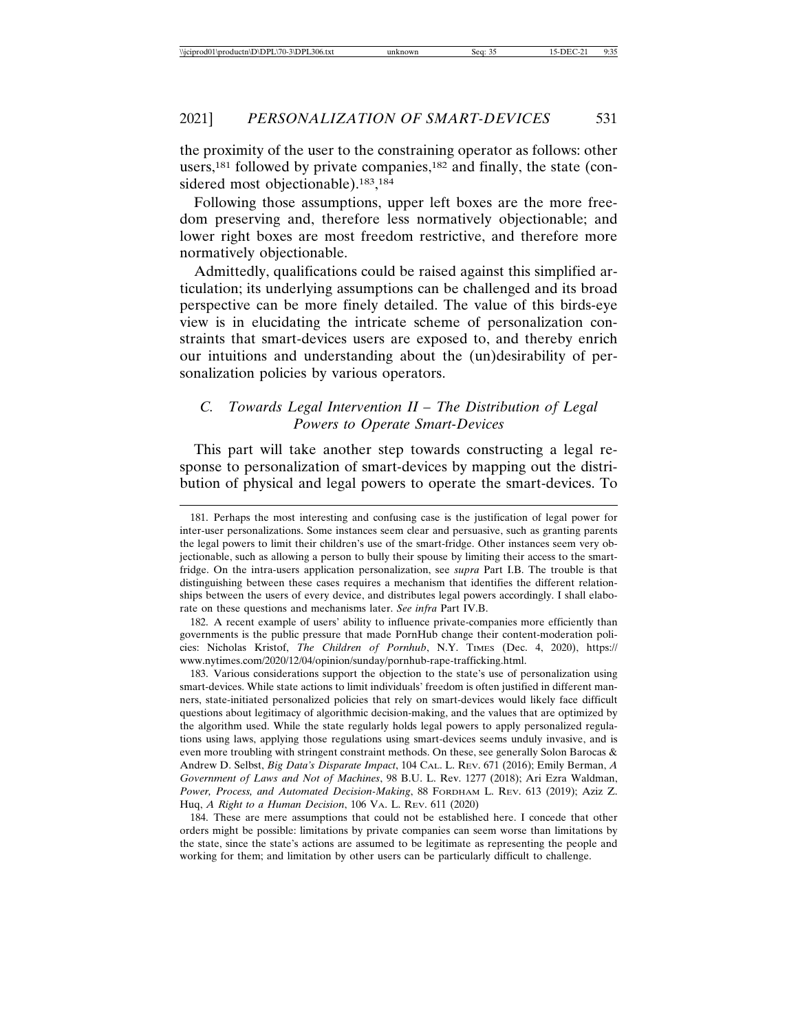the proximity of the user to the constraining operator as follows: other users,[181] followed by private companies,[182] and finally, the state (considered most objectionable).[183],[184]

Following those assumptions, upper left boxes are the more freedom preserving and, therefore less normatively objectionable; and lower right boxes are most freedom restrictive, and therefore more normatively objectionable.

Admittedly, qualifications could be raised against this simplified articulation; its underlying assumptions can be challenged and its broad perspective can be more finely detailed. The value of this birds-eye view is in elucidating the intricate scheme of personalization constraints that smart-devices users are exposed to, and thereby enrich our intuitions and understanding about the (un)desirability of personalization policies by various operators.

### *C. Towards Legal Intervention II – The Distribution of Legal Powers to Operate Smart-Devices*

This part will take another step towards constructing a legal response to personalization of smart-devices by mapping out the distribution of physical and legal powers to operate the smart-devices. To

---

181. Perhaps the most interesting and confusing case is the justification of legal power for inter-user personalizations. Some instances seem clear and persuasive, such as granting parents the legal powers to limit their children's use of the smart-fridge. Other instances seem very objectionable, such as allowing a person to bully their spouse by limiting their access to the smart-fridge. On the intra-users application personalization, see *supra* Part I.B. The trouble is that distinguishing between these cases requires a mechanism that identifies the different relationships between the users of every device, and distributes legal powers accordingly. I shall elaborate on these questions and mechanisms later. *See infra* Part IV.B.

182. A recent example of users' ability to influence private-companies more efficiently than governments is the public pressure that made PornHub change their content-moderation policies: Nicholas Kristof, *The Children of Pornhub*, N.Y. Times (Dec. 4, 2020), https://www.nytimes.com/2020/12/04/opinion/sunday/pornhub-rape-trafficking.html.

183. Various considerations support the objection to the state's use of personalization using smart-devices. While state actions to limit individuals' freedom is often justified in different manners, state-initiated personalized policies that rely on smart-devices would likely face difficult questions about legitimacy of algorithmic decision-making, and the values that are optimized by the algorithm used. While the state regularly holds legal powers to apply personalized regulations using laws, applying those regulations using smart-devices seems unduly invasive, and is even more troubling with stringent constraint methods. On these, see generally Solon Barocas & Andrew D. Selbst, *Big Data's Disparate Impact*, 104 Cal. L. Rev. 671 (2016); Emily Berman, *A Government of Laws and Not of Machines*, 98 B.U. L. Rev. 1277 (2018); Ari Ezra Waldman, *Power, Process, and Automated Decision-Making*, 88 Fordham L. Rev. 613 (2019); Aziz Z. Huq, *A Right to a Human Decision*, 106 Va. L. Rev. 611 (2020)

184. These are mere assumptions that could not be established here. I concede that other orders might be possible: limitations by private companies can seem worse than limitations by the state, since the state's actions are assumed to be legitimate as representing the people and working for them; and limitation by other users can be particularly difficult to challenge.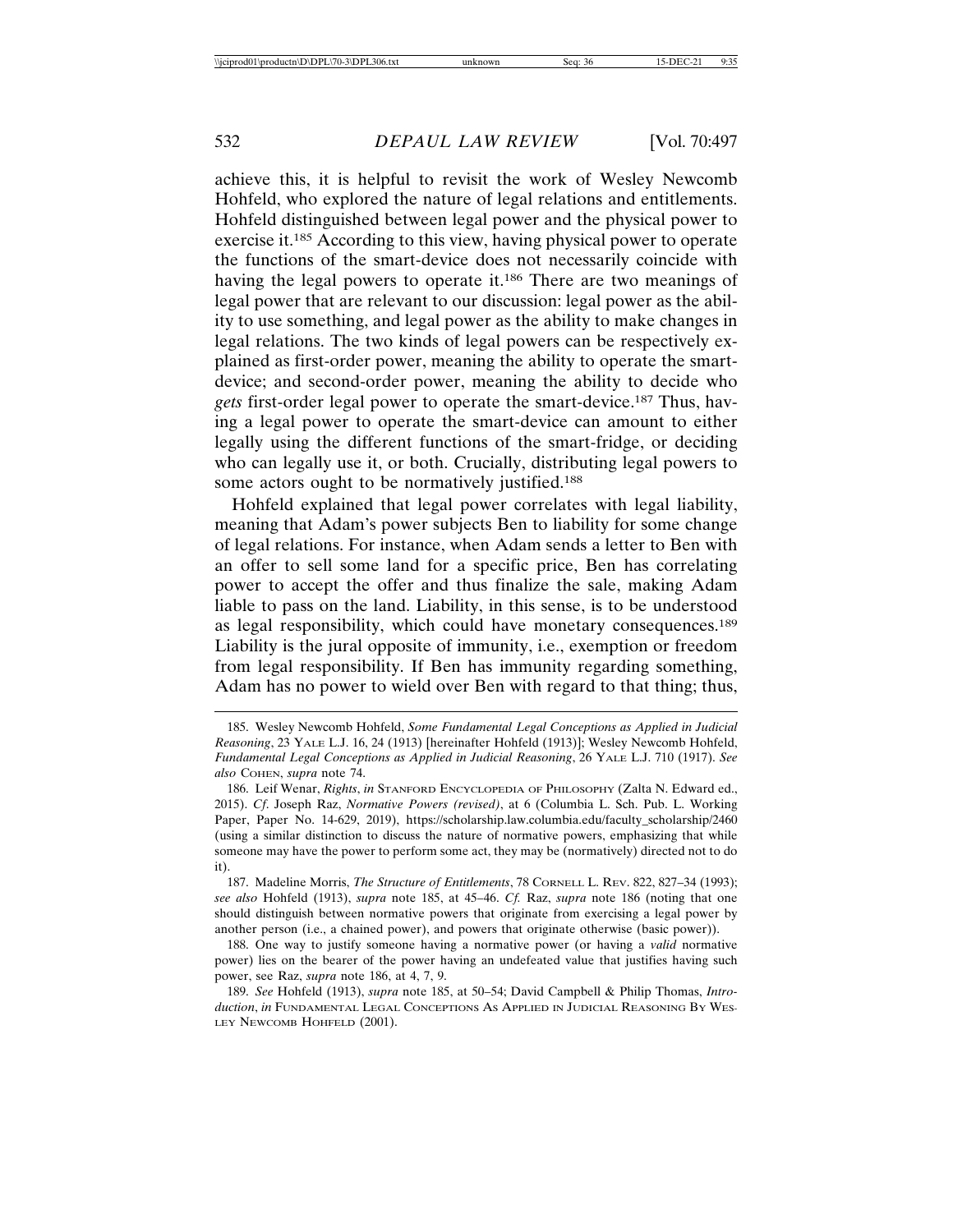achieve this, it is helpful to revisit the work of Wesley Newcomb Hohfeld, who explored the nature of legal relations and entitlements. Hohfeld distinguished between legal power and the physical power to exercise it.[185] According to this view, having physical power to operate the functions of the smart-device does not necessarily coincide with having the legal powers to operate it.[186] There are two meanings of legal power that are relevant to our discussion: legal power as the ability to use something, and legal power as the ability to make changes in legal relations. The two kinds of legal powers can be respectively explained as first-order power, meaning the ability to operate the smart-device; and second-order power, meaning the ability to decide who *gets* first-order legal power to operate the smart-device.[187] Thus, having a legal power to operate the smart-device can amount to either legally using the different functions of the smart-fridge, or deciding who can legally use it, or both. Crucially, distributing legal powers to some actors ought to be normatively justified.[188]

Hohfeld explained that legal power correlates with legal liability, meaning that Adam's power subjects Ben to liability for some change of legal relations. For instance, when Adam sends a letter to Ben with an offer to sell some land for a specific price, Ben has correlating power to accept the offer and thus finalize the sale, making Adam liable to pass on the land. Liability, in this sense, is to be understood as legal responsibility, which could have monetary consequences.[189] Liability is the jural opposite of immunity, i.e., exemption or freedom from legal responsibility. If Ben has immunity regarding something, Adam has no power to wield over Ben with regard to that thing; thus,

---

185. Wesley Newcomb Hohfeld, *Some Fundamental Legal Conceptions as Applied in Judicial Reasoning*, 23 YALE L.J. 16, 24 (1913) [hereinafter Hohfeld (1913)]; Wesley Newcomb Hohfeld, *Fundamental Legal Conceptions as Applied in Judicial Reasoning*, 26 YALE L.J. 710 (1917). *See also* COHEN, *supra* note 74.

186. Leif Wenar, *Rights*, *in* STANFORD ENCYCLOPEDIA OF PHILOSOPHY (Zalta N. Edward ed., 2015). *Cf*. Joseph Raz, *Normative Powers (revised)*, at 6 (Columbia L. Sch. Pub. L. Working Paper, Paper No. 14-629, 2019), https://scholarship.law.columbia.edu/faculty_scholarship/2460 (using a similar distinction to discuss the nature of normative powers, emphasizing that while someone may have the power to perform some act, they may be (normatively) directed not to do it).

187. Madeline Morris, *The Structure of Entitlements*, 78 CORNELL L. REV. 822, 827–34 (1993); *see also* Hohfeld (1913), *supra* note 185, at 45–46. *Cf.* Raz, *supra* note 186 (noting that one should distinguish between normative powers that originate from exercising a legal power by another person (i.e., a chained power), and powers that originate otherwise (basic power)).

188. One way to justify someone having a normative power (or having a *valid* normative power) lies on the bearer of the power having an undefeated value that justifies having such power, see Raz, *supra* note 186, at 4, 7, 9.

189. *See* Hohfeld (1913), *supra* note 185, at 50–54; David Campbell & Philip Thomas, *Introduction*, *in* FUNDAMENTAL LEGAL CONCEPTIONS AS APPLIED IN JUDICIAL REASONING BY WESLEY NEWCOMB HOHFELD (2001).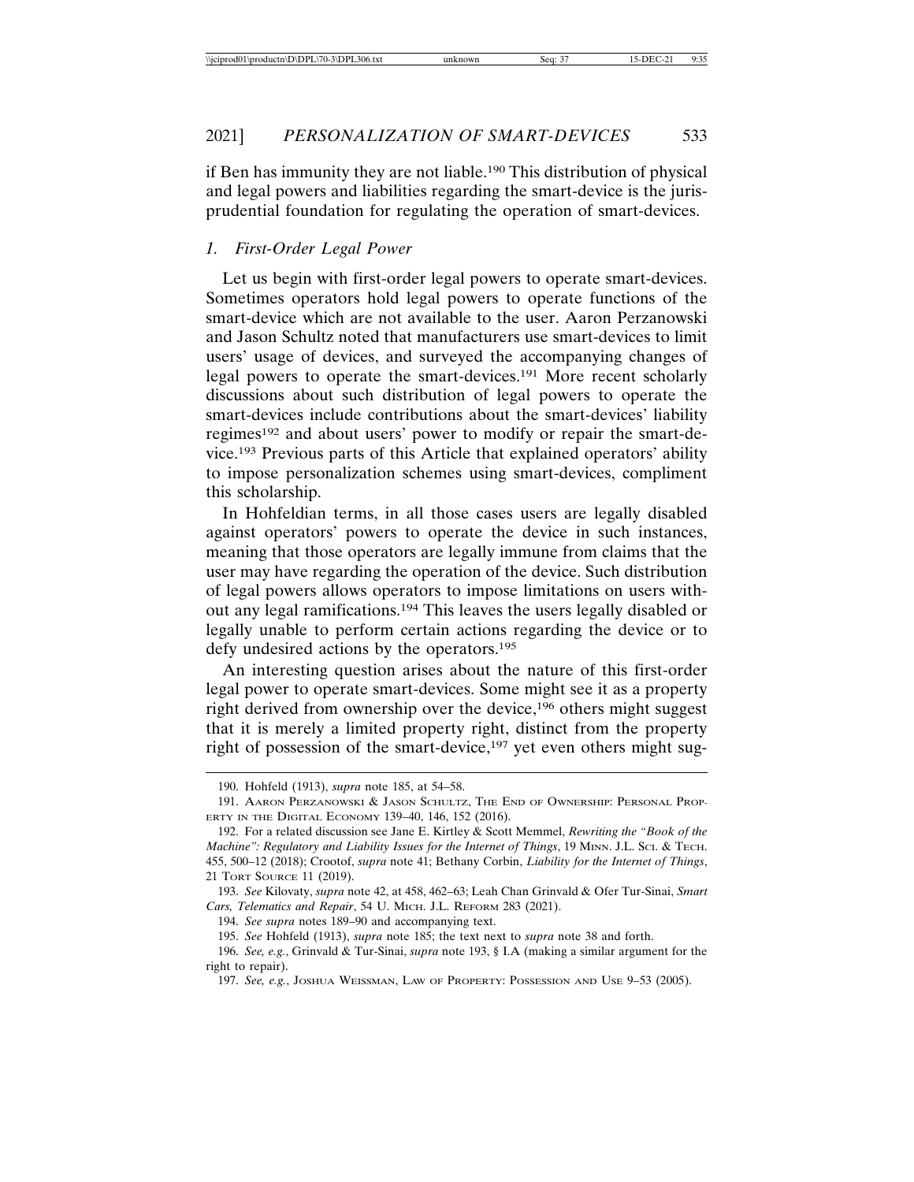if Ben has immunity they are not liable.[190] This distribution of physical and legal powers and liabilities regarding the smart-device is the jurisprudential foundation for regulating the operation of smart-devices.

### 1. *First-Order Legal Power*

Let us begin with first-order legal powers to operate smart-devices. Sometimes operators hold legal powers to operate functions of the smart-device which are not available to the user. Aaron Perzanowski and Jason Schultz noted that manufacturers use smart-devices to limit users' usage of devices, and surveyed the accompanying changes of legal powers to operate the smart-devices.[191] More recent scholarly discussions about such distribution of legal powers to operate the smart-devices include contributions about the smart-devices' liability regimes[192] and about users' power to modify or repair the smart-device.[193] Previous parts of this Article that explained operators' ability to impose personalization schemes using smart-devices, compliment this scholarship.

In Hohfeldian terms, in all those cases users are legally disabled against operators' powers to operate the device in such instances, meaning that those operators are legally immune from claims that the user may have regarding the operation of the device. Such distribution of legal powers allows operators to impose limitations on users without any legal ramifications.[194] This leaves the users legally disabled or legally unable to perform certain actions regarding the device or to defy undesired actions by the operators.[195]

An interesting question arises about the nature of this first-order legal power to operate smart-devices. Some might see it as a property right derived from ownership over the device,[196] others might suggest that it is merely a limited property right, distinct from the property right of possession of the smart-device,[197] yet even others might sug-

---

190. Hohfeld (1913), *supra* note 185, at 54–58.

191. Aaron Perzanowski & Jason Schultz, The End of Ownership: Personal Property in the Digital Economy 139–40, 146, 152 (2016).

192. For a related discussion see Jane E. Kirtley & Scott Memmel, *Rewriting the "Book of the Machine": Regulatory and Liability Issues for the Internet of Things*, 19 Minn. J.L. Sci. & Tech. 455, 500–12 (2018); Crootof, *supra* note 41; Bethany Corbin, *Liability for the Internet of Things*, 21 Tort Source 11 (2019).

193. *See* Kilovaty, *supra* note 42, at 458, 462–63; Leah Chan Grinvald & Ofer Tur-Sinai, *Smart Cars, Telematics and Repair*, 54 U. Mich. J.L. Reform 283 (2021).

194. *See supra* notes 189–90 and accompanying text.

195. *See* Hohfeld (1913), *supra* note 185; the text next to *supra* note 38 and forth.

196. *See, e.g.*, Grinvald & Tur-Sinai, *supra* note 193, § I.A (making a similar argument for the right to repair).

197. *See, e.g.*, Joshua Weissman, Law of Property: Possession and Use 9–53 (2005).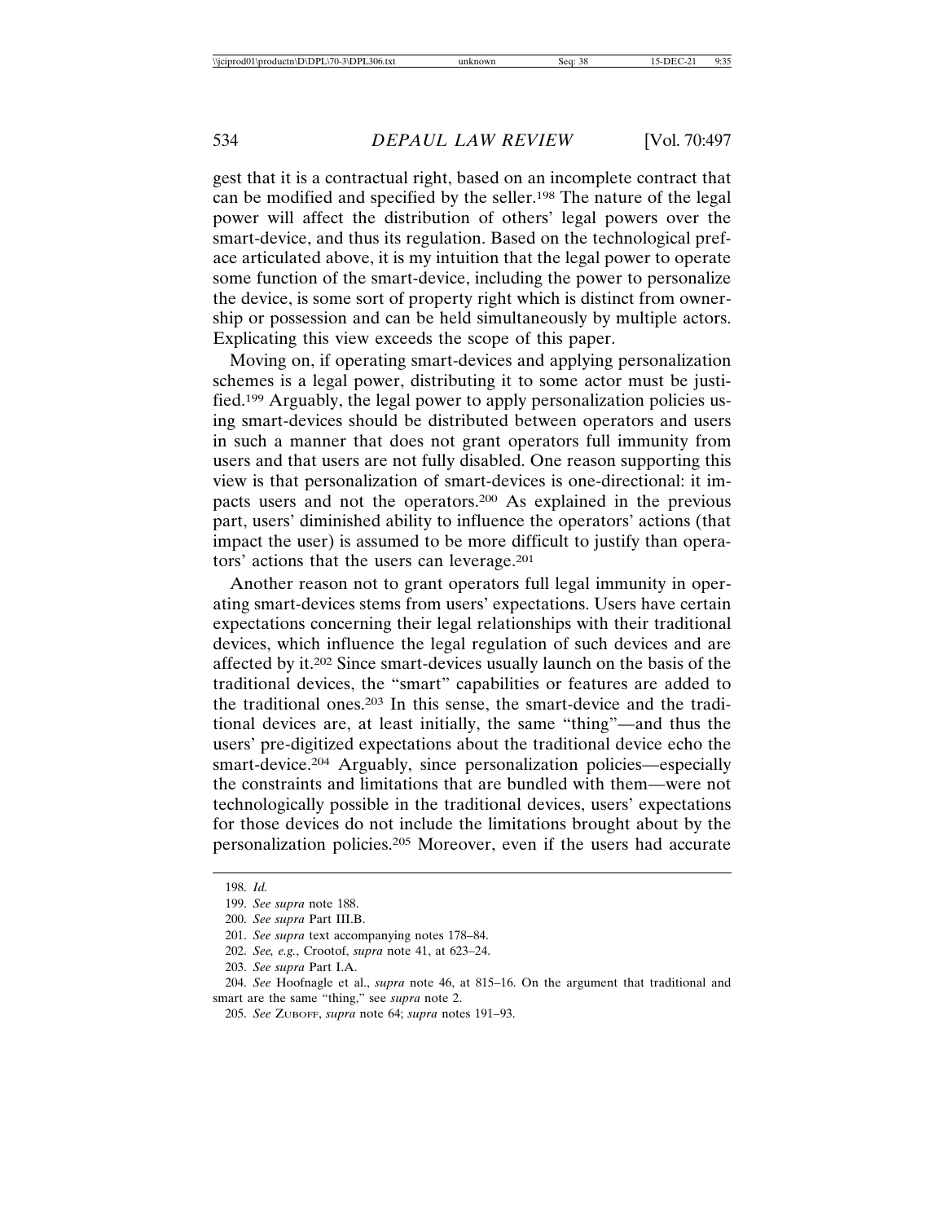gest that it is a contractual right, based on an incomplete contract that can be modified and specified by the seller.[198] The nature of the legal power will affect the distribution of others' legal powers over the smart-device, and thus its regulation. Based on the technological preface articulated above, it is my intuition that the legal power to operate some function of the smart-device, including the power to personalize the device, is some sort of property right which is distinct from ownership or possession and can be held simultaneously by multiple actors. Explicating this view exceeds the scope of this paper.

Moving on, if operating smart-devices and applying personalization schemes is a legal power, distributing it to some actor must be justified.[199] Arguably, the legal power to apply personalization policies using smart-devices should be distributed between operators and users in such a manner that does not grant operators full immunity from users and that users are not fully disabled. One reason supporting this view is that personalization of smart-devices is one-directional: it impacts users and not the operators.[200] As explained in the previous part, users' diminished ability to influence the operators' actions (that impact the user) is assumed to be more difficult to justify than operators' actions that the users can leverage.[201]

Another reason not to grant operators full legal immunity in operating smart-devices stems from users' expectations. Users have certain expectations concerning their legal relationships with their traditional devices, which influence the legal regulation of such devices and are affected by it.[202] Since smart-devices usually launch on the basis of the traditional devices, the "smart" capabilities or features are added to the traditional ones.[203] In this sense, the smart-device and the traditional devices are, at least initially, the same "thing"—and thus the users' pre-digitized expectations about the traditional device echo the smart-device.[204] Arguably, since personalization policies—especially the constraints and limitations that are bundled with them—were not technologically possible in the traditional devices, users' expectations for those devices do not include the limitations brought about by the personalization policies.[205] Moreover, even if the users had accurate

198. *Id.*

199. *See supra* note 188.

200. *See supra* Part III.B.

201. *See supra* text accompanying notes 178–84.

202. *See, e.g.*, Crootof, *supra* note 41, at 623–24.

203. *See supra* Part I.A.

204. *See* Hoofnagle et al., *supra* note 46, at 815–16. On the argument that traditional and smart are the same "thing," see *supra* note 2.

205. *See* Zuboff, *supra* note 64; *supra* notes 191–93.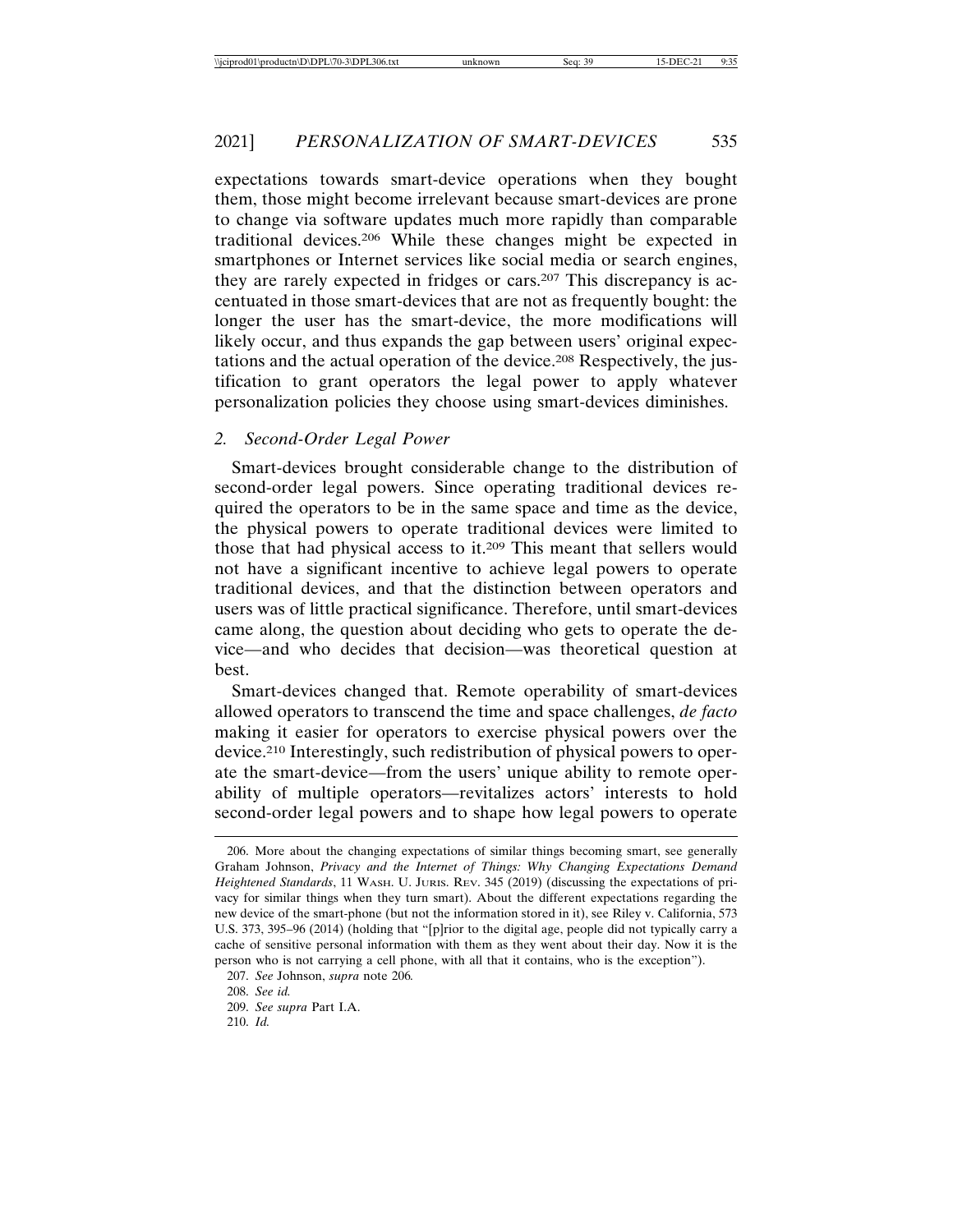expectations towards smart-device operations when they bought them, those might become irrelevant because smart-devices are prone to change via software updates much more rapidly than comparable traditional devices.[206] While these changes might be expected in smartphones or Internet services like social media or search engines, they are rarely expected in fridges or cars.[207] This discrepancy is accentuated in those smart-devices that are not as frequently bought: the longer the user has the smart-device, the more modifications will likely occur, and thus expands the gap between users' original expectations and the actual operation of the device.[208] Respectively, the justification to grant operators the legal power to apply whatever personalization policies they choose using smart-devices diminishes.

### 2. *Second-Order Legal Power*

Smart-devices brought considerable change to the distribution of second-order legal powers. Since operating traditional devices required the operators to be in the same space and time as the device, the physical powers to operate traditional devices were limited to those that had physical access to it.[209] This meant that sellers would not have a significant incentive to achieve legal powers to operate traditional devices, and that the distinction between operators and users was of little practical significance. Therefore, until smart-devices came along, the question about deciding who gets to operate the device—and who decides that decision—was theoretical question at best.

Smart-devices changed that. Remote operability of smart-devices allowed operators to transcend the time and space challenges, *de facto* making it easier for operators to exercise physical powers over the device.[210] Interestingly, such redistribution of physical powers to operate the smart-device—from the users' unique ability to remote operability of multiple operators—revitalizes actors' interests to hold second-order legal powers and to shape how legal powers to operate

---

206. More about the changing expectations of similar things becoming smart, see generally Graham Johnson, *Privacy and the Internet of Things: Why Changing Expectations Demand Heightened Standards*, 11 Wash. U. Juris. Rev. 345 (2019) (discussing the expectations of privacy for similar things when they turn smart). About the different expectations regarding the new device of the smart-phone (but not the information stored in it), see Riley v. California, 573 U.S. 373, 395–96 (2014) (holding that "[p]rior to the digital age, people did not typically carry a cache of sensitive personal information with them as they went about their day. Now it is the person who is not carrying a cell phone, with all that it contains, who is the exception").

207. *See* Johnson, *supra* note 206*.*

208. *See id.*

209. *See supra* Part I.A.

210. *Id.*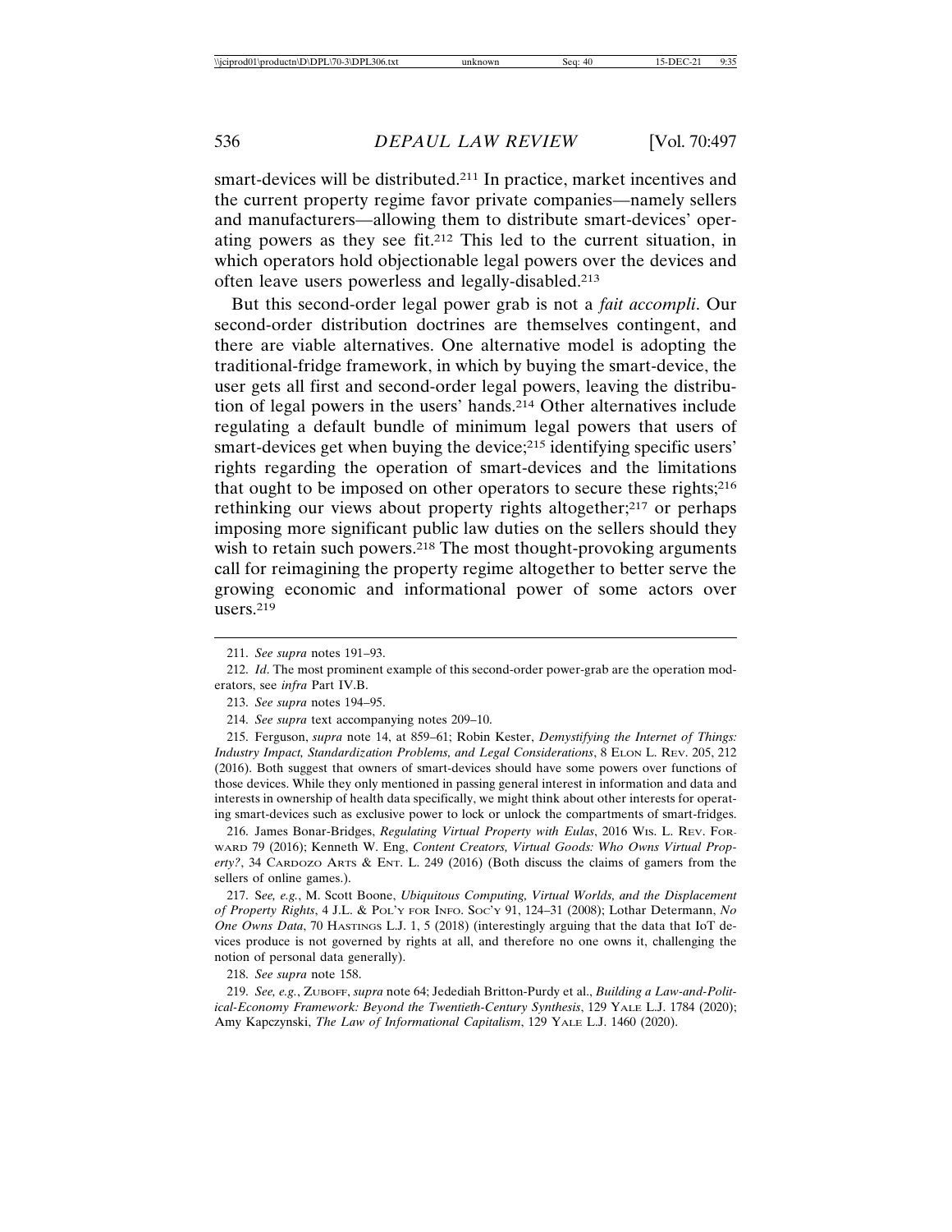smart-devices will be distributed.[211] In practice, market incentives and the current property regime favor private companies—namely sellers and manufacturers—allowing them to distribute smart-devices' operating powers as they see fit.[212] This led to the current situation, in which operators hold objectionable legal powers over the devices and often leave users powerless and legally-disabled.[213]

But this second-order legal power grab is not a *fait accompli*. Our second-order distribution doctrines are themselves contingent, and there are viable alternatives. One alternative model is adopting the traditional-fridge framework, in which by buying the smart-device, the user gets all first and second-order legal powers, leaving the distribution of legal powers in the users' hands.[214] Other alternatives include regulating a default bundle of minimum legal powers that users of smart-devices get when buying the device;[215] identifying specific users' rights regarding the operation of smart-devices and the limitations that ought to be imposed on other operators to secure these rights;[216] rethinking our views about property rights altogether;[217] or perhaps imposing more significant public law duties on the sellers should they wish to retain such powers.[218] The most thought-provoking arguments call for reimagining the property regime altogether to better serve the growing economic and informational power of some actors over users.[219]

---

211. *See supra* notes 191–93.

212. *Id*. The most prominent example of this second-order power-grab are the operation moderators, see *infra* Part IV.B.

213. *See supra* notes 194–95.

214. *See supra* text accompanying notes 209–10.

215. Ferguson, *supra* note 14, at 859–61; Robin Kester, *Demystifying the Internet of Things: Industry Impact, Standardization Problems, and Legal Considerations*, 8 ELON L. REV. 205, 212 (2016). Both suggest that owners of smart-devices should have some powers over functions of those devices. While they only mentioned in passing general interest in information and data and interests in ownership of health data specifically, we might think about other interests for operating smart-devices such as exclusive power to lock or unlock the compartments of smart-fridges.

216. James Bonar-Bridges, *Regulating Virtual Property with Eulas*, 2016 WIS. L. REV. FORWARD 79 (2016); Kenneth W. Eng, *Content Creators, Virtual Goods: Who Owns Virtual Property?*, 34 CARDOZO ARTS & ENT. L. 249 (2016) (Both discuss the claims of gamers from the sellers of online games.).

217. S*ee, e.g.*, M. Scott Boone, *Ubiquitous Computing, Virtual Worlds, and the Displacement of Property Rights*, 4 J.L. & POL'Y FOR INFO. SOC'Y 91, 124–31 (2008); Lothar Determann, *No One Owns Data*, 70 HASTINGS L.J. 1, 5 (2018) (interestingly arguing that the data that IoT devices produce is not governed by rights at all, and therefore no one owns it, challenging the notion of personal data generally).

218. *See supra* note 158.

219. *See, e.g.*, ZUBOFF, *supra* note 64; Jedediah Britton-Purdy et al., *Building a Law-and-Political-Economy Framework: Beyond the Twentieth-Century Synthesis*, 129 YALE L.J. 1784 (2020); Amy Kapczynski, *The Law of Informational Capitalism*, 129 YALE L.J. 1460 (2020).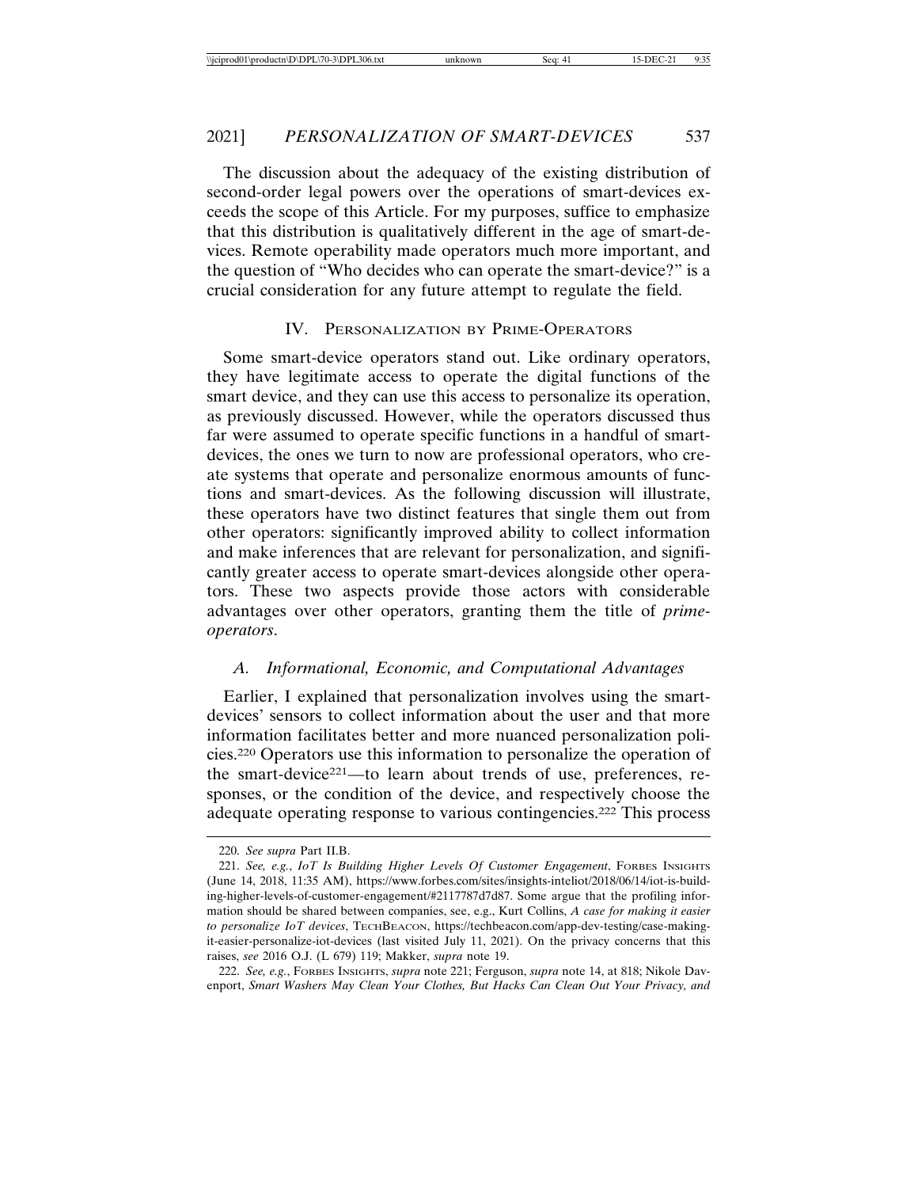The discussion about the adequacy of the existing distribution of second-order legal powers over the operations of smart-devices exceeds the scope of this Article. For my purposes, suffice to emphasize that this distribution is qualitatively different in the age of smart-devices. Remote operability made operators much more important, and the question of "Who decides who can operate the smart-device?" is a crucial consideration for any future attempt to regulate the field.

## IV. Personalization by Prime-Operators

Some smart-device operators stand out. Like ordinary operators, they have legitimate access to operate the digital functions of the smart device, and they can use this access to personalize its operation, as previously discussed. However, while the operators discussed thus far were assumed to operate specific functions in a handful of smart-devices, the ones we turn to now are professional operators, who create systems that operate and personalize enormous amounts of functions and smart-devices. As the following discussion will illustrate, these operators have two distinct features that single them out from other operators: significantly improved ability to collect information and make inferences that are relevant for personalization, and significantly greater access to operate smart-devices alongside other operators. These two aspects provide those actors with considerable advantages over other operators, granting them the title of *prime-operators*.

### A. Informational, Economic, and Computational Advantages

Earlier, I explained that personalization involves using the smart-devices' sensors to collect information about the user and that more information facilitates better and more nuanced personalization policies.[220] Operators use this information to personalize the operation of the smart-device[221]—to learn about trends of use, preferences, responses, or the condition of the device, and respectively choose the adequate operating response to various contingencies.[222] This process

---

220. *See supra* Part II.B.

221. *See, e.g.*, *IoT Is Building Higher Levels Of Customer Engagement*, Forbes Insights (June 14, 2018, 11:35 AM), https://www.forbes.com/sites/insights-inteliot/2018/06/14/iot-is-building-higher-levels-of-customer-engagement/#2117787d7d87. Some argue that the profiling information should be shared between companies, see, e.g., Kurt Collins, *A case for making it easier to personalize IoT devices*, TechBeacon, https://techbeacon.com/app-dev-testing/case-making-it-easier-personalize-iot-devices (last visited July 11, 2021). On the privacy concerns that this raises, *see* 2016 O.J. (L 679) 119; Makker, *supra* note 19.

222. *See, e.g.*, Forbes Insights, *supra* note 221; Ferguson, *supra* note 14, at 818; Nikole Davenport, *Smart Washers May Clean Your Clothes, But Hacks Can Clean Out Your Privacy, and*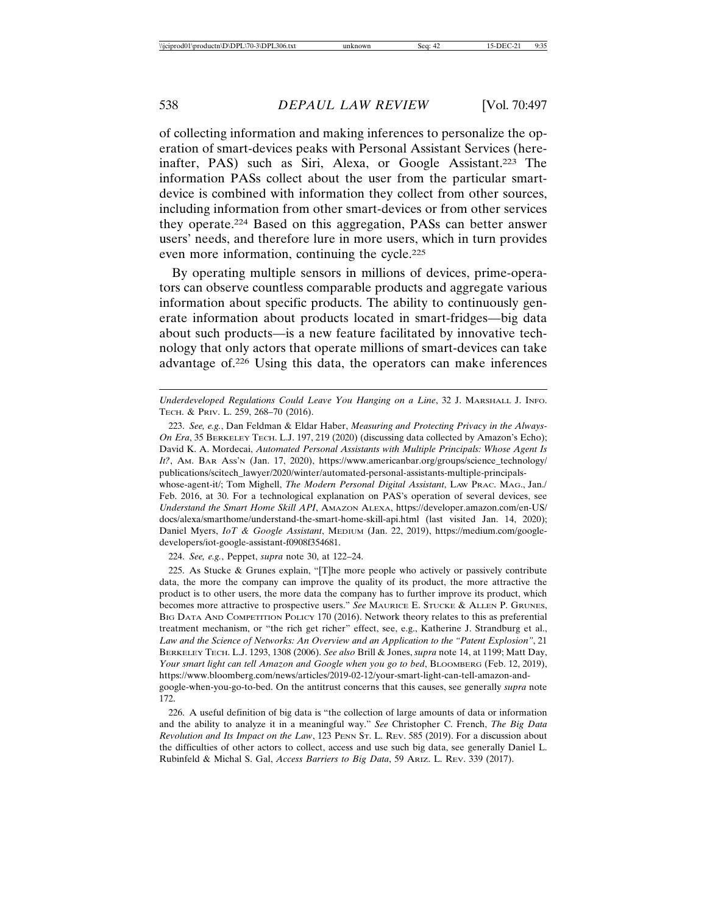of collecting information and making inferences to personalize the operation of smart-devices peaks with Personal Assistant Services (hereinafter, PAS) such as Siri, Alexa, or Google Assistant.[223] The information PASs collect about the user from the particular smart-device is combined with information they collect from other sources, including information from other smart-devices or from other services they operate.[224] Based on this aggregation, PASs can better answer users' needs, and therefore lure in more users, which in turn provides even more information, continuing the cycle.[225]

By operating multiple sensors in millions of devices, prime-operators can observe countless comparable products and aggregate various information about specific products. The ability to continuously generate information about products located in smart-fridges—big data about such products—is a new feature facilitated by innovative technology that only actors that operate millions of smart-devices can take advantage of.[226] Using this data, the operators can make inferences

---

*Underdeveloped Regulations Could Leave You Hanging on a Line*, 32 J. Marshall J. Info. Tech. & Priv. L. 259, 268–70 (2016).

223. *See, e.g.*, Dan Feldman & Eldar Haber, *Measuring and Protecting Privacy in the Always-On Era*, 35 Berkeley Tech. L.J. 197, 219 (2020) (discussing data collected by Amazon's Echo); David K. A. Mordecai, *Automated Personal Assistants with Multiple Principals: Whose Agent Is It?*, Am. Bar Ass'n (Jan. 17, 2020), https://www.americanbar.org/groups/science_technology/publications/scitech_lawyer/2020/winter/automated-personal-assistants-multiple-principals-whose-agent-it/; Tom Mighell, *The Modern Personal Digital Assistant*, Law Prac. Mag., Jan./Feb. 2016, at 30. For a technological explanation on PAS's operation of several devices, see *Understand the Smart Home Skill API*, Amazon Alexa, https://developer.amazon.com/en-US/docs/alexa/smarthome/understand-the-smart-home-skill-api.html (last visited Jan. 14, 2020); Daniel Myers, *IoT & Google Assistant*, Medium (Jan. 22, 2019), https://medium.com/google-developers/iot-google-assistant-f0908f354681.

224. *See, e.g.*, Peppet, *supra* note 30, at 122–24.

225. As Stucke & Grunes explain, "[T]he more people who actively or passively contribute data, the more the company can improve the quality of its product, the more attractive the product is to other users, the more data the company has to further improve its product, which becomes more attractive to prospective users." *See* Maurice E. Stucke & Allen P. Grunes, Big Data And Competition Policy 170 (2016). Network theory relates to this as preferential treatment mechanism, or "the rich get richer" effect, see, e.g., Katherine J. Strandburg et al., *Law and the Science of Networks: An Overview and an Application to the "Patent Explosion"*, 21 Berkeley Tech. L.J. 1293, 1308 (2006). *See also* Brill & Jones, *supra* note 14, at 1199; Matt Day, *Your smart light can tell Amazon and Google when you go to bed*, Bloomberg (Feb. 12, 2019), https://www.bloomberg.com/news/articles/2019-02-12/your-smart-light-can-tell-amazon-and-google-when-you-go-to-bed. On the antitrust concerns that this causes, see generally *supra* note 172.

226. A useful definition of big data is "the collection of large amounts of data or information and the ability to analyze it in a meaningful way." *See* Christopher C. French, *The Big Data Revolution and Its Impact on the Law*, 123 Penn St. L. Rev. 585 (2019). For a discussion about the difficulties of other actors to collect, access and use such big data, see generally Daniel L. Rubinfeld & Michal S. Gal, *Access Barriers to Big Data*, 59 Ariz. L. Rev. 339 (2017).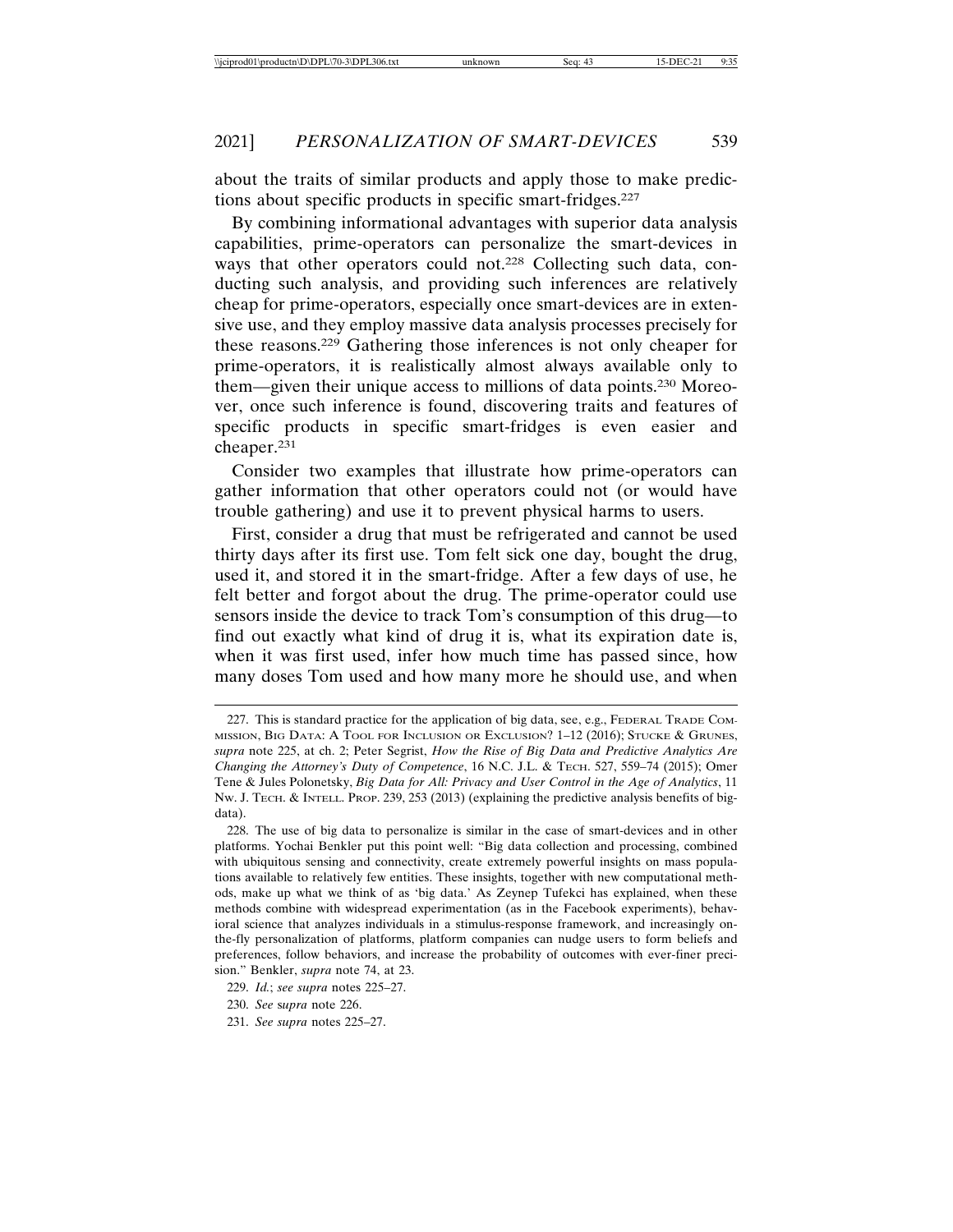about the traits of similar products and apply those to make predictions about specific products in specific smart-fridges.[227]

By combining informational advantages with superior data analysis capabilities, prime-operators can personalize the smart-devices in ways that other operators could not.[228] Collecting such data, conducting such analysis, and providing such inferences are relatively cheap for prime-operators, especially once smart-devices are in extensive use, and they employ massive data analysis processes precisely for these reasons.[229] Gathering those inferences is not only cheaper for prime-operators, it is realistically almost always available only to them—given their unique access to millions of data points.[230] Moreover, once such inference is found, discovering traits and features of specific products in specific smart-fridges is even easier and cheaper.[231]

Consider two examples that illustrate how prime-operators can gather information that other operators could not (or would have trouble gathering) and use it to prevent physical harms to users.

First, consider a drug that must be refrigerated and cannot be used thirty days after its first use. Tom felt sick one day, bought the drug, used it, and stored it in the smart-fridge. After a few days of use, he felt better and forgot about the drug. The prime-operator could use sensors inside the device to track Tom's consumption of this drug—to find out exactly what kind of drug it is, what its expiration date is, when it was first used, infer how much time has passed since, how many doses Tom used and how many more he should use, and when

---

227. This is standard practice for the application of big data, see, e.g., FEDERAL TRADE COMMISSION, BIG DATA: A TOOL FOR INCLUSION OR EXCLUSION? 1–12 (2016); STUCKE & GRUNES, *supra* note 225, at ch. 2; Peter Segrist, *How the Rise of Big Data and Predictive Analytics Are Changing the Attorney's Duty of Competence*, 16 N.C. J.L. & TECH. 527, 559–74 (2015); Omer Tene & Jules Polonetsky, *Big Data for All: Privacy and User Control in the Age of Analytics*, 11 NW. J. TECH. & INTELL. PROP. 239, 253 (2013) (explaining the predictive analysis benefits of big-data).

228. The use of big data to personalize is similar in the case of smart-devices and in other platforms. Yochai Benkler put this point well: "Big data collection and processing, combined with ubiquitous sensing and connectivity, create extremely powerful insights on mass populations available to relatively few entities. These insights, together with new computational methods, make up what we think of as 'big data.' As Zeynep Tufekci has explained, when these methods combine with widespread experimentation (as in the Facebook experiments), behavioral science that analyzes individuals in a stimulus-response framework, and increasingly on-the-fly personalization of platforms, platform companies can nudge users to form beliefs and preferences, follow behaviors, and increase the probability of outcomes with ever-finer precision." Benkler, *supra* note 74, at 23.

229. *Id.*; *see supra* notes 225–27.

230. *See* s*upra* note 226.

231. *See supra* notes 225–27.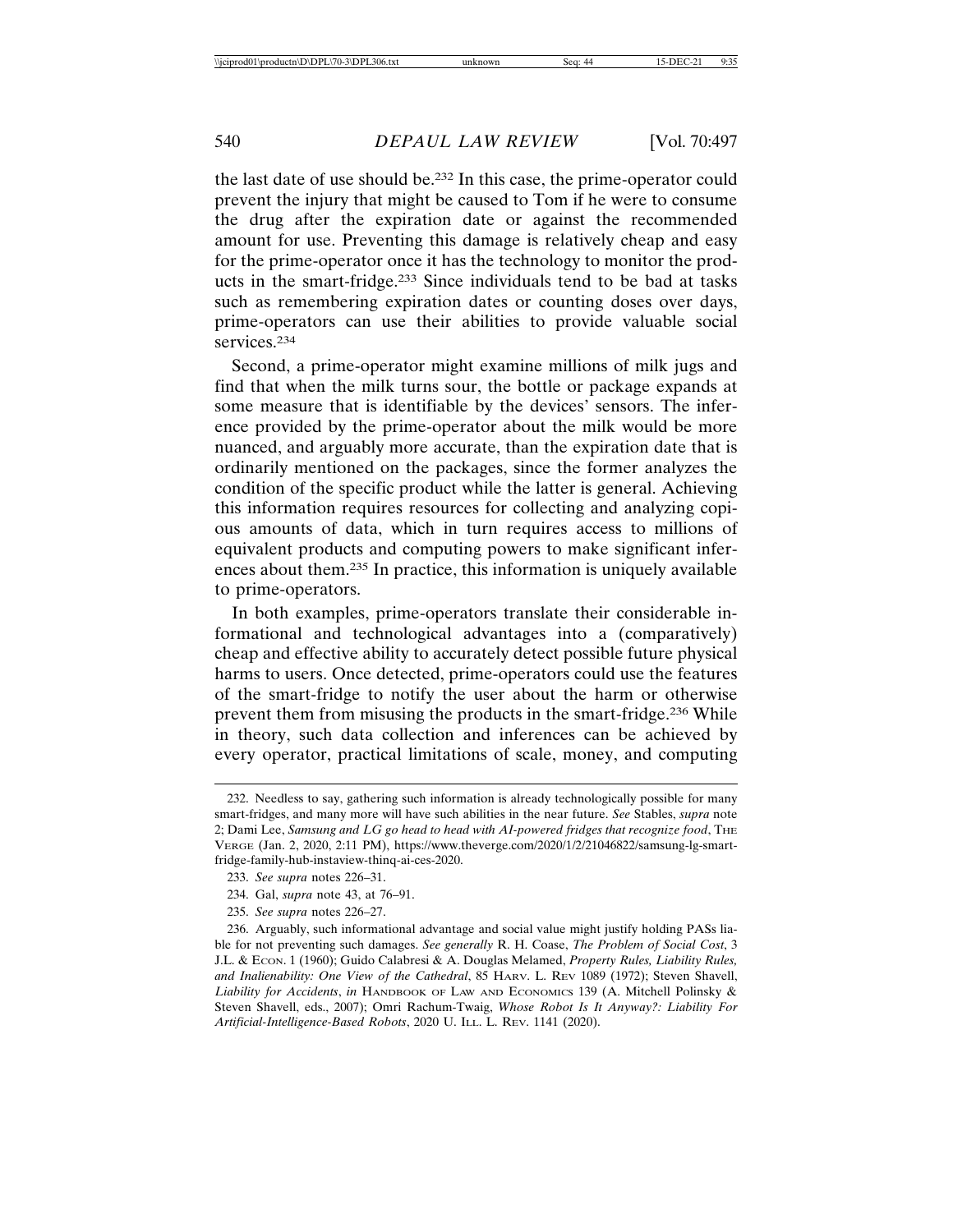the last date of use should be.[232] In this case, the prime-operator could prevent the injury that might be caused to Tom if he were to consume the drug after the expiration date or against the recommended amount for use. Preventing this damage is relatively cheap and easy for the prime-operator once it has the technology to monitor the products in the smart-fridge.[233] Since individuals tend to be bad at tasks such as remembering expiration dates or counting doses over days, prime-operators can use their abilities to provide valuable social services.[234]

Second, a prime-operator might examine millions of milk jugs and find that when the milk turns sour, the bottle or package expands at some measure that is identifiable by the devices' sensors. The inference provided by the prime-operator about the milk would be more nuanced, and arguably more accurate, than the expiration date that is ordinarily mentioned on the packages, since the former analyzes the condition of the specific product while the latter is general. Achieving this information requires resources for collecting and analyzing copious amounts of data, which in turn requires access to millions of equivalent products and computing powers to make significant inferences about them.[235] In practice, this information is uniquely available to prime-operators.

In both examples, prime-operators translate their considerable informational and technological advantages into a (comparatively) cheap and effective ability to accurately detect possible future physical harms to users. Once detected, prime-operators could use the features of the smart-fridge to notify the user about the harm or otherwise prevent them from misusing the products in the smart-fridge.[236] While in theory, such data collection and inferences can be achieved by every operator, practical limitations of scale, money, and computing

---

232. Needless to say, gathering such information is already technologically possible for many smart-fridges, and many more will have such abilities in the near future. *See* Stables, *supra* note 2; Dami Lee, *Samsung and LG go head to head with AI-powered fridges that recognize food*, THE VERGE (Jan. 2, 2020, 2:11 PM), https://www.theverge.com/2020/1/2/21046822/samsung-lg-smart-fridge-family-hub-instaview-thinq-ai-ces-2020.

233. *See supra* notes 226–31.

234. Gal, *supra* note 43, at 76–91.

235. *See supra* notes 226–27.

236. Arguably, such informational advantage and social value might justify holding PASs liable for not preventing such damages. *See generally* R. H. Coase, *The Problem of Social Cost*, 3 J.L. & ECON. 1 (1960); Guido Calabresi & A. Douglas Melamed, *Property Rules, Liability Rules, and Inalienability: One View of the Cathedral*, 85 HARV. L. REV 1089 (1972); Steven Shavell, *Liability for Accidents*, *in* HANDBOOK OF LAW AND ECONOMICS 139 (A. Mitchell Polinsky & Steven Shavell, eds., 2007); Omri Rachum-Twaig, *Whose Robot Is It Anyway?: Liability For Artificial-Intelligence-Based Robots*, 2020 U. ILL. L. REV. 1141 (2020).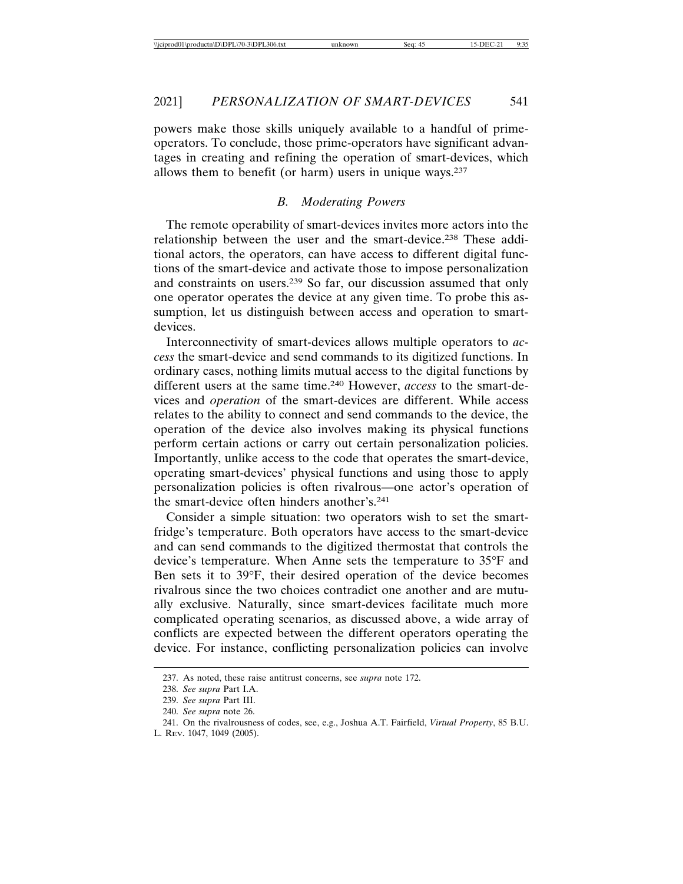powers make those skills uniquely available to a handful of prime-operators. To conclude, those prime-operators have significant advantages in creating and refining the operation of smart-devices, which allows them to benefit (or harm) users in unique ways.[237]

### *B. Moderating Powers*

The remote operability of smart-devices invites more actors into the relationship between the user and the smart-device.[238] These additional actors, the operators, can have access to different digital functions of the smart-device and activate those to impose personalization and constraints on users.[239] So far, our discussion assumed that only one operator operates the device at any given time. To probe this assumption, let us distinguish between access and operation to smart-devices.

Interconnectivity of smart-devices allows multiple operators to *access* the smart-device and send commands to its digitized functions. In ordinary cases, nothing limits mutual access to the digital functions by different users at the same time.[240] However, *access* to the smart-devices and *operation* of the smart-devices are different. While access relates to the ability to connect and send commands to the device, the operation of the device also involves making its physical functions perform certain actions or carry out certain personalization policies. Importantly, unlike access to the code that operates the smart-device, operating smart-devices' physical functions and using those to apply personalization policies is often rivalrous—one actor's operation of the smart-device often hinders another's.[241]

Consider a simple situation: two operators wish to set the smart-fridge's temperature. Both operators have access to the smart-device and can send commands to the digitized thermostat that controls the device's temperature. When Anne sets the temperature to 35°F and Ben sets it to 39°F, their desired operation of the device becomes rivalrous since the two choices contradict one another and are mutually exclusive. Naturally, since smart-devices facilitate much more complicated operating scenarios, as discussed above, a wide array of conflicts are expected between the different operators operating the device. For instance, conflicting personalization policies can involve

---

237. As noted, these raise antitrust concerns, see *supra* note 172.

238. *See supra* Part I.A.

239. *See supra* Part III.

240. *See supra* note 26.

241. On the rivalrousness of codes, see, e.g., Joshua A.T. Fairfield, *Virtual Property*, 85 B.U. L. REV. 1047, 1049 (2005).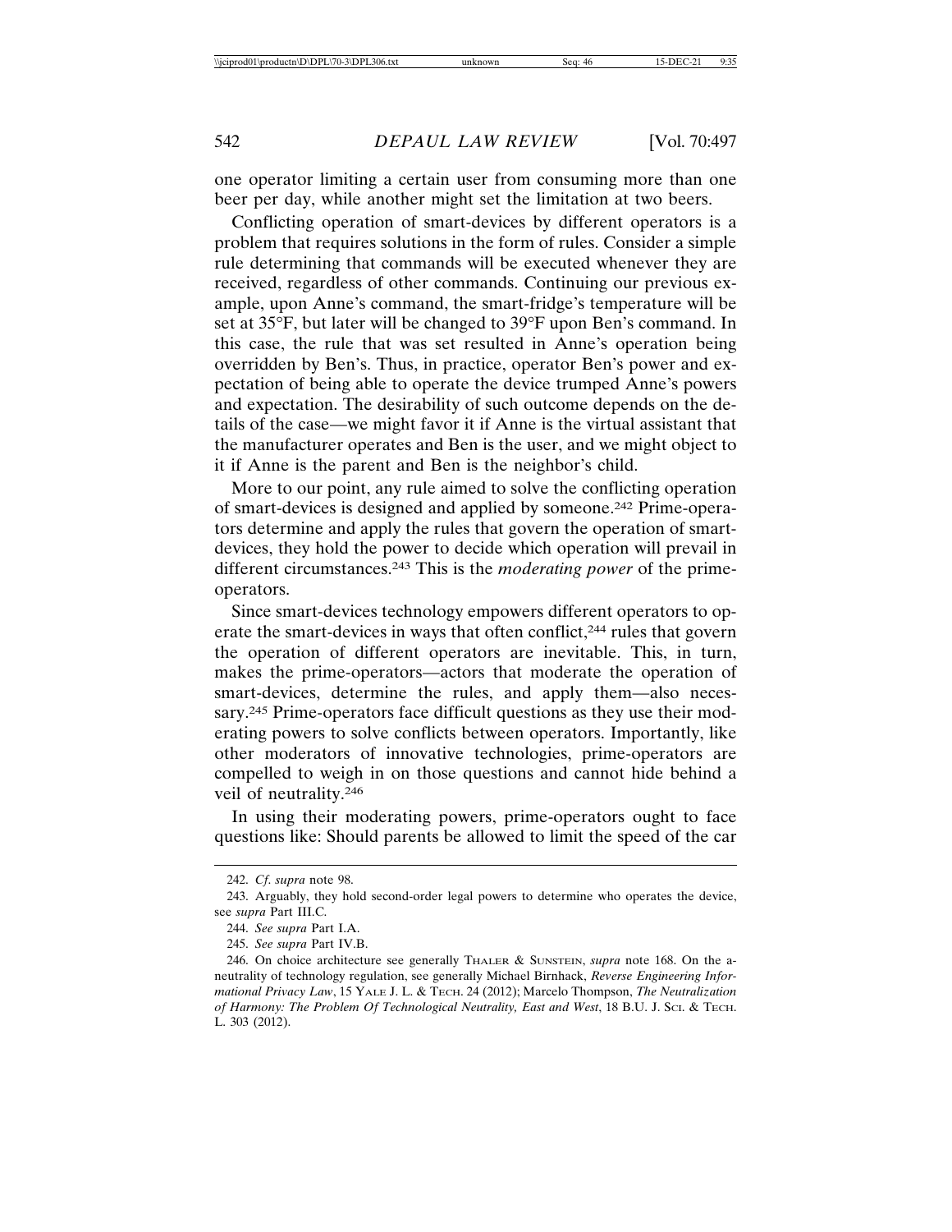one operator limiting a certain user from consuming more than one beer per day, while another might set the limitation at two beers.

Conflicting operation of smart-devices by different operators is a problem that requires solutions in the form of rules. Consider a simple rule determining that commands will be executed whenever they are received, regardless of other commands. Continuing our previous example, upon Anne's command, the smart-fridge's temperature will be set at 35°F, but later will be changed to 39°F upon Ben's command. In this case, the rule that was set resulted in Anne's operation being overridden by Ben's. Thus, in practice, operator Ben's power and expectation of being able to operate the device trumped Anne's powers and expectation. The desirability of such outcome depends on the details of the case—we might favor it if Anne is the virtual assistant that the manufacturer operates and Ben is the user, and we might object to it if Anne is the parent and Ben is the neighbor's child.

More to our point, any rule aimed to solve the conflicting operation of smart-devices is designed and applied by someone.[242] Prime-operators determine and apply the rules that govern the operation of smart-devices, they hold the power to decide which operation will prevail in different circumstances.[243] This is the *moderating power* of the prime-operators.

Since smart-devices technology empowers different operators to operate the smart-devices in ways that often conflict,[244] rules that govern the operation of different operators are inevitable. This, in turn, makes the prime-operators—actors that moderate the operation of smart-devices, determine the rules, and apply them—also necessary.[245] Prime-operators face difficult questions as they use their moderating powers to solve conflicts between operators. Importantly, like other moderators of innovative technologies, prime-operators are compelled to weigh in on those questions and cannot hide behind a veil of neutrality.[246]

In using their moderating powers, prime-operators ought to face questions like: Should parents be allowed to limit the speed of the car

---

242. *Cf. supra* note 98.

243. Arguably, they hold second-order legal powers to determine who operates the device, see *supra* Part III.C.

244. *See supra* Part I.A.

245. *See supra* Part IV.B.

246. On choice architecture see generally THALER & SUNSTEIN, *supra* note 168. On the a-neutrality of technology regulation, see generally Michael Birnhack, *Reverse Engineering Informational Privacy Law*, 15 YALE J. L. & TECH. 24 (2012); Marcelo Thompson, *The Neutralization of Harmony: The Problem Of Technological Neutrality, East and West*, 18 B.U. J. SCI. & TECH. L. 303 (2012).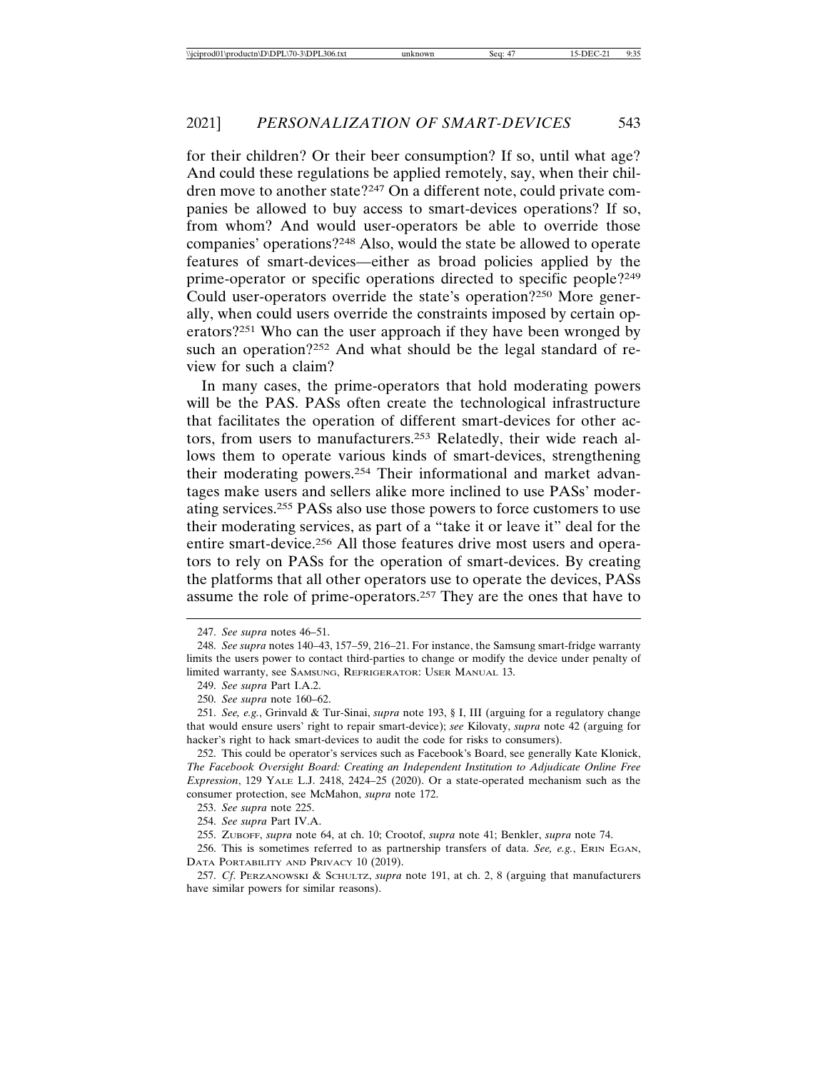for their children? Or their beer consumption? If so, until what age? And could these regulations be applied remotely, say, when their children move to another state?[247] On a different note, could private companies be allowed to buy access to smart-devices operations? If so, from whom? And would user-operators be able to override those companies' operations?[248] Also, would the state be allowed to operate features of smart-devices—either as broad policies applied by the prime-operator or specific operations directed to specific people?[249] Could user-operators override the state's operation?[250] More generally, when could users override the constraints imposed by certain operators?[251] Who can the user approach if they have been wronged by such an operation?[252] And what should be the legal standard of review for such a claim?

In many cases, the prime-operators that hold moderating powers will be the PAS. PASs often create the technological infrastructure that facilitates the operation of different smart-devices for other actors, from users to manufacturers.[253] Relatedly, their wide reach allows them to operate various kinds of smart-devices, strengthening their moderating powers.[254] Their informational and market advantages make users and sellers alike more inclined to use PASs' moderating services.[255] PASs also use those powers to force customers to use their moderating services, as part of a "take it or leave it" deal for the entire smart-device.[256] All those features drive most users and operators to rely on PASs for the operation of smart-devices. By creating the platforms that all other operators use to operate the devices, PASs assume the role of prime-operators.[257] They are the ones that have to

---

247. *See supra* notes 46–51.

248. *See supra* notes 140–43, 157–59, 216–21. For instance, the Samsung smart-fridge warranty limits the users power to contact third-parties to change or modify the device under penalty of limited warranty, see SAMSUNG, REFRIGERATOR: USER MANUAL 13.

249. *See supra* Part I.A.2.

250. *See supra* note 160–62.

251. *See, e.g.*, Grinvald & Tur-Sinai, *supra* note 193, § I, III (arguing for a regulatory change that would ensure users' right to repair smart-device); *see* Kilovaty, *supra* note 42 (arguing for hacker's right to hack smart-devices to audit the code for risks to consumers).

252. This could be operator's services such as Facebook's Board, see generally Kate Klonick, *The Facebook Oversight Board: Creating an Independent Institution to Adjudicate Online Free Expression*, 129 YALE L.J. 2418, 2424–25 (2020). Or a state-operated mechanism such as the consumer protection, see McMahon, *supra* note 172.

253. *See supra* note 225.

254. *See supra* Part IV.A.

255. ZUBOFF, *supra* note 64, at ch. 10; Crootof, *supra* note 41; Benkler, *supra* note 74.

256. This is sometimes referred to as partnership transfers of data. *See, e.g.*, ERIN EGAN, DATA PORTABILITY AND PRIVACY 10 (2019).

257. *Cf.* PERZANOWSKI & SCHULTZ, *supra* note 191, at ch. 2, 8 (arguing that manufacturers have similar powers for similar reasons).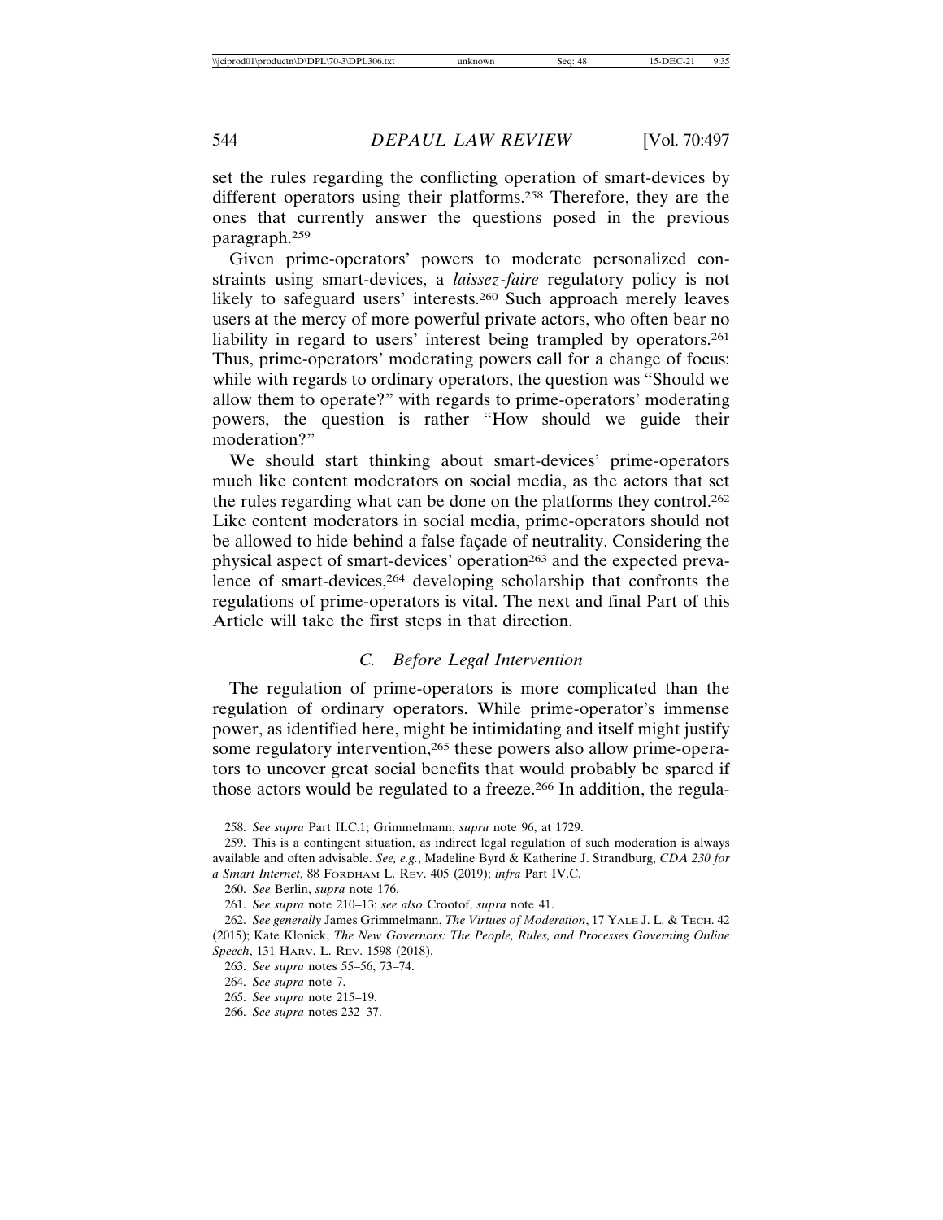set the rules regarding the conflicting operation of smart-devices by different operators using their platforms.[258] Therefore, they are the ones that currently answer the questions posed in the previous paragraph.[259]

Given prime-operators' powers to moderate personalized constraints using smart-devices, a *laissez-faire* regulatory policy is not likely to safeguard users' interests.[260] Such approach merely leaves users at the mercy of more powerful private actors, who often bear no liability in regard to users' interest being trampled by operators.[261] Thus, prime-operators' moderating powers call for a change of focus: while with regards to ordinary operators, the question was "Should we allow them to operate?" with regards to prime-operators' moderating powers, the question is rather "How should we guide their moderation?"

We should start thinking about smart-devices' prime-operators much like content moderators on social media, as the actors that set the rules regarding what can be done on the platforms they control.[262] Like content moderators in social media, prime-operators should not be allowed to hide behind a false façade of neutrality. Considering the physical aspect of smart-devices' operation[263] and the expected prevalence of smart-devices,[264] developing scholarship that confronts the regulations of prime-operators is vital. The next and final Part of this Article will take the first steps in that direction.

### *C. Before Legal Intervention*

The regulation of prime-operators is more complicated than the regulation of ordinary operators. While prime-operator's immense power, as identified here, might be intimidating and itself might justify some regulatory intervention,[265] these powers also allow prime-operators to uncover great social benefits that would probably be spared if those actors would be regulated to a freeze.[266] In addition, the regula-

---

258. *See supra* Part II.C.1; Grimmelmann, *supra* note 96, at 1729.

259. This is a contingent situation, as indirect legal regulation of such moderation is always available and often advisable. *See, e.g.*, Madeline Byrd & Katherine J. Strandburg, *CDA 230 for a Smart Internet*, 88 FORDHAM L. REV. 405 (2019); *infra* Part IV.C.

260. *See* Berlin, *supra* note 176.

261. *See supra* note 210–13; *see also* Crootof, *supra* note 41.

262. *See generally* James Grimmelmann, *The Virtues of Moderation*, 17 YALE J. L. & TECH. 42 (2015); Kate Klonick, *The New Governors: The People, Rules, and Processes Governing Online Speech*, 131 HARV. L. REV. 1598 (2018).

263. *See supra* notes 55–56, 73–74.

264. *See supra* note 7.

265. *See supra* note 215–19.

266. *See supra* notes 232–37.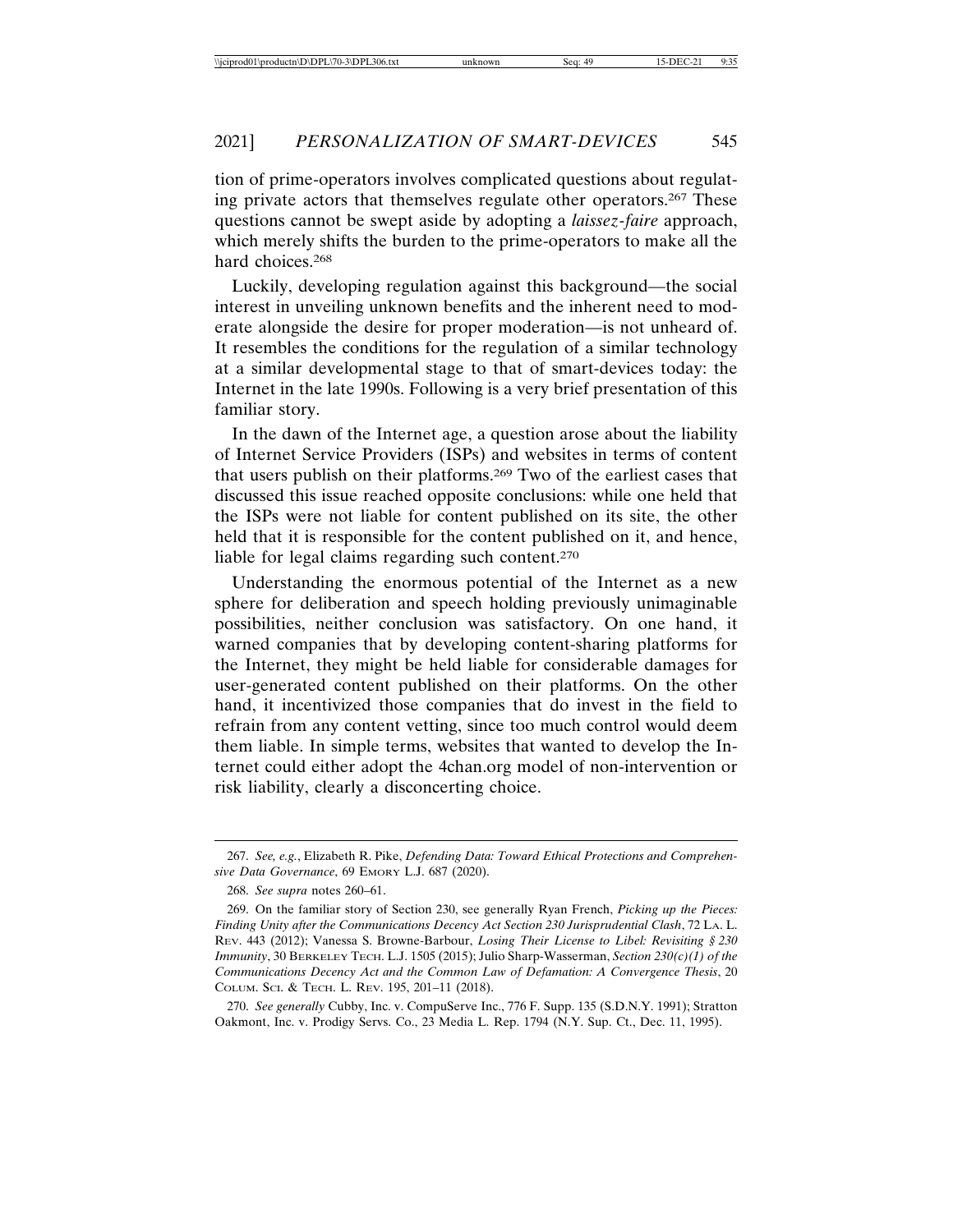tion of prime-operators involves complicated questions about regulating private actors that themselves regulate other operators.[267] These questions cannot be swept aside by adopting a *laissez-faire* approach, which merely shifts the burden to the prime-operators to make all the hard choices.[268]

Luckily, developing regulation against this background—the social interest in unveiling unknown benefits and the inherent need to moderate alongside the desire for proper moderation—is not unheard of. It resembles the conditions for the regulation of a similar technology at a similar developmental stage to that of smart-devices today: the Internet in the late 1990s. Following is a very brief presentation of this familiar story.

In the dawn of the Internet age, a question arose about the liability of Internet Service Providers (ISPs) and websites in terms of content that users publish on their platforms.[269] Two of the earliest cases that discussed this issue reached opposite conclusions: while one held that the ISPs were not liable for content published on its site, the other held that it is responsible for the content published on it, and hence, liable for legal claims regarding such content.[270]

Understanding the enormous potential of the Internet as a new sphere for deliberation and speech holding previously unimaginable possibilities, neither conclusion was satisfactory. On one hand, it warned companies that by developing content-sharing platforms for the Internet, they might be held liable for considerable damages for user-generated content published on their platforms. On the other hand, it incentivized those companies that do invest in the field to refrain from any content vetting, since too much control would deem them liable. In simple terms, websites that wanted to develop the Internet could either adopt the 4chan.org model of non-intervention or risk liability, clearly a disconcerting choice.

---

267. *See, e.g.*, Elizabeth R. Pike, *Defending Data: Toward Ethical Protections and Comprehensive Data Governance*, 69 EMORY L.J. 687 (2020).

268. *See supra* notes 260–61.

269. On the familiar story of Section 230, see generally Ryan French, *Picking up the Pieces: Finding Unity after the Communications Decency Act Section 230 Jurisprudential Clash*, 72 LA. L. REV. 443 (2012); Vanessa S. Browne-Barbour, *Losing Their License to Libel: Revisiting § 230 Immunity*, 30 BERKELEY TECH. L.J. 1505 (2015); Julio Sharp-Wasserman, *Section 230(c)(1) of the Communications Decency Act and the Common Law of Defamation: A Convergence Thesis*, 20 COLUM. SCI. & TECH. L. REV. 195, 201–11 (2018).

270. *See generally* Cubby, Inc. v. CompuServe Inc., 776 F. Supp. 135 (S.D.N.Y. 1991); Stratton Oakmont, Inc. v. Prodigy Servs. Co., 23 Media L. Rep. 1794 (N.Y. Sup. Ct., Dec. 11, 1995).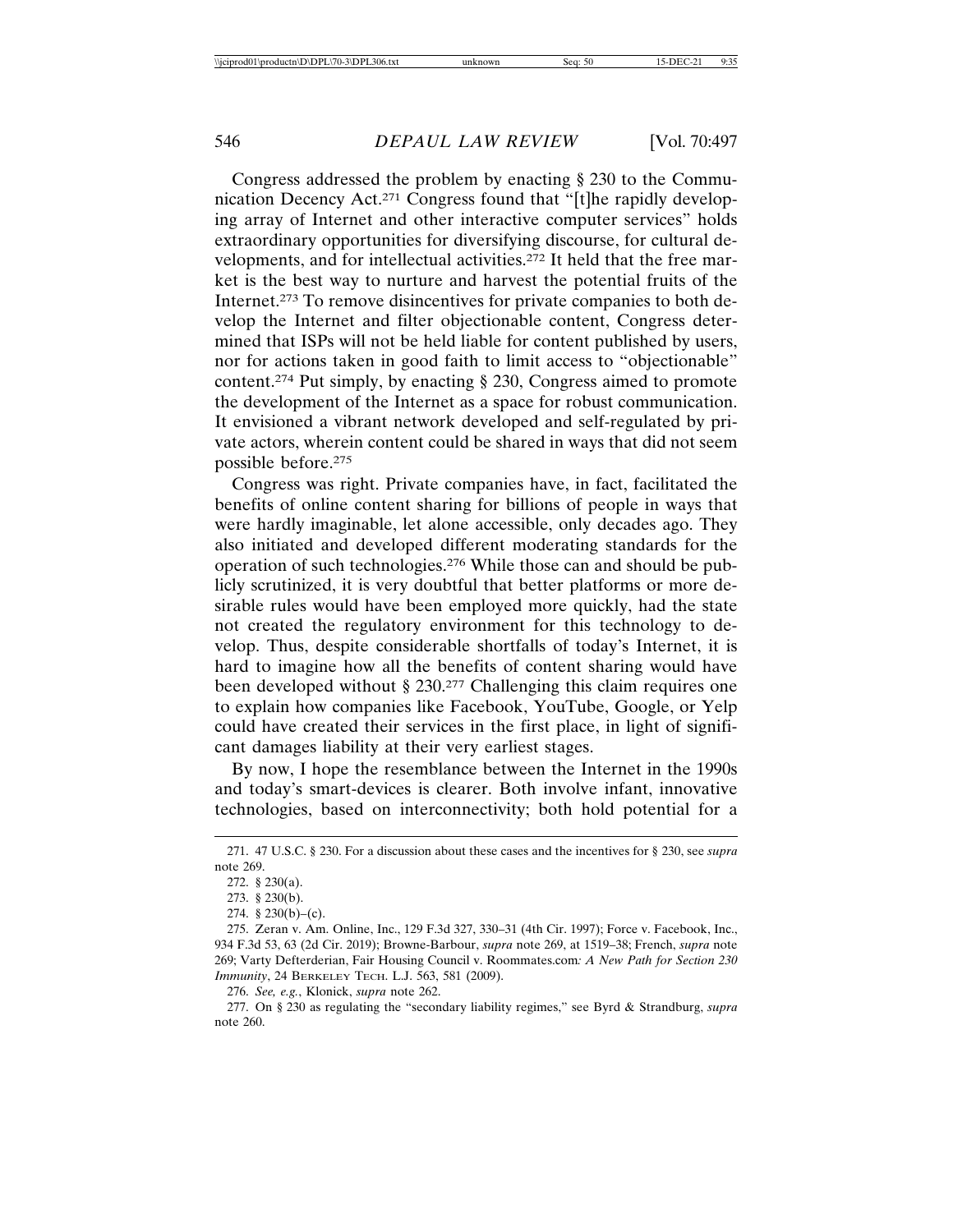Congress addressed the problem by enacting § 230 to the Communication Decency Act.[271] Congress found that "[t]he rapidly developing array of Internet and other interactive computer services" holds extraordinary opportunities for diversifying discourse, for cultural developments, and for intellectual activities.[272] It held that the free market is the best way to nurture and harvest the potential fruits of the Internet.[273] To remove disincentives for private companies to both develop the Internet and filter objectionable content, Congress determined that ISPs will not be held liable for content published by users, nor for actions taken in good faith to limit access to "objectionable" content.[274] Put simply, by enacting § 230, Congress aimed to promote the development of the Internet as a space for robust communication. It envisioned a vibrant network developed and self-regulated by private actors, wherein content could be shared in ways that did not seem possible before.[275]

Congress was right. Private companies have, in fact, facilitated the benefits of online content sharing for billions of people in ways that were hardly imaginable, let alone accessible, only decades ago. They also initiated and developed different moderating standards for the operation of such technologies.[276] While those can and should be publicly scrutinized, it is very doubtful that better platforms or more desirable rules would have been employed more quickly, had the state not created the regulatory environment for this technology to develop. Thus, despite considerable shortfalls of today's Internet, it is hard to imagine how all the benefits of content sharing would have been developed without § 230.[277] Challenging this claim requires one to explain how companies like Facebook, YouTube, Google, or Yelp could have created their services in the first place, in light of significant damages liability at their very earliest stages.

By now, I hope the resemblance between the Internet in the 1990s and today's smart-devices is clearer. Both involve infant, innovative technologies, based on interconnectivity; both hold potential for a

---

271. 47 U.S.C. § 230. For a discussion about these cases and the incentives for § 230, see *supra* note 269.

272. § 230(a).

273. § 230(b).

274. § 230(b)–(c).

275. Zeran v. Am. Online, Inc., 129 F.3d 327, 330–31 (4th Cir. 1997); Force v. Facebook, Inc., 934 F.3d 53, 63 (2d Cir. 2019); Browne-Barbour, *supra* note 269, at 1519–38; French, *supra* note 269; Varty Defterderian, *Fair Housing Council v. Roommates.com: A New Path for Section 230 Immunity*, 24 BERKELEY TECH. L.J. 563, 581 (2009).

276. *See, e.g.*, Klonick, *supra* note 262.

277. On § 230 as regulating the "secondary liability regimes," see Byrd & Strandburg, *supra* note 260.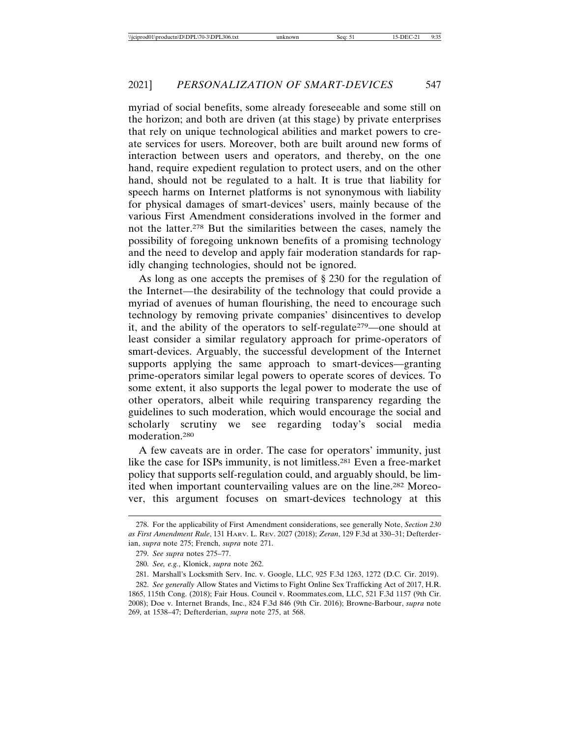myriad of social benefits, some already foreseeable and some still on the horizon; and both are driven (at this stage) by private enterprises that rely on unique technological abilities and market powers to create services for users. Moreover, both are built around new forms of interaction between users and operators, and thereby, on the one hand, require expedient regulation to protect users, and on the other hand, should not be regulated to a halt. It is true that liability for speech harms on Internet platforms is not synonymous with liability for physical damages of smart-devices' users, mainly because of the various First Amendment considerations involved in the former and not the latter.[278] But the similarities between the cases, namely the possibility of foregoing unknown benefits of a promising technology and the need to develop and apply fair moderation standards for rapidly changing technologies, should not be ignored.

As long as one accepts the premises of § 230 for the regulation of the Internet—the desirability of the technology that could provide a myriad of avenues of human flourishing, the need to encourage such technology by removing private companies' disincentives to develop it, and the ability of the operators to self-regulate[279]—one should at least consider a similar regulatory approach for prime-operators of smart-devices. Arguably, the successful development of the Internet supports applying the same approach to smart-devices—granting prime-operators similar legal powers to operate scores of devices. To some extent, it also supports the legal power to moderate the use of other operators, albeit while requiring transparency regarding the guidelines to such moderation, which would encourage the social and scholarly scrutiny we see regarding today's social media moderation.[280]

A few caveats are in order. The case for operators' immunity, just like the case for ISPs immunity, is not limitless.[281] Even a free-market policy that supports self-regulation could, and arguably should, be limited when important countervailing values are on the line.[282] Moreover, this argument focuses on smart-devices technology at this

---

278. For the applicability of First Amendment considerations, see generally Note, *Section 230 as First Amendment Rule*, 131 HARV. L. REV. 2027 (2018); *Zeran*, 129 F.3d at 330–31; Defterderian, *supra* note 275; French, *supra* note 271.

279. *See supra* notes 275–77.

280. *See, e.g.*, Klonick, *supra* note 262.

281. Marshall's Locksmith Serv. Inc. v. Google, LLC, 925 F.3d 1263, 1272 (D.C. Cir. 2019).

282. *See generally* Allow States and Victims to Fight Online Sex Trafficking Act of 2017, H.R. 1865, 115th Cong. (2018); Fair Hous. Council v. Roommates.com, LLC, 521 F.3d 1157 (9th Cir. 2008); Doe v. Internet Brands, Inc., 824 F.3d 846 (9th Cir. 2016); Browne-Barbour, *supra* note 269, at 1538–47; Defterderian, *supra* note 275, at 568.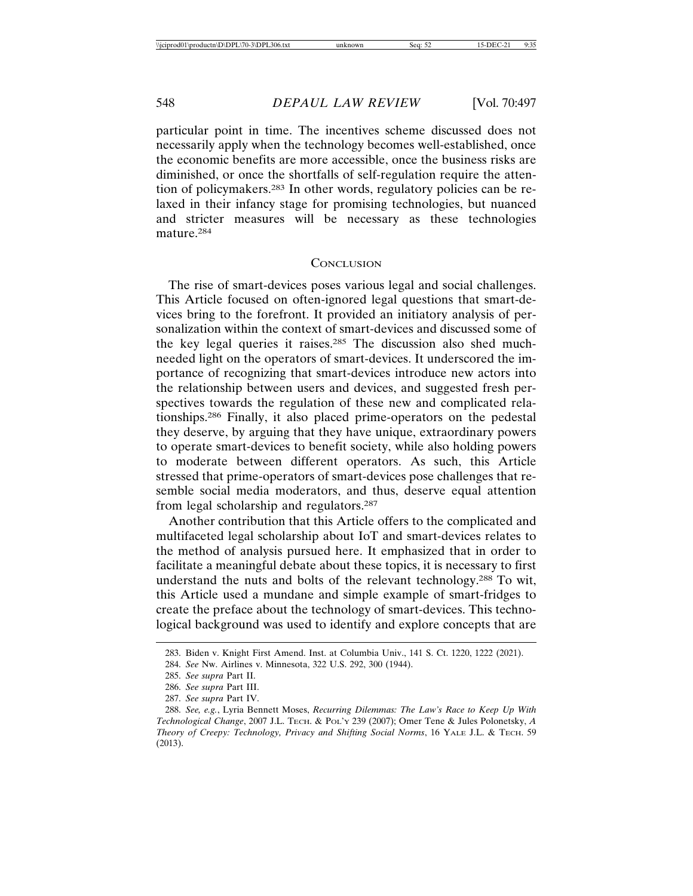particular point in time. The incentives scheme discussed does not necessarily apply when the technology becomes well-established, once the economic benefits are more accessible, once the business risks are diminished, or once the shortfalls of self-regulation require the attention of policymakers.[283] In other words, regulatory policies can be relaxed in their infancy stage for promising technologies, but nuanced and stricter measures will be necessary as these technologies mature.[284]

## CONCLUSION

The rise of smart-devices poses various legal and social challenges. This Article focused on often-ignored legal questions that smart-devices bring to the forefront. It provided an initiatory analysis of personalization within the context of smart-devices and discussed some of the key legal queries it raises.[285] The discussion also shed much-needed light on the operators of smart-devices. It underscored the importance of recognizing that smart-devices introduce new actors into the relationship between users and devices, and suggested fresh perspectives towards the regulation of these new and complicated relationships.[286] Finally, it also placed prime-operators on the pedestal they deserve, by arguing that they have unique, extraordinary powers to operate smart-devices to benefit society, while also holding powers to moderate between different operators. As such, this Article stressed that prime-operators of smart-devices pose challenges that resemble social media moderators, and thus, deserve equal attention from legal scholarship and regulators.[287]

Another contribution that this Article offers to the complicated and multifaceted legal scholarship about IoT and smart-devices relates to the method of analysis pursued here. It emphasized that in order to facilitate a meaningful debate about these topics, it is necessary to first understand the nuts and bolts of the relevant technology.[288] To wit, this Article used a mundane and simple example of smart-fridges to create the preface about the technology of smart-devices. This technological background was used to identify and explore concepts that are

---

283. Biden v. Knight First Amend. Inst. at Columbia Univ., 141 S. Ct. 1220, 1222 (2021).

284. *See* Nw. Airlines v. Minnesota, 322 U.S. 292, 300 (1944).

285. *See supra* Part II.

286. *See supra* Part III.

287. *See supra* Part IV.

288. *See, e.g.*, Lyria Bennett Moses, *Recurring Dilemmas: The Law's Race to Keep Up With Technological Change*, 2007 J.L. TECH. & POL'Y 239 (2007); Omer Tene & Jules Polonetsky, *A Theory of Creepy: Technology, Privacy and Shifting Social Norms*, 16 YALE J.L. & TECH. 59 (2013).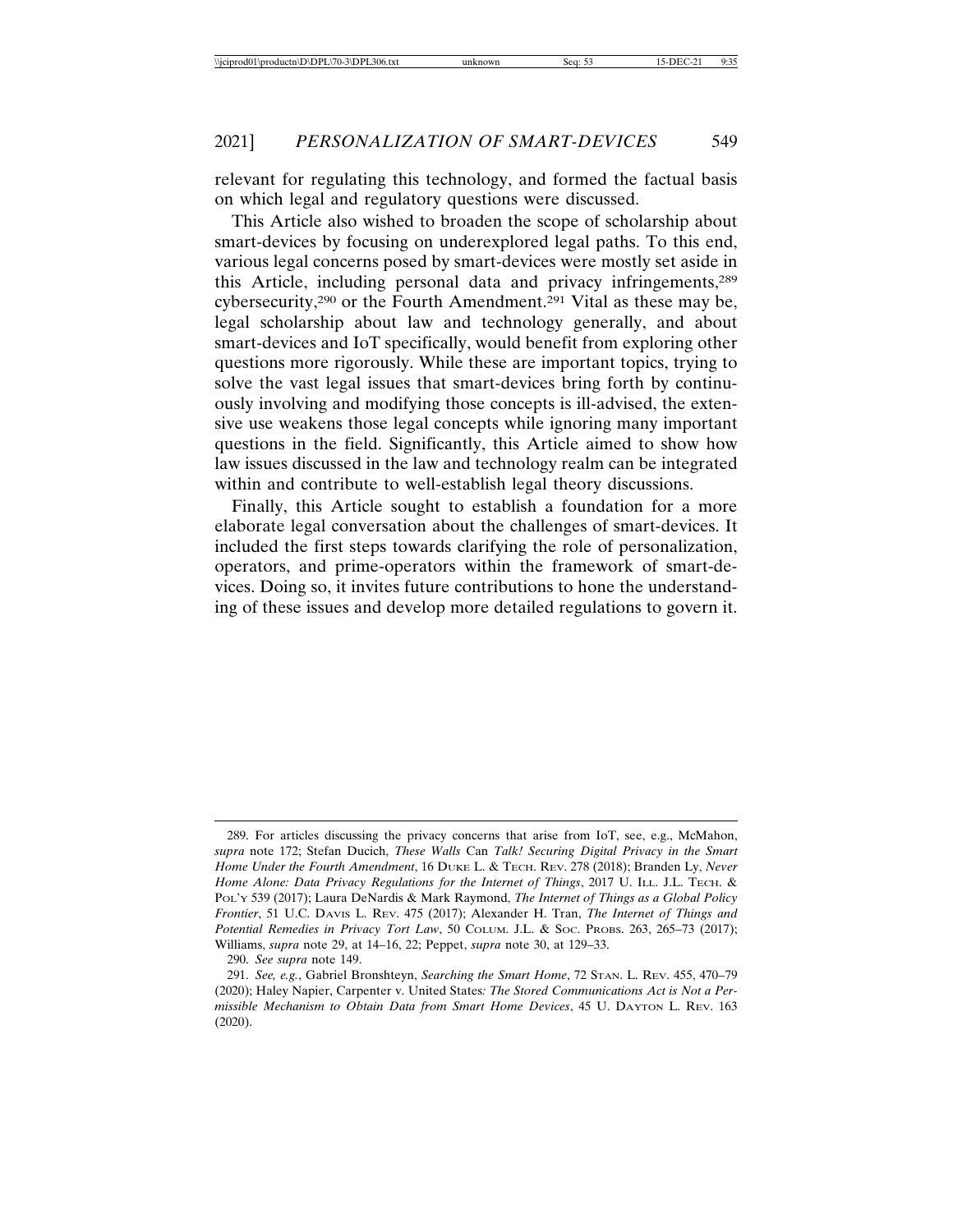relevant for regulating this technology, and formed the factual basis on which legal and regulatory questions were discussed.

This Article also wished to broaden the scope of scholarship about smart-devices by focusing on underexplored legal paths. To this end, various legal concerns posed by smart-devices were mostly set aside in this Article, including personal data and privacy infringements,[289] cybersecurity,[290] or the Fourth Amendment.[291] Vital as these may be, legal scholarship about law and technology generally, and about smart-devices and IoT specifically, would benefit from exploring other questions more rigorously. While these are important topics, trying to solve the vast legal issues that smart-devices bring forth by continuously involving and modifying those concepts is ill-advised, the extensive use weakens those legal concepts while ignoring many important questions in the field. Significantly, this Article aimed to show how law issues discussed in the law and technology realm can be integrated within and contribute to well-establish legal theory discussions.

Finally, this Article sought to establish a foundation for a more elaborate legal conversation about the challenges of smart-devices. It included the first steps towards clarifying the role of personalization, operators, and prime-operators within the framework of smart-devices. Doing so, it invites future contributions to hone the understanding of these issues and develop more detailed regulations to govern it.

---

289. For articles discussing the privacy concerns that arise from IoT, see, e.g., McMahon, *supra* note 172; Stefan Ducich, *These Walls* Can *Talk! Securing Digital Privacy in the Smart Home Under the Fourth Amendment*, 16 DUKE L. & TECH. REV. 278 (2018); Branden Ly, *Never Home Alone: Data Privacy Regulations for the Internet of Things*, 2017 U. ILL. J.L. TECH. & POL'Y 539 (2017); Laura DeNardis & Mark Raymond, *The Internet of Things as a Global Policy Frontier*, 51 U.C. DAVIS L. REV. 475 (2017); Alexander H. Tran, *The Internet of Things and Potential Remedies in Privacy Tort Law*, 50 COLUM. J.L. & SOC. PROBS. 263, 265–73 (2017); Williams, *supra* note 29, at 14–16, 22; Peppet, *supra* note 30, at 129–33.

290. *See supra* note 149.

291. *See, e.g.*, Gabriel Bronshteyn, *Searching the Smart Home*, 72 STAN. L. REV. 455, 470–79 (2020); Haley Napier, Carpenter v. United States*: The Stored Communications Act is Not a Permissible Mechanism to Obtain Data from Smart Home Devices*, 45 U. DAYTON L. REV. 163 (2020).